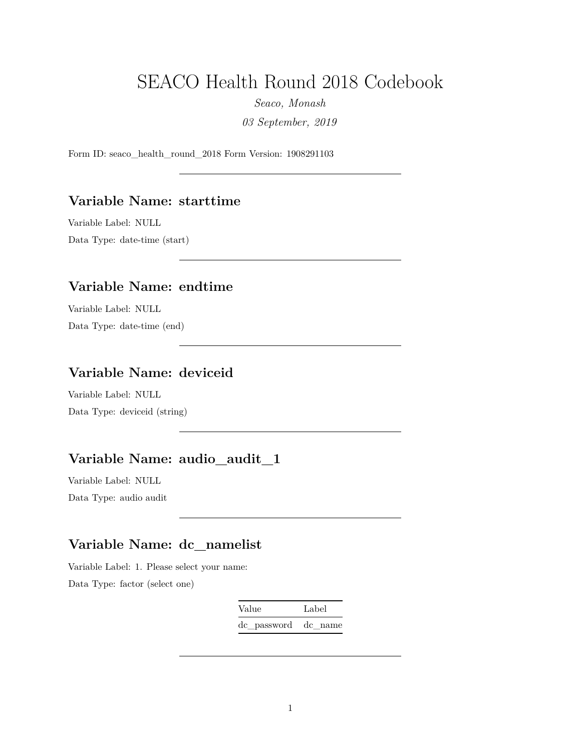# SEACO Health Round 2018 Codebook

*Seaco, Monash*

*03 September, 2019*

Form ID: seaco_health_round_2018 Form Version: 1908291103

---

## Variable Name: starttime

Variable Label: NULL

Data Type: date-time (start)

---

## Variable Name: endtime

Variable Label: NULL

Data Type: date-time (end)

---

## Variable Name: deviceid

Variable Label: NULL

Data Type: deviceid (string)

---

## Variable Name: audio_audit_1

Variable Label: NULL

Data Type: audio audit

---

## Variable Name: dc_namelist

Variable Label: 1. Please select your name:

Data Type: factor (select one)

| Value | Label |
|---|---|
| dc_password | dc_name |

---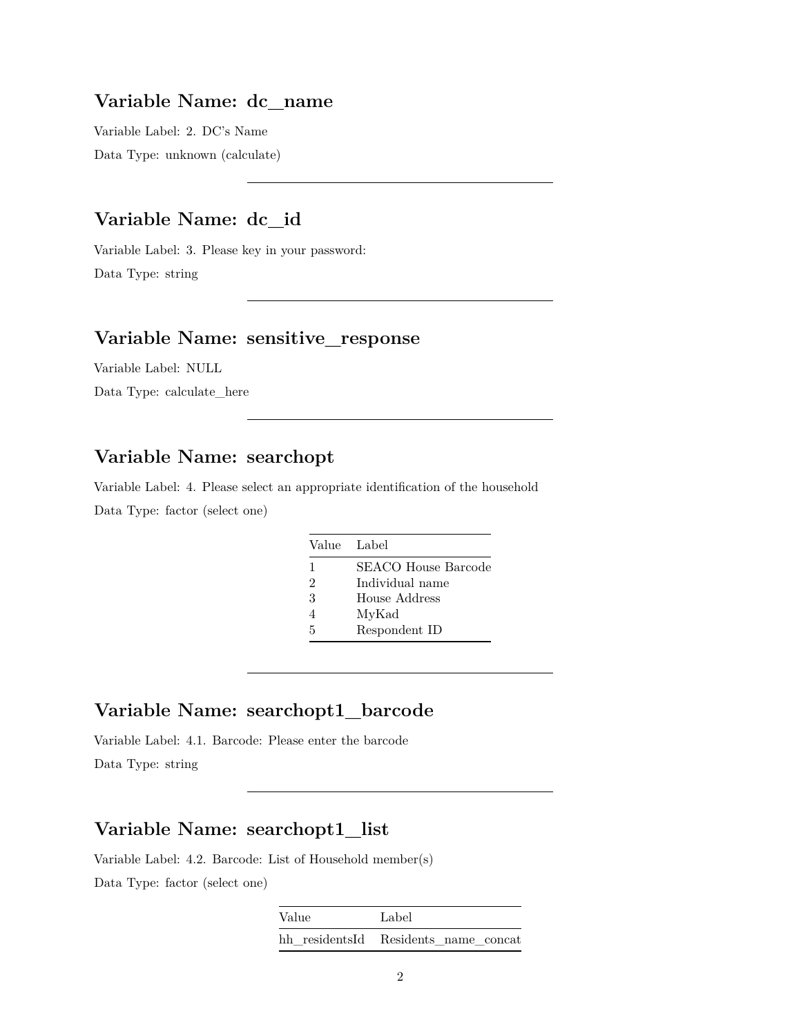## Variable Name: dc_name

Variable Label: 2. DC's Name

Data Type: unknown (calculate)

---

## Variable Name: dc_id

Variable Label: 3. Please key in your password:

Data Type: string

---

## Variable Name: sensitive_response

Variable Label: NULL

Data Type: calculate_here

---

## Variable Name: searchopt

Variable Label: 4. Please select an appropriate identification of the household

Data Type: factor (select one)

| Value | Label |
|---|---|
| 1 | SEACO House Barcode |
| 2 | Individual name |
| 3 | House Address |
| 4 | MyKad |
| 5 | Respondent ID |

---

## Variable Name: searchopt1_barcode

Variable Label: 4.1. Barcode: Please enter the barcode

Data Type: string

---

## Variable Name: searchopt1_list

Variable Label: 4.2. Barcode: List of Household member(s)

Data Type: factor (select one)

| Value | Label |
|---|---|
| hh_residentsId | Residents_name_concat |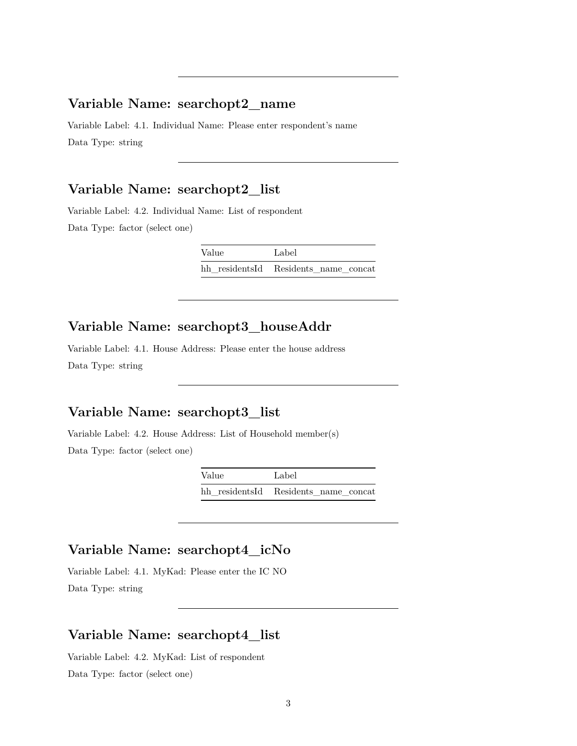---

## Variable Name: searchopt2_name

Variable Label: 4.1. Individual Name: Please enter respondent's name

Data Type: string

---

## Variable Name: searchopt2_list

Variable Label: 4.2. Individual Name: List of respondent

Data Type: factor (select one)

| Value | Label |
|---|---|
| hh_residentsId | Residents_name_concat |

---

## Variable Name: searchopt3_houseAddr

Variable Label: 4.1. House Address: Please enter the house address

Data Type: string

---

## Variable Name: searchopt3_list

Variable Label: 4.2. House Address: List of Household member(s)

Data Type: factor (select one)

| Value | Label |
|---|---|
| hh_residentsId | Residents_name_concat |

---

## Variable Name: searchopt4_icNo

Variable Label: 4.1. MyKad: Please enter the IC NO

Data Type: string

---

## Variable Name: searchopt4_list

Variable Label: 4.2. MyKad: List of respondent

Data Type: factor (select one)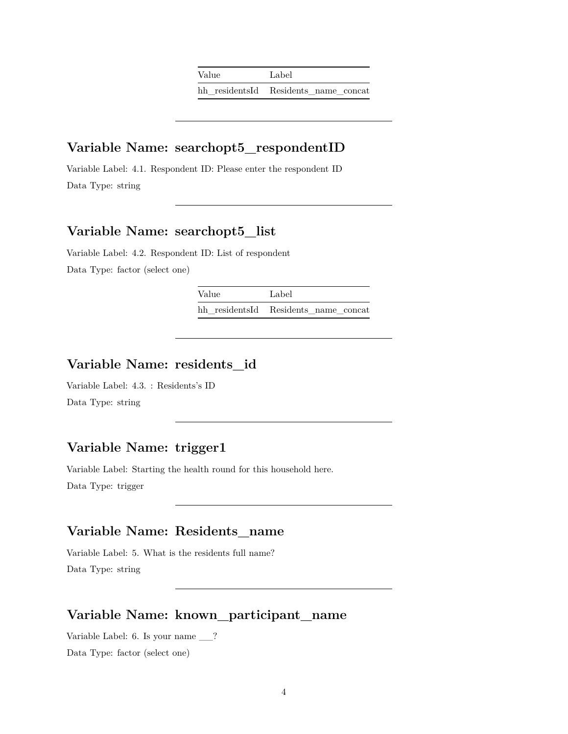| Value | Label |
| --- | --- |
| hh_residentsId | Residents_name_concat |

---

## Variable Name: searchopt5_respondentID

Variable Label: 4.1. Respondent ID: Please enter the respondent ID

Data Type: string

---

## Variable Name: searchopt5_list

Variable Label: 4.2. Respondent ID: List of respondent

Data Type: factor (select one)

| Value | Label |
| --- | --- |
| hh_residentsId | Residents_name_concat |

---

## Variable Name: residents_id

Variable Label: 4.3. : Residents's ID

Data Type: string

---

## Variable Name: trigger1

Variable Label: Starting the health round for this household here.

Data Type: trigger

---

## Variable Name: Residents_name

Variable Label: 5. What is the residents full name?

Data Type: string

---

## Variable Name: known_participant_name

Variable Label: 6. Is your name ___?

Data Type: factor (select one)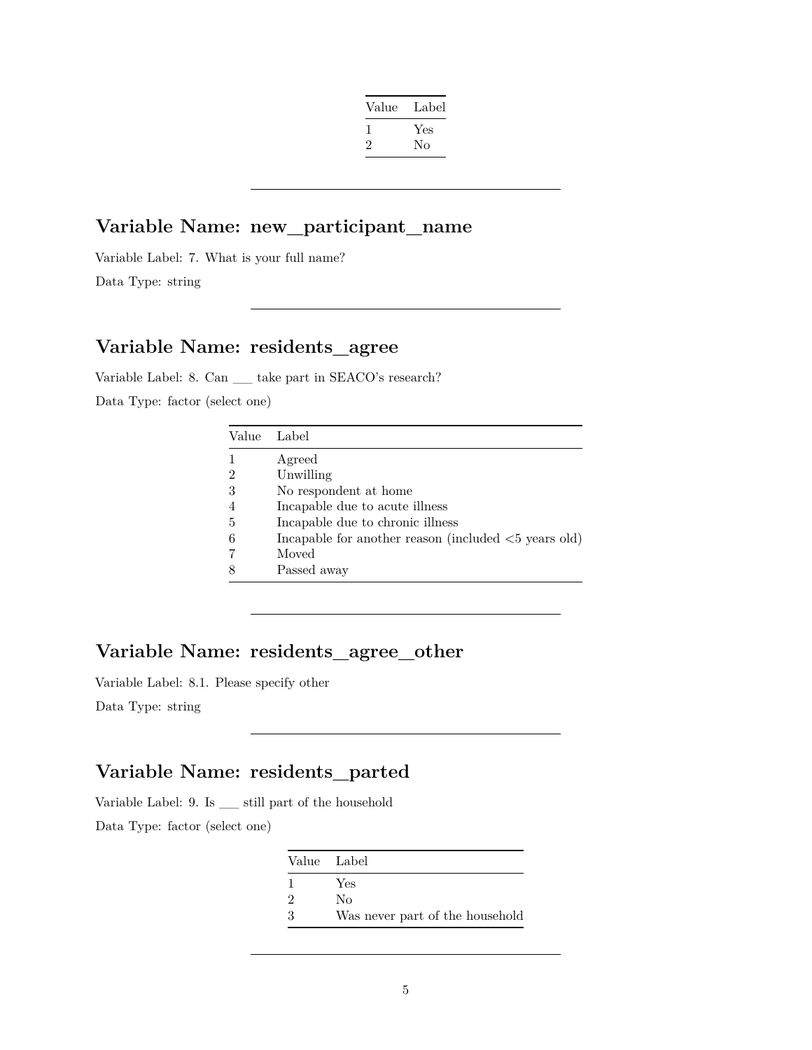| Value | Label |
|---|---|
| 1 | Yes |
| 2 | No |

---

## Variable Name: new_participant_name

Variable Label: 7. What is your full name?

Data Type: string

---

## Variable Name: residents_agree

Variable Label: 8. Can ___ take part in SEACO's research?

Data Type: factor (select one)

| Value | Label |
|---|---|
| 1 | Agreed |
| 2 | Unwilling |
| 3 | No respondent at home |
| 4 | Incapable due to acute illness |
| 5 | Incapable due to chronic illness |
| 6 | Incapable for another reason (included <5 years old) |
| 7 | Moved |
| 8 | Passed away |

---

## Variable Name: residents_agree_other

Variable Label: 8.1. Please specify other

Data Type: string

---

## Variable Name: residents_parted

Variable Label: 9. Is ___ still part of the household

Data Type: factor (select one)

| Value | Label |
|---|---|
| 1 | Yes |
| 2 | No |
| 3 | Was never part of the household |

---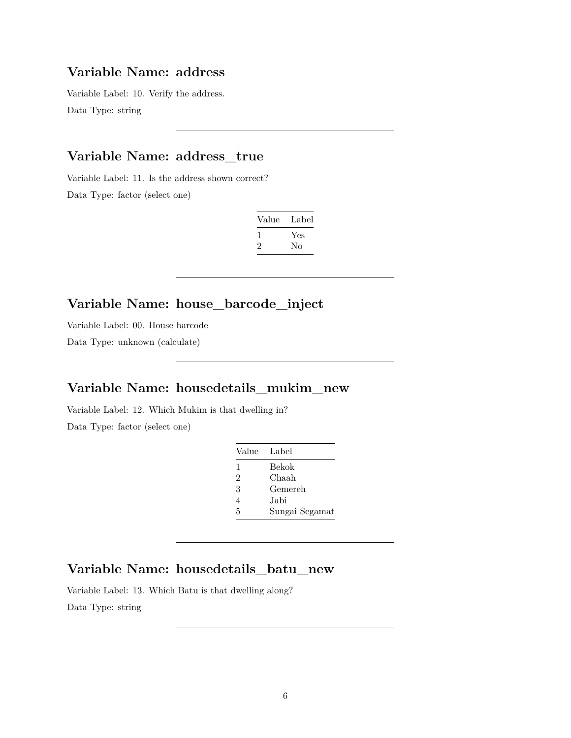## Variable Name: address

Variable Label: 10. Verify the address.

Data Type: string

---

## Variable Name: address_true

Variable Label: 11. Is the address shown correct?

Data Type: factor (select one)

| Value | Label |
|---|---|
| 1 | Yes |
| 2 | No |

---

## Variable Name: house_barcode_inject

Variable Label: 00. House barcode

Data Type: unknown (calculate)

---

## Variable Name: housedetails_mukim_new

Variable Label: 12. Which Mukim is that dwelling in?

Data Type: factor (select one)

| Value | Label |
|---|---|
| 1 | Bekok |
| 2 | Chaah |
| 3 | Gemereh |
| 4 | Jabi |
| 5 | Sungai Segamat |

---

## Variable Name: housedetails_batu_new

Variable Label: 13. Which Batu is that dwelling along?

Data Type: string

---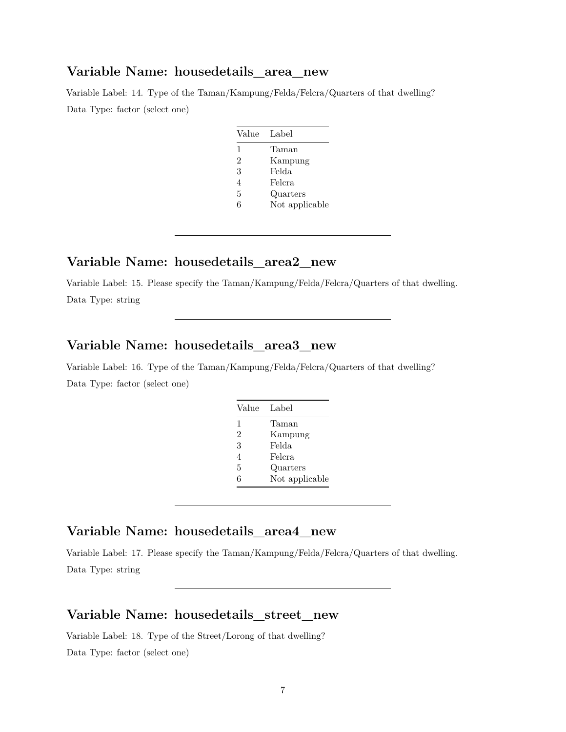## Variable Name: housedetails_area_new

Variable Label: 14. Type of the Taman/Kampung/Felda/Felcra/Quarters of that dwelling?

Data Type: factor (select one)

| Value | Label |
|---|---|
| 1 | Taman |
| 2 | Kampung |
| 3 | Felda |
| 4 | Felcra |
| 5 | Quarters |
| 6 | Not applicable |

---

## Variable Name: housedetails_area2_new

Variable Label: 15. Please specify the Taman/Kampung/Felda/Felcra/Quarters of that dwelling.

Data Type: string

---

## Variable Name: housedetails_area3_new

Variable Label: 16. Type of the Taman/Kampung/Felda/Felcra/Quarters of that dwelling?

Data Type: factor (select one)

| Value | Label |
|---|---|
| 1 | Taman |
| 2 | Kampung |
| 3 | Felda |
| 4 | Felcra |
| 5 | Quarters |
| 6 | Not applicable |

---

## Variable Name: housedetails_area4_new

Variable Label: 17. Please specify the Taman/Kampung/Felda/Felcra/Quarters of that dwelling.

Data Type: string

---

## Variable Name: housedetails_street_new

Variable Label: 18. Type of the Street/Lorong of that dwelling?

Data Type: factor (select one)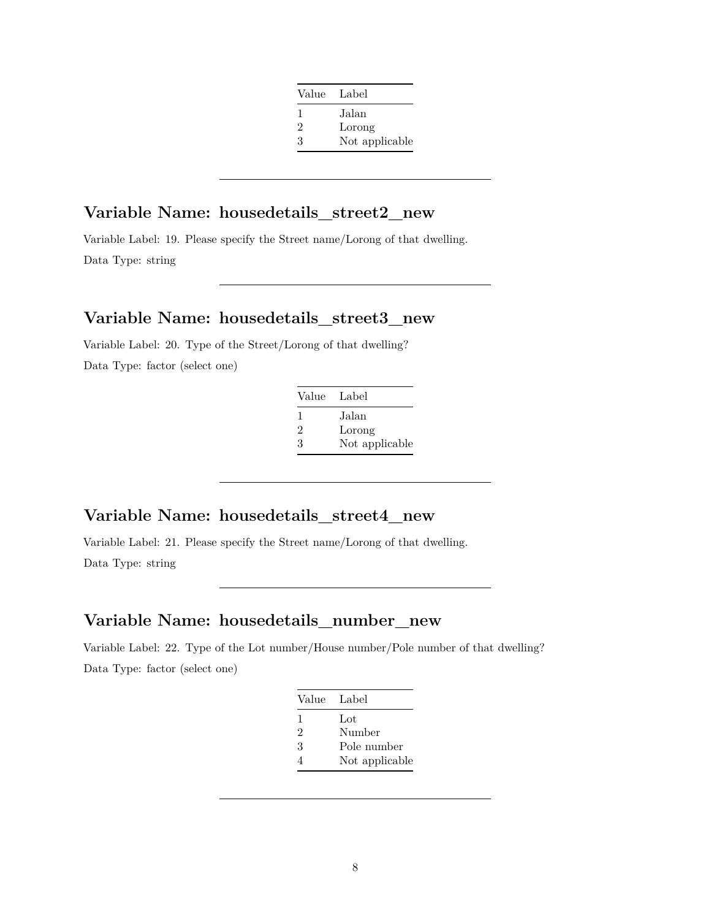| Value | Label |
|---|---|
| 1 | Jalan |
| 2 | Lorong |
| 3 | Not applicable |

---

## Variable Name: housedetails_street2_new

Variable Label: 19. Please specify the Street name/Lorong of that dwelling.

Data Type: string

---

## Variable Name: housedetails_street3_new

Variable Label: 20. Type of the Street/Lorong of that dwelling?

Data Type: factor (select one)

| Value | Label |
|---|---|
| 1 | Jalan |
| 2 | Lorong |
| 3 | Not applicable |

---

## Variable Name: housedetails_street4_new

Variable Label: 21. Please specify the Street name/Lorong of that dwelling.

Data Type: string

---

## Variable Name: housedetails_number_new

Variable Label: 22. Type of the Lot number/House number/Pole number of that dwelling?

Data Type: factor (select one)

| Value | Label |
|---|---|
| 1 | Lot |
| 2 | Number |
| 3 | Pole number |
| 4 | Not applicable |

---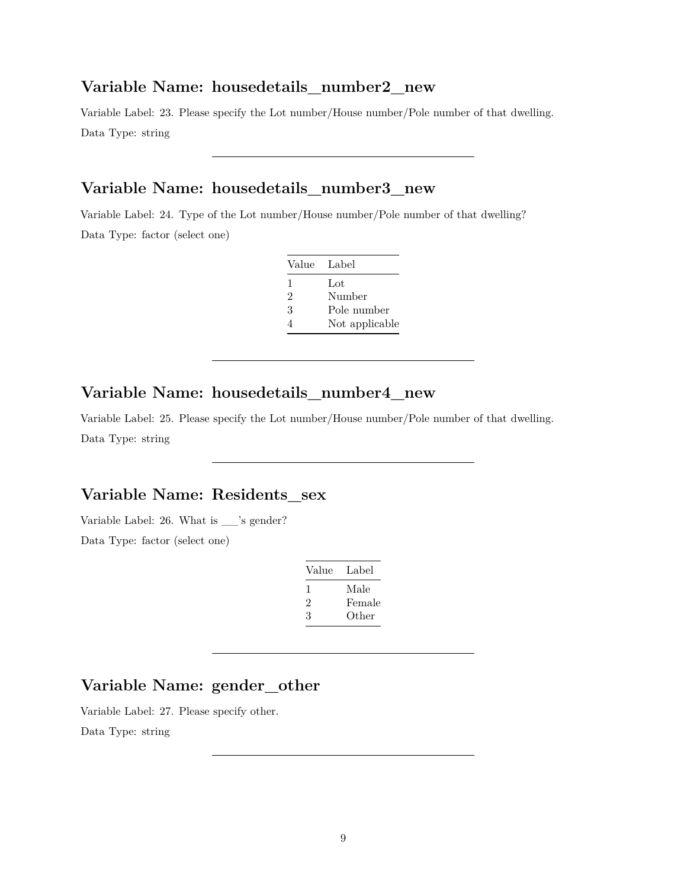## Variable Name: housedetails_number2_new

Variable Label: 23. Please specify the Lot number/House number/Pole number of that dwelling.

Data Type: string

---

## Variable Name: housedetails_number3_new

Variable Label: 24. Type of the Lot number/House number/Pole number of that dwelling?

Data Type: factor (select one)

| Value | Label |
|---|---|
| 1 | Lot |
| 2 | Number |
| 3 | Pole number |
| 4 | Not applicable |

---

## Variable Name: housedetails_number4_new

Variable Label: 25. Please specify the Lot number/House number/Pole number of that dwelling.

Data Type: string

---

## Variable Name: Residents_sex

Variable Label: 26. What is ___'s gender?

Data Type: factor (select one)

| Value | Label |
|---|---|
| 1 | Male |
| 2 | Female |
| 3 | Other |

---

## Variable Name: gender_other

Variable Label: 27. Please specify other.

Data Type: string

---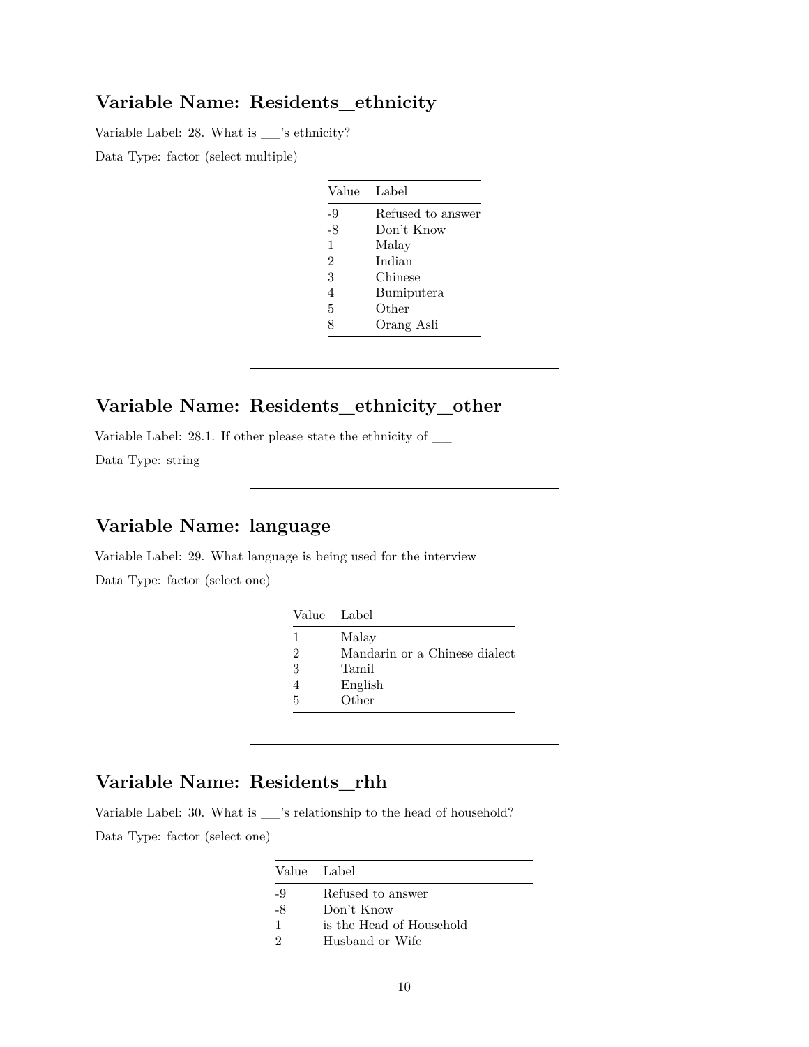## Variable Name: Residents_ethnicity

Variable Label: 28. What is ___'s ethnicity?

Data Type: factor (select multiple)

| Value | Label |
|---|---|
| -9 | Refused to answer |
| -8 | Don't Know |
| 1 | Malay |
| 2 | Indian |
| 3 | Chinese |
| 4 | Bumiputera |
| 5 | Other |
| 8 | Orang Asli |

---

## Variable Name: Residents_ethnicity_other

Variable Label: 28.1. If other please state the ethnicity of ___

Data Type: string

---

## Variable Name: language

Variable Label: 29. What language is being used for the interview

Data Type: factor (select one)

| Value | Label |
|---|---|
| 1 | Malay |
| 2 | Mandarin or a Chinese dialect |
| 3 | Tamil |
| 4 | English |
| 5 | Other |

---

## Variable Name: Residents_rhh

Variable Label: 30. What is ___'s relationship to the head of household?

Data Type: factor (select one)

| Value | Label |
|---|---|
| -9 | Refused to answer |
| -8 | Don't Know |
| 1 | is the Head of Household |
| 2 | Husband or Wife |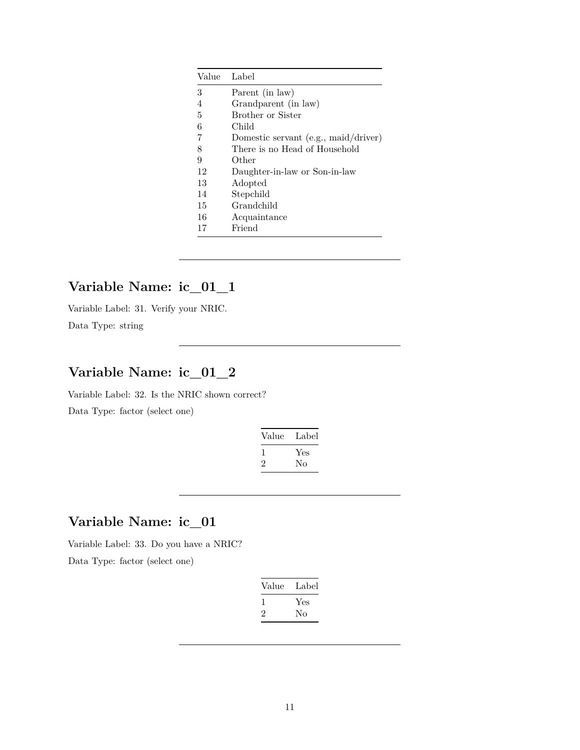| Value | Label |
|---|---|
| 3 | Parent (in law) |
| 4 | Grandparent (in law) |
| 5 | Brother or Sister |
| 6 | Child |
| 7 | Domestic servant (e.g., maid/driver) |
| 8 | There is no Head of Household |
| 9 | Other |
| 12 | Daughter-in-law or Son-in-law |
| 13 | Adopted |
| 14 | Stepchild |
| 15 | Grandchild |
| 16 | Acquaintance |
| 17 | Friend |

---

## Variable Name: ic_01_1

Variable Label: 31. Verify your NRIC.

Data Type: string

---

## Variable Name: ic_01_2

Variable Label: 32. Is the NRIC shown correct?

Data Type: factor (select one)

| Value | Label |
|---|---|
| 1 | Yes |
| 2 | No |

---

## Variable Name: ic_01

Variable Label: 33. Do you have a NRIC?

Data Type: factor (select one)

| Value | Label |
|---|---|
| 1 | Yes |
| 2 | No |

---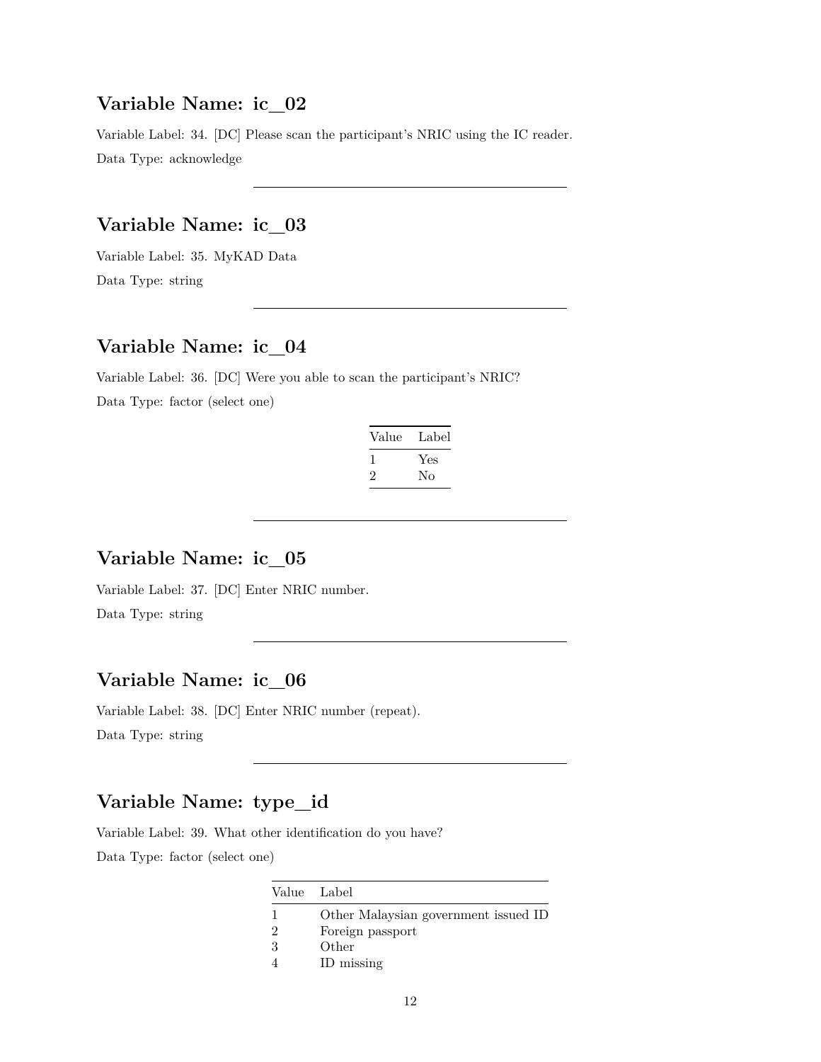## Variable Name: ic_02

Variable Label: 34. [DC] Please scan the participant's NRIC using the IC reader.

Data Type: acknowledge

---

## Variable Name: ic_03

Variable Label: 35. MyKAD Data

Data Type: string

---

## Variable Name: ic_04

Variable Label: 36. [DC] Were you able to scan the participant's NRIC?

Data Type: factor (select one)

| Value | Label |
|---|---|
| 1 | Yes |
| 2 | No |

---

## Variable Name: ic_05

Variable Label: 37. [DC] Enter NRIC number.

Data Type: string

---

## Variable Name: ic_06

Variable Label: 38. [DC] Enter NRIC number (repeat).

Data Type: string

---

## Variable Name: type_id

Variable Label: 39. What other identification do you have?

Data Type: factor (select one)

| Value | Label |
|---|---|
| 1 | Other Malaysian government issued ID |
| 2 | Foreign passport |
| 3 | Other |
| 4 | ID missing |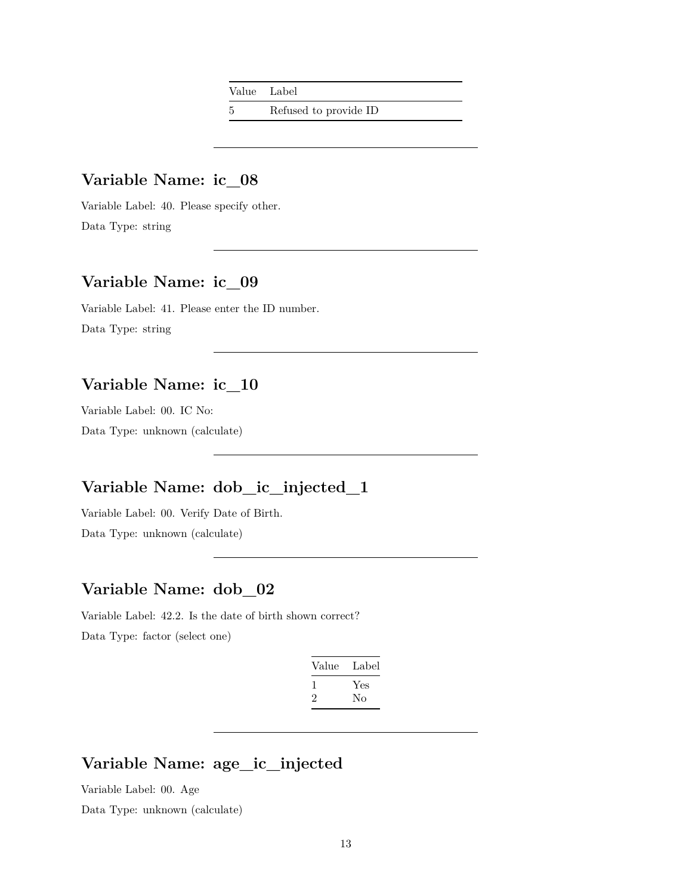| Value | Label |
|---|---|
| 5 | Refused to provide ID |

---

## Variable Name: ic_08

Variable Label: 40. Please specify other.

Data Type: string

---

## Variable Name: ic_09

Variable Label: 41. Please enter the ID number.

Data Type: string

---

## Variable Name: ic_10

Variable Label: 00. IC No:

Data Type: unknown (calculate)

---

## Variable Name: dob_ic_injected_1

Variable Label: 00. Verify Date of Birth.

Data Type: unknown (calculate)

---

## Variable Name: dob_02

Variable Label: 42.2. Is the date of birth shown correct?

Data Type: factor (select one)

| Value | Label |
|---|---|
| 1 | Yes |
| 2 | No |

---

## Variable Name: age_ic_injected

Variable Label: 00. Age

Data Type: unknown (calculate)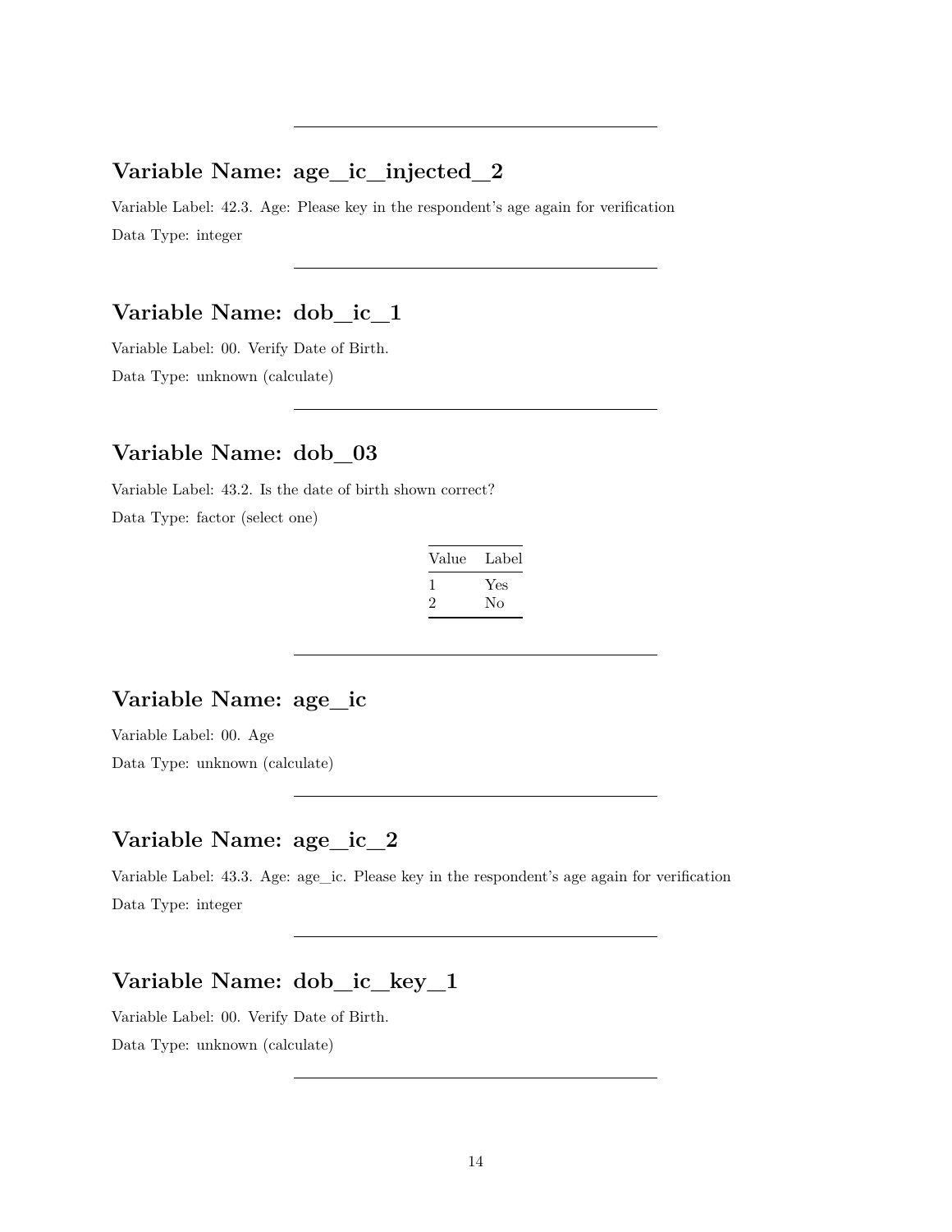---

## Variable Name: age_ic_injected_2

Variable Label: 42.3. Age: Please key in the respondent's age again for verification

Data Type: integer

---

## Variable Name: dob_ic_1

Variable Label: 00. Verify Date of Birth.

Data Type: unknown (calculate)

---

## Variable Name: dob_03

Variable Label: 43.2. Is the date of birth shown correct?

Data Type: factor (select one)

| Value | Label |
|---|---|
| 1 | Yes |
| 2 | No |

---

## Variable Name: age_ic

Variable Label: 00. Age

Data Type: unknown (calculate)

---

## Variable Name: age_ic_2

Variable Label: 43.3. Age: age_ic. Please key in the respondent's age again for verification

Data Type: integer

---

## Variable Name: dob_ic_key_1

Variable Label: 00. Verify Date of Birth.

Data Type: unknown (calculate)

---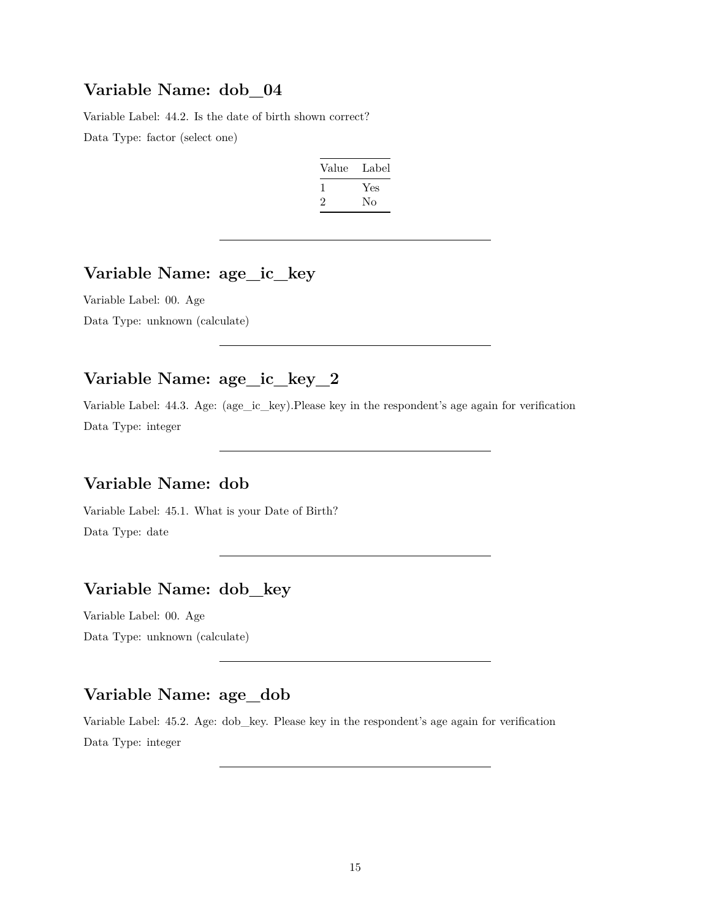## Variable Name: dob_04

Variable Label: 44.2. Is the date of birth shown correct?

Data Type: factor (select one)

| Value | Label |
|---|---|
| 1 | Yes |
| 2 | No |

---

## Variable Name: age_ic_key

Variable Label: 00. Age

Data Type: unknown (calculate)

---

## Variable Name: age_ic_key_2

Variable Label: 44.3. Age: (age_ic_key).Please key in the respondent's age again for verification

Data Type: integer

---

## Variable Name: dob

Variable Label: 45.1. What is your Date of Birth?

Data Type: date

---

## Variable Name: dob_key

Variable Label: 00. Age

Data Type: unknown (calculate)

---

## Variable Name: age_dob

Variable Label: 45.2. Age: dob_key. Please key in the respondent's age again for verification

Data Type: integer

---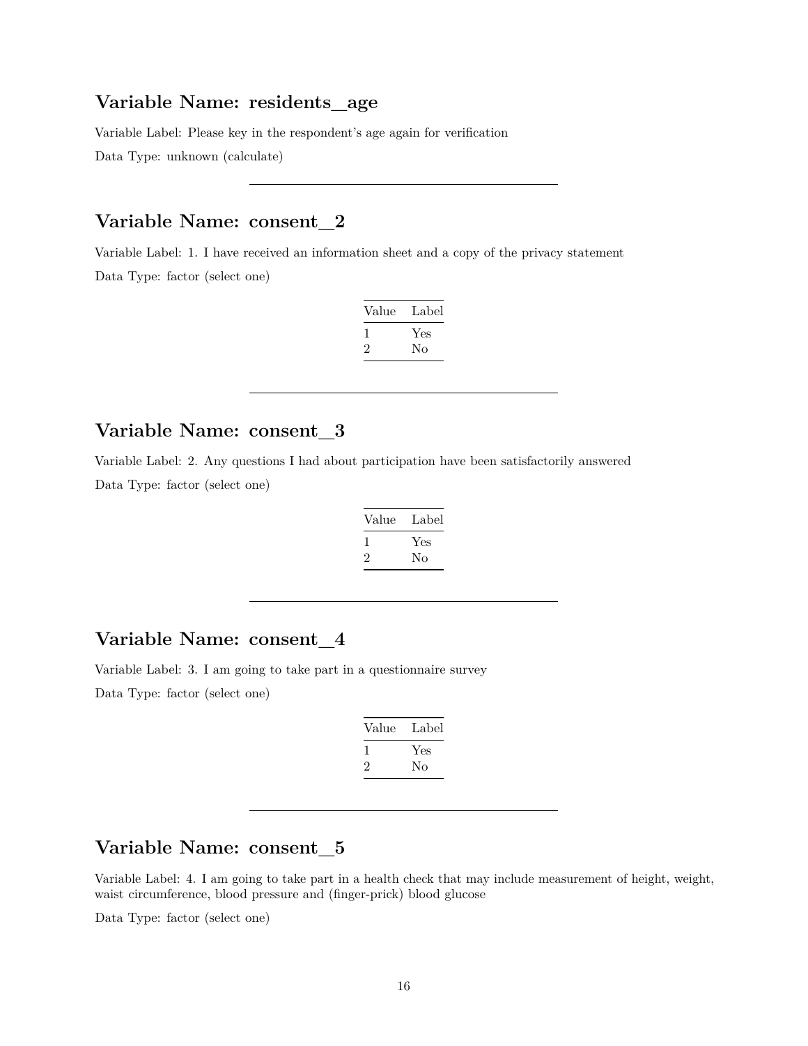## Variable Name: residents_age

Variable Label: Please key in the respondent's age again for verification

Data Type: unknown (calculate)

---

## Variable Name: consent_2

Variable Label: 1. I have received an information sheet and a copy of the privacy statement

Data Type: factor (select one)

| Value | Label |
|---|---|
| 1 | Yes |
| 2 | No |

---

## Variable Name: consent_3

Variable Label: 2. Any questions I had about participation have been satisfactorily answered

Data Type: factor (select one)

| Value | Label |
|---|---|
| 1 | Yes |
| 2 | No |

---

## Variable Name: consent_4

Variable Label: 3. I am going to take part in a questionnaire survey

Data Type: factor (select one)

| Value | Label |
|---|---|
| 1 | Yes |
| 2 | No |

---

## Variable Name: consent_5

Variable Label: 4. I am going to take part in a health check that may include measurement of height, weight, waist circumference, blood pressure and (finger-prick) blood glucose

Data Type: factor (select one)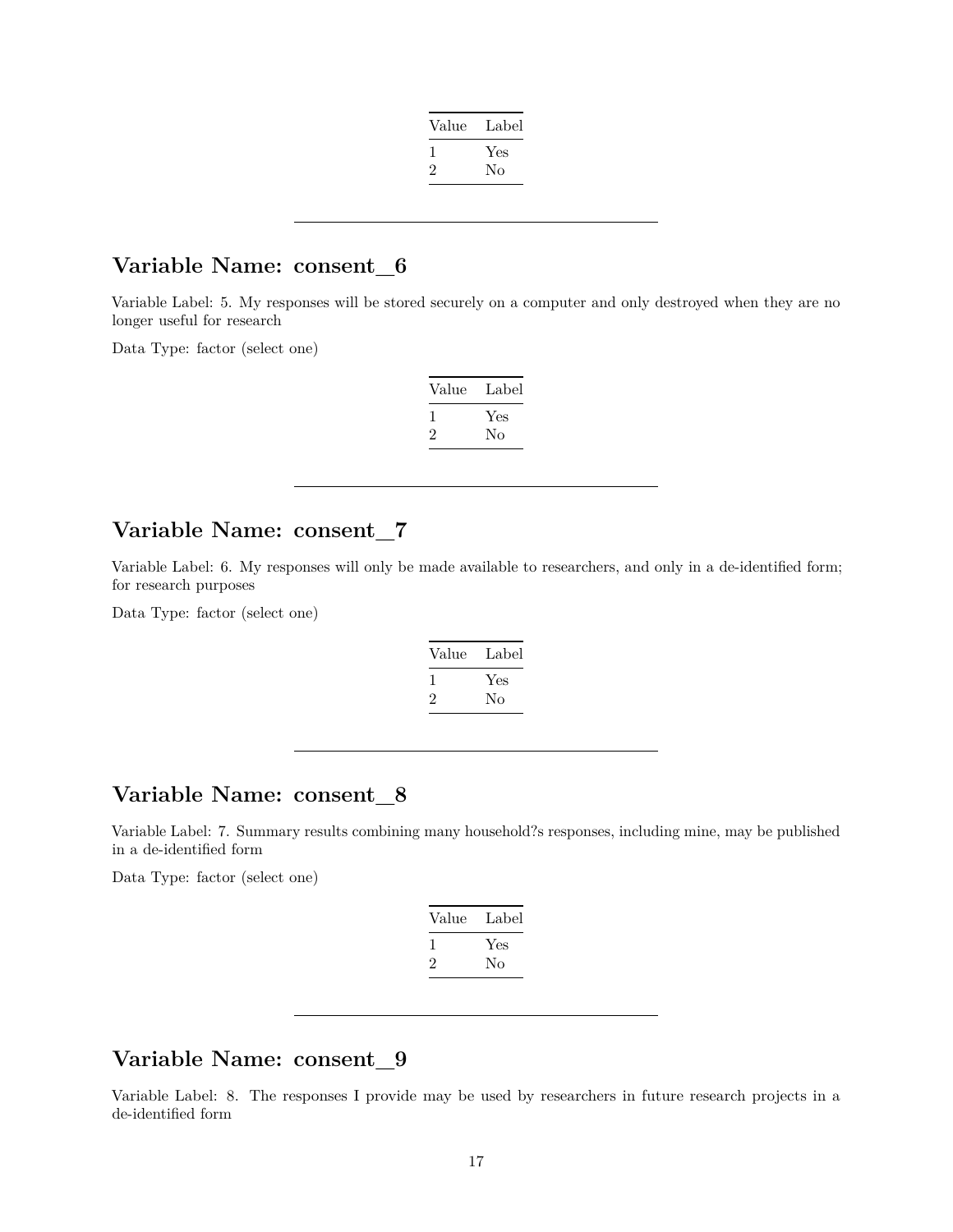| Value | Label |
|---|---|
| 1 | Yes |
| 2 | No |

---

## Variable Name: consent_6

Variable Label: 5. My responses will be stored securely on a computer and only destroyed when they are no longer useful for research

Data Type: factor (select one)

| Value | Label |
|---|---|
| 1 | Yes |
| 2 | No |

---

## Variable Name: consent_7

Variable Label: 6. My responses will only be made available to researchers, and only in a de-identified form; for research purposes

Data Type: factor (select one)

| Value | Label |
|---|---|
| 1 | Yes |
| 2 | No |

---

## Variable Name: consent_8

Variable Label: 7. Summary results combining many household?s responses, including mine, may be published in a de-identified form

Data Type: factor (select one)

| Value | Label |
|---|---|
| 1 | Yes |
| 2 | No |

---

## Variable Name: consent_9

Variable Label: 8. The responses I provide may be used by researchers in future research projects in a de-identified form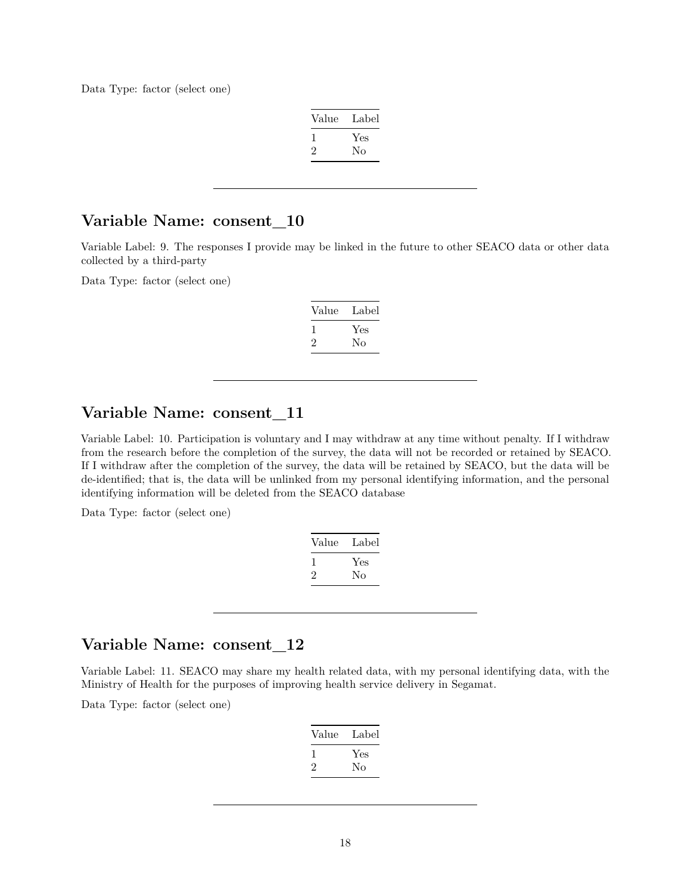Data Type: factor (select one)

| Value | Label |
|---|---|
| 1 | Yes |
| 2 | No |

---

## Variable Name: consent_10

Variable Label: 9. The responses I provide may be linked in the future to other SEACO data or other data collected by a third-party

Data Type: factor (select one)

| Value | Label |
|---|---|
| 1 | Yes |
| 2 | No |

---

## Variable Name: consent_11

Variable Label: 10. Participation is voluntary and I may withdraw at any time without penalty. If I withdraw from the research before the completion of the survey, the data will not be recorded or retained by SEACO. If I withdraw after the completion of the survey, the data will be retained by SEACO, but the data will be de-identified; that is, the data will be unlinked from my personal identifying information, and the personal identifying information will be deleted from the SEACO database

Data Type: factor (select one)

| Value | Label |
|---|---|
| 1 | Yes |
| 2 | No |

---

## Variable Name: consent_12

Variable Label: 11. SEACO may share my health related data, with my personal identifying data, with the Ministry of Health for the purposes of improving health service delivery in Segamat.

Data Type: factor (select one)

| Value | Label |
|---|---|
| 1 | Yes |
| 2 | No |

---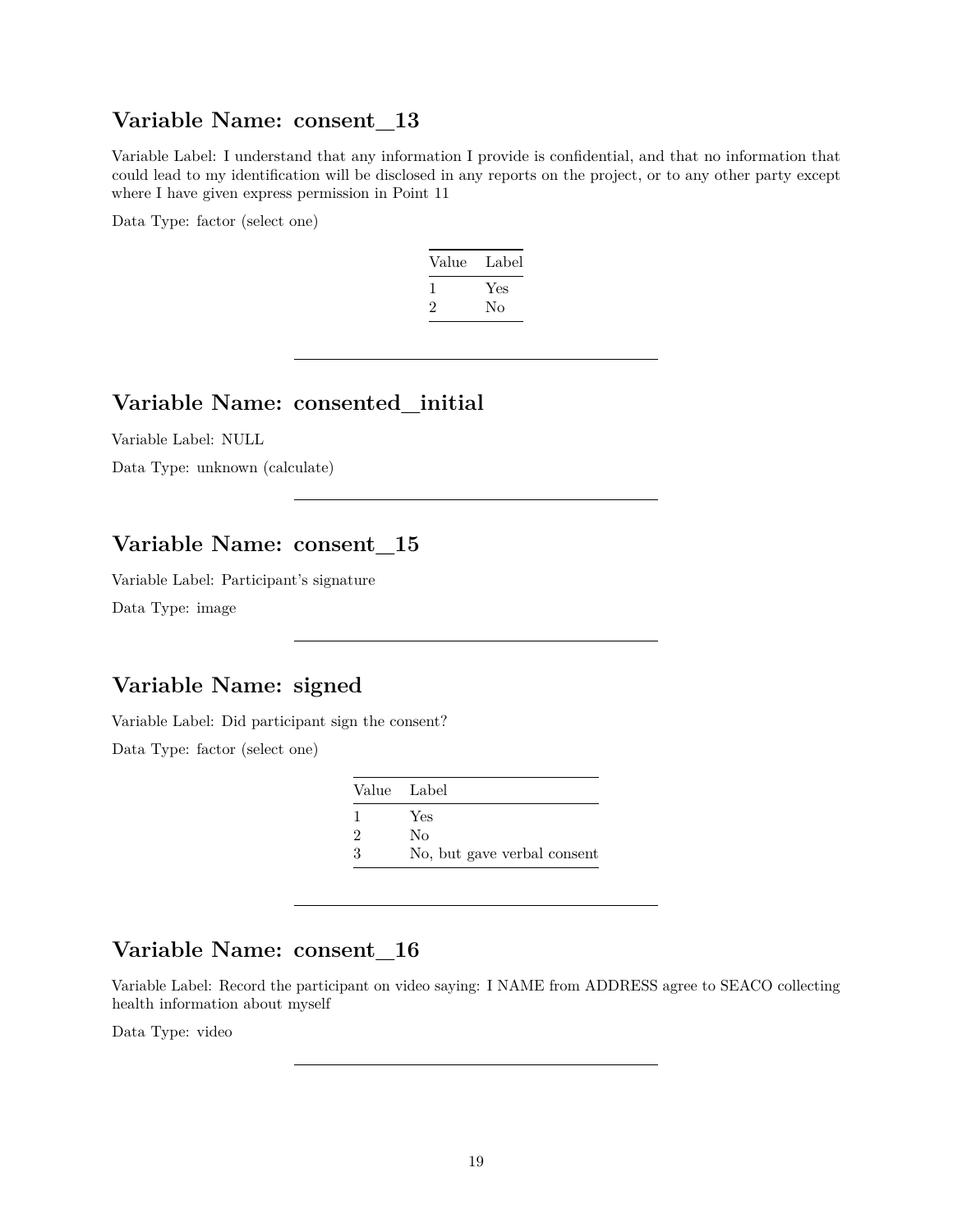## Variable Name: consent_13

Variable Label: I understand that any information I provide is confidential, and that no information that could lead to my identification will be disclosed in any reports on the project, or to any other party except where I have given express permission in Point 11

Data Type: factor (select one)

| Value | Label |
|---|---|
| 1 | Yes |
| 2 | No |

---

## Variable Name: consented_initial

Variable Label: NULL

Data Type: unknown (calculate)

---

## Variable Name: consent_15

Variable Label: Participant's signature

Data Type: image

---

## Variable Name: signed

Variable Label: Did participant sign the consent?

Data Type: factor (select one)

| Value | Label |
|---|---|
| 1 | Yes |
| 2 | No |
| 3 | No, but gave verbal consent |

---

## Variable Name: consent_16

Variable Label: Record the participant on video saying: I NAME from ADDRESS agree to SEACO collecting health information about myself

Data Type: video

---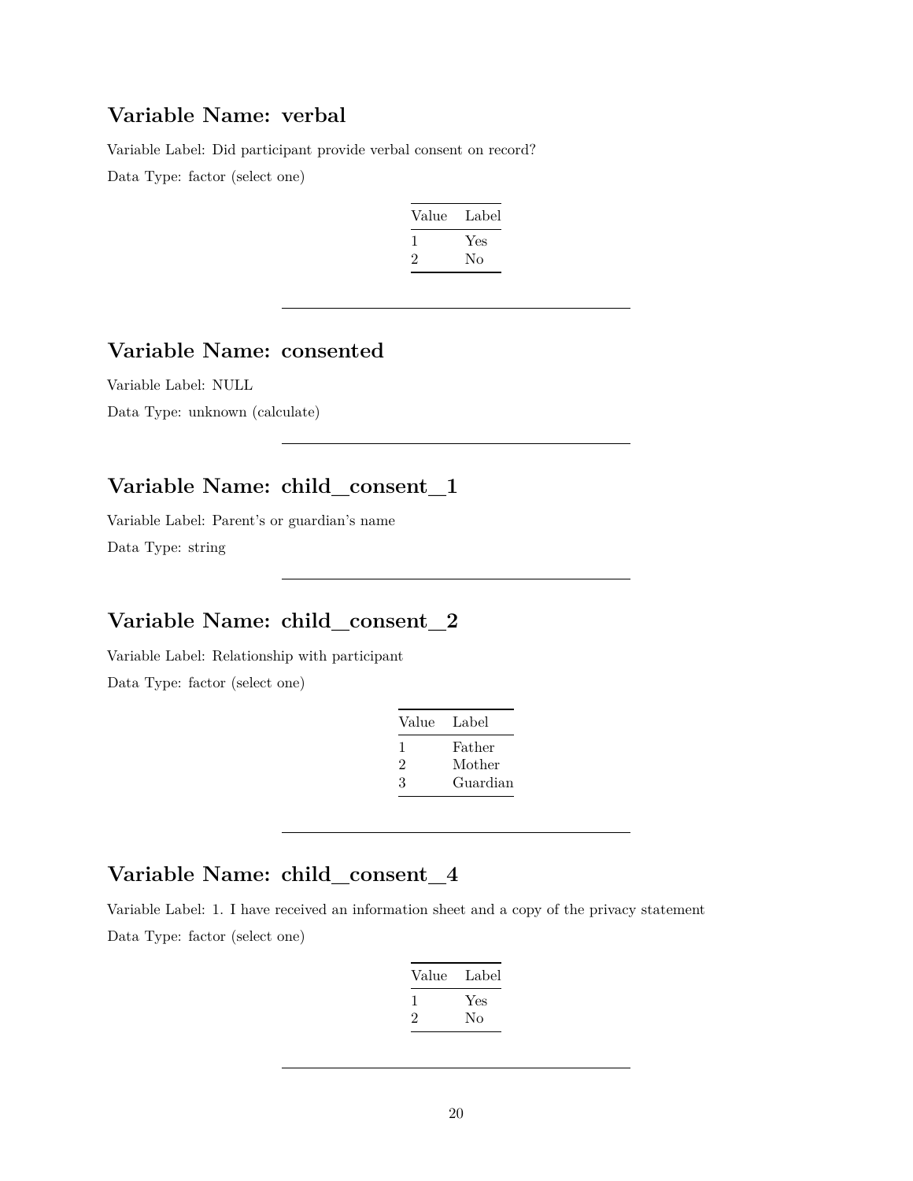## Variable Name: verbal

Variable Label: Did participant provide verbal consent on record?

Data Type: factor (select one)

| Value | Label |
|---|---|
| 1 | Yes |
| 2 | No |

---

## Variable Name: consented

Variable Label: NULL

Data Type: unknown (calculate)

---

## Variable Name: child_consent_1

Variable Label: Parent's or guardian's name

Data Type: string

---

## Variable Name: child_consent_2

Variable Label: Relationship with participant

Data Type: factor (select one)

| Value | Label |
|---|---|
| 1 | Father |
| 2 | Mother |
| 3 | Guardian |

---

## Variable Name: child_consent_4

Variable Label: 1. I have received an information sheet and a copy of the privacy statement

Data Type: factor (select one)

| Value | Label |
|---|---|
| 1 | Yes |
| 2 | No |

---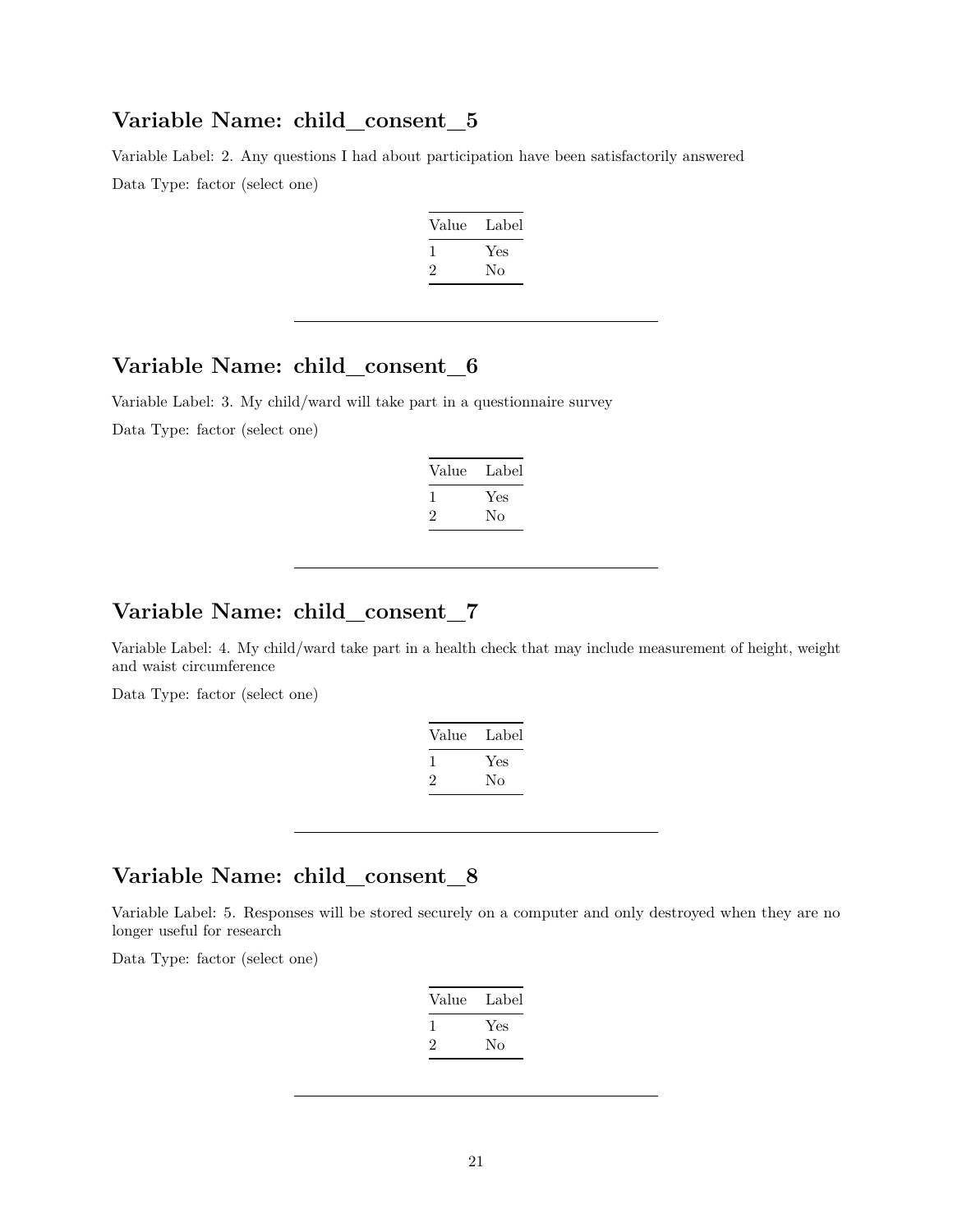## Variable Name: child_consent_5

Variable Label: 2. Any questions I had about participation have been satisfactorily answered

Data Type: factor (select one)

| Value | Label |
|---|---|
| 1 | Yes |
| 2 | No |

---

## Variable Name: child_consent_6

Variable Label: 3. My child/ward will take part in a questionnaire survey

Data Type: factor (select one)

| Value | Label |
|---|---|
| 1 | Yes |
| 2 | No |

---

## Variable Name: child_consent_7

Variable Label: 4. My child/ward take part in a health check that may include measurement of height, weight and waist circumference

Data Type: factor (select one)

| Value | Label |
|---|---|
| 1 | Yes |
| 2 | No |

---

## Variable Name: child_consent_8

Variable Label: 5. Responses will be stored securely on a computer and only destroyed when they are no longer useful for research

Data Type: factor (select one)

| Value | Label |
|---|---|
| 1 | Yes |
| 2 | No |

---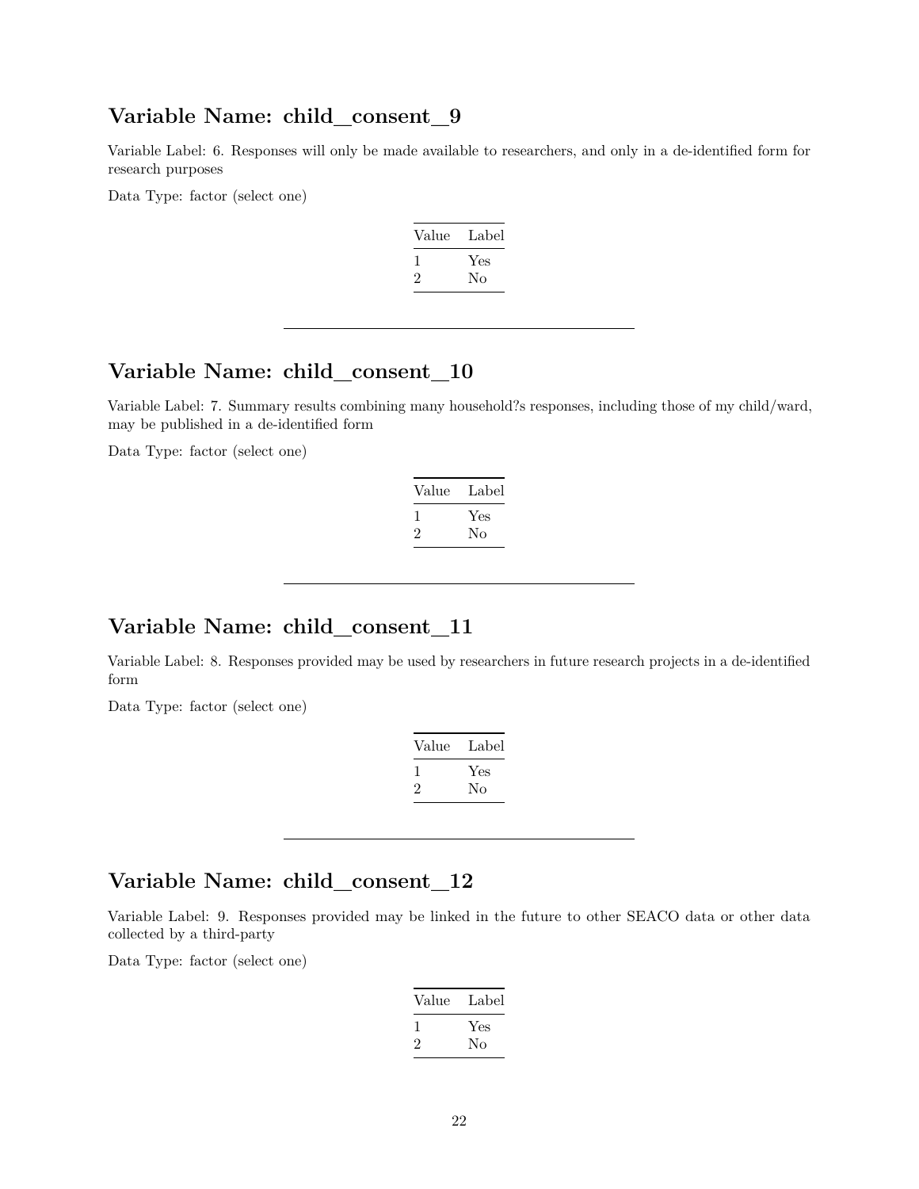## Variable Name: child_consent_9

Variable Label: 6. Responses will only be made available to researchers, and only in a de-identified form for research purposes

Data Type: factor (select one)

| Value | Label |
|---|---|
| 1 | Yes |
| 2 | No |

---

## Variable Name: child_consent_10

Variable Label: 7. Summary results combining many household?s responses, including those of my child/ward, may be published in a de-identified form

Data Type: factor (select one)

| Value | Label |
|---|---|
| 1 | Yes |
| 2 | No |

---

## Variable Name: child_consent_11

Variable Label: 8. Responses provided may be used by researchers in future research projects in a de-identified form

Data Type: factor (select one)

| Value | Label |
|---|---|
| 1 | Yes |
| 2 | No |

---

## Variable Name: child_consent_12

Variable Label: 9. Responses provided may be linked in the future to other SEACO data or other data collected by a third-party

Data Type: factor (select one)

| Value | Label |
|---|---|
| 1 | Yes |
| 2 | No |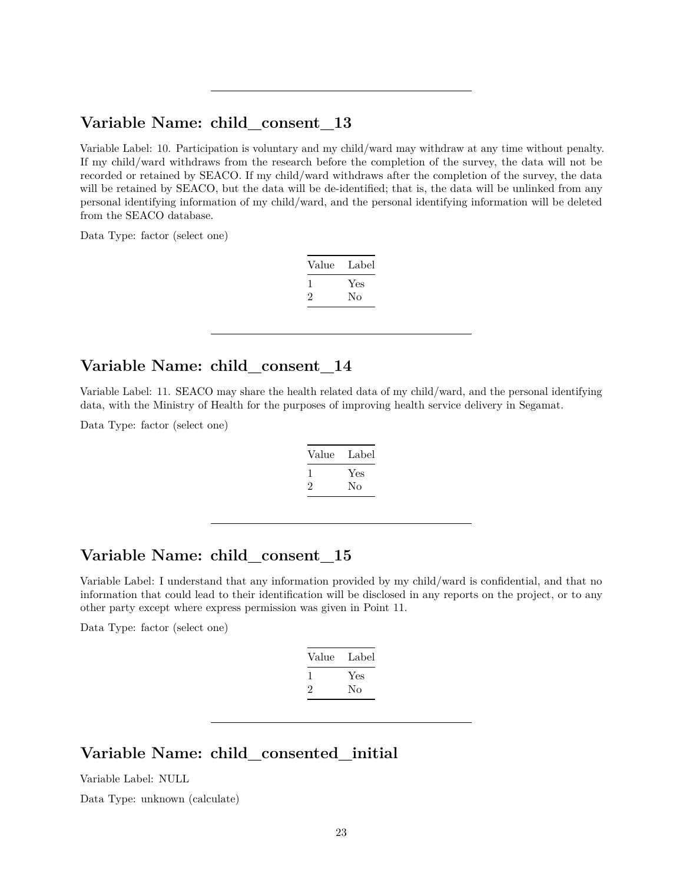---

## Variable Name: child_consent_13

Variable Label: 10. Participation is voluntary and my child/ward may withdraw at any time without penalty. If my child/ward withdraws from the research before the completion of the survey, the data will not be recorded or retained by SEACO. If my child/ward withdraws after the completion of the survey, the data will be retained by SEACO, but the data will be de-identified; that is, the data will be unlinked from any personal identifying information of my child/ward, and the personal identifying information will be deleted from the SEACO database.

Data Type: factor (select one)

| Value | Label |
|---|---|
| 1 | Yes |
| 2 | No |

---

## Variable Name: child_consent_14

Variable Label: 11. SEACO may share the health related data of my child/ward, and the personal identifying data, with the Ministry of Health for the purposes of improving health service delivery in Segamat.

Data Type: factor (select one)

| Value | Label |
|---|---|
| 1 | Yes |
| 2 | No |

---

## Variable Name: child_consent_15

Variable Label: I understand that any information provided by my child/ward is confidential, and that no information that could lead to their identification will be disclosed in any reports on the project, or to any other party except where express permission was given in Point 11.

Data Type: factor (select one)

| Value | Label |
|---|---|
| 1 | Yes |
| 2 | No |

---

## Variable Name: child_consented_initial

Variable Label: NULL

Data Type: unknown (calculate)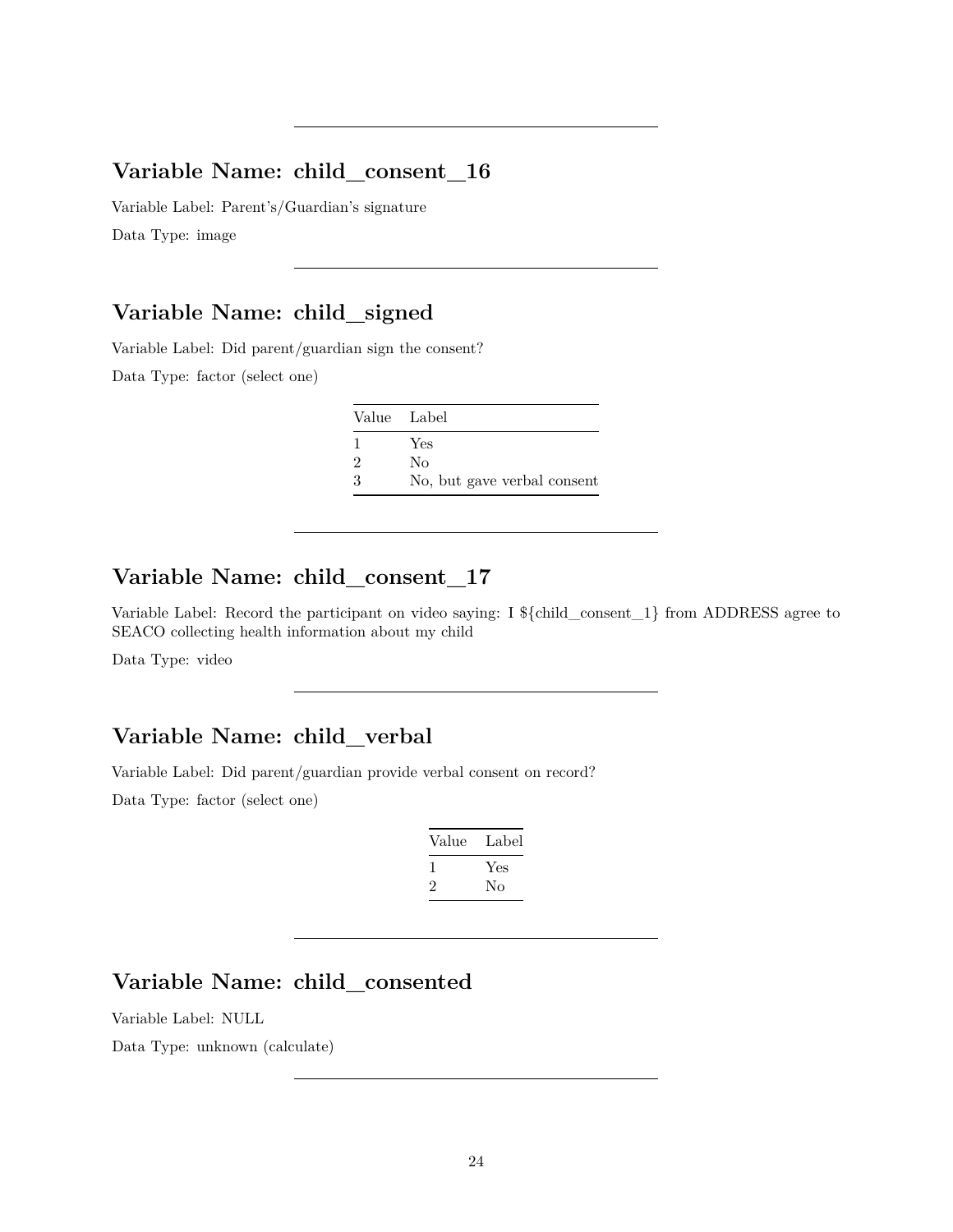---

## Variable Name: child_consent_16

Variable Label: Parent's/Guardian's signature

Data Type: image

---

## Variable Name: child_signed

Variable Label: Did parent/guardian sign the consent?

Data Type: factor (select one)

| Value | Label |
|---|---|
| 1 | Yes |
| 2 | No |
| 3 | No, but gave verbal consent |

---

## Variable Name: child_consent_17

Variable Label: Record the participant on video saying: I ${child_consent_1} from ADDRESS agree to SEACO collecting health information about my child

Data Type: video

---

## Variable Name: child_verbal

Variable Label: Did parent/guardian provide verbal consent on record?

Data Type: factor (select one)

| Value | Label |
|---|---|
| 1 | Yes |
| 2 | No |

---

## Variable Name: child_consented

Variable Label: NULL

Data Type: unknown (calculate)

---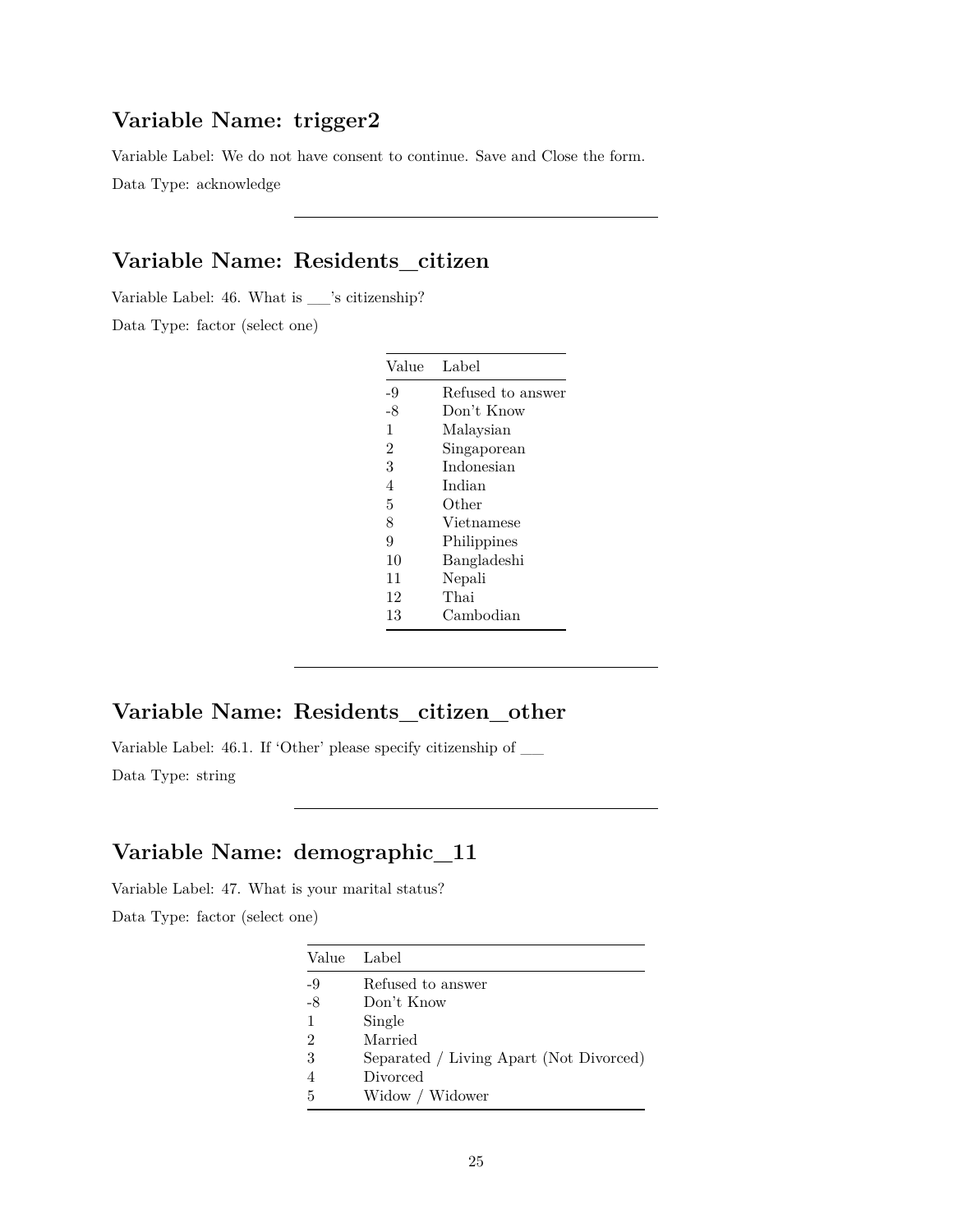## Variable Name: trigger2

Variable Label: We do not have consent to continue. Save and Close the form.

Data Type: acknowledge

---

## Variable Name: Residents_citizen

Variable Label: 46. What is ___'s citizenship?

Data Type: factor (select one)

| Value | Label |
|---|---|
| -9 | Refused to answer |
| -8 | Don't Know |
| 1 | Malaysian |
| 2 | Singaporean |
| 3 | Indonesian |
| 4 | Indian |
| 5 | Other |
| 8 | Vietnamese |
| 9 | Philippines |
| 10 | Bangladeshi |
| 11 | Nepali |
| 12 | Thai |
| 13 | Cambodian |

---

## Variable Name: Residents_citizen_other

Variable Label: 46.1. If 'Other' please specify citizenship of ___

Data Type: string

---

## Variable Name: demographic_11

Variable Label: 47. What is your marital status?

Data Type: factor (select one)

| Value | Label |
|---|---|
| -9 | Refused to answer |
| -8 | Don't Know |
| 1 | Single |
| 2 | Married |
| 3 | Separated / Living Apart (Not Divorced) |
| 4 | Divorced |
| 5 | Widow / Widower |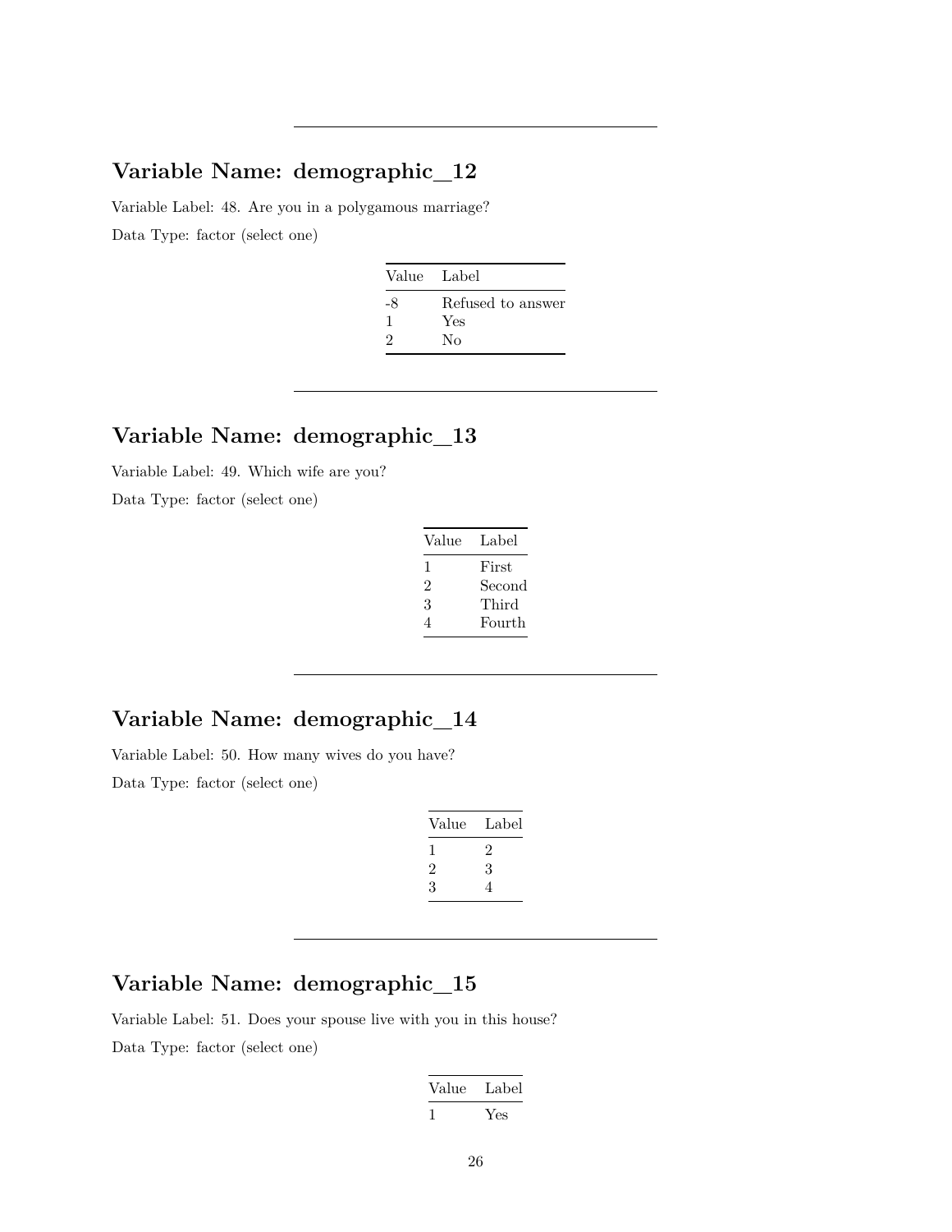---

## Variable Name: demographic_12

Variable Label: 48. Are you in a polygamous marriage?

Data Type: factor (select one)

| Value | Label |
| --- | --- |
| -8 | Refused to answer |
| 1 | Yes |
| 2 | No |

---

## Variable Name: demographic_13

Variable Label: 49. Which wife are you?

Data Type: factor (select one)

| Value | Label |
| --- | --- |
| 1 | First |
| 2 | Second |
| 3 | Third |
| 4 | Fourth |

---

## Variable Name: demographic_14

Variable Label: 50. How many wives do you have?

Data Type: factor (select one)

| Value | Label |
| --- | --- |
| 1 | 2 |
| 2 | 3 |
| 3 | 4 |

---

## Variable Name: demographic_15

Variable Label: 51. Does your spouse live with you in this house?

Data Type: factor (select one)

| Value | Label |
| --- | --- |
| 1 | Yes |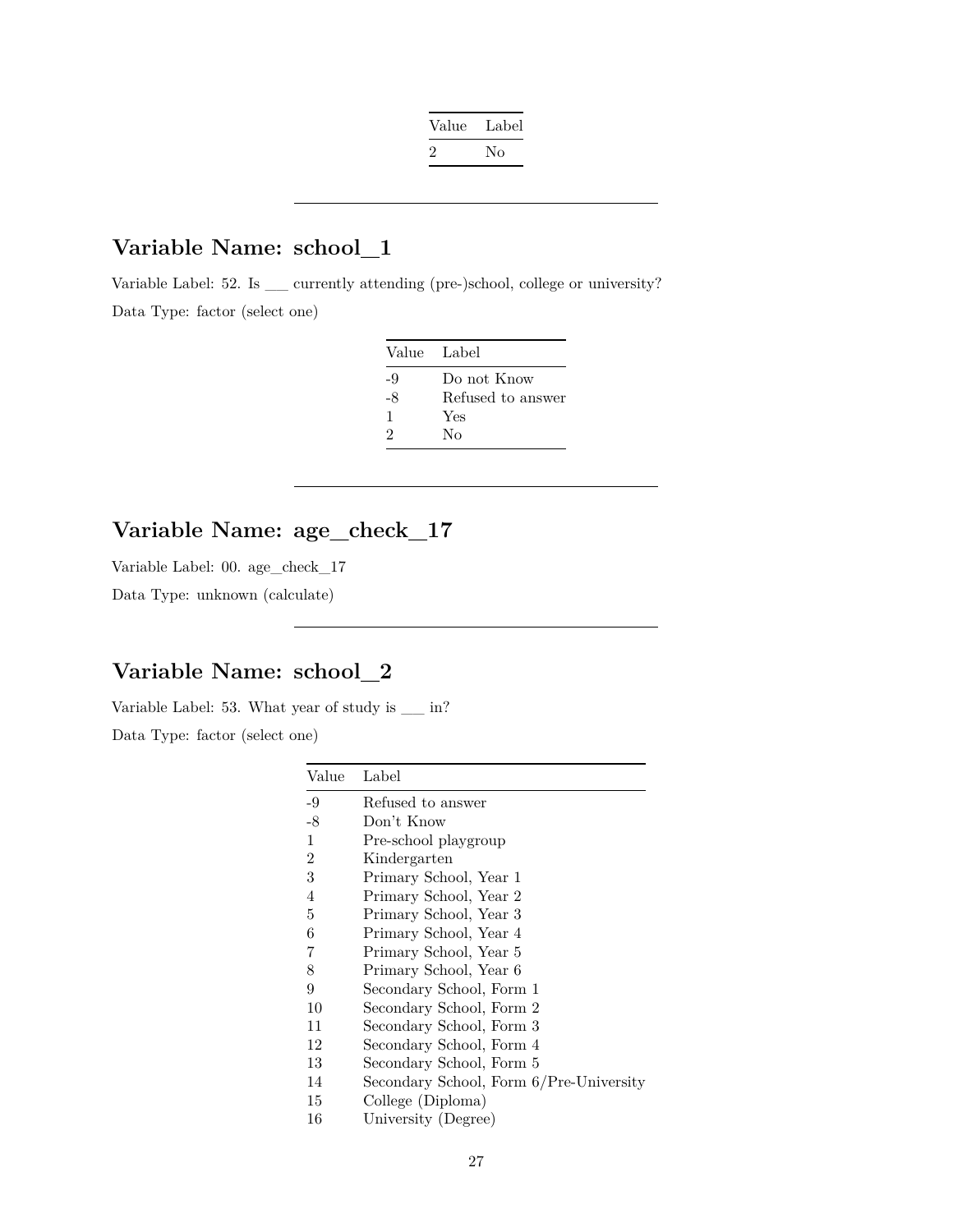| Value | Label |
|---|---|
| 2 | No |

---

## Variable Name: school_1

Variable Label: 52. Is ___ currently attending (pre-)school, college or university?

Data Type: factor (select one)

| Value | Label |
|---|---|
| -9 | Do not Know |
| -8 | Refused to answer |
| 1 | Yes |
| 2 | No |

---

## Variable Name: age_check_17

Variable Label: 00. age_check_17

Data Type: unknown (calculate)

---

## Variable Name: school_2

Variable Label: 53. What year of study is ___ in?

Data Type: factor (select one)

| Value | Label |
|---|---|
| -9 | Refused to answer |
| -8 | Don't Know |
| 1 | Pre-school playgroup |
| 2 | Kindergarten |
| 3 | Primary School, Year 1 |
| 4 | Primary School, Year 2 |
| 5 | Primary School, Year 3 |
| 6 | Primary School, Year 4 |
| 7 | Primary School, Year 5 |
| 8 | Primary School, Year 6 |
| 9 | Secondary School, Form 1 |
| 10 | Secondary School, Form 2 |
| 11 | Secondary School, Form 3 |
| 12 | Secondary School, Form 4 |
| 13 | Secondary School, Form 5 |
| 14 | Secondary School, Form 6/Pre-University |
| 15 | College (Diploma) |
| 16 | University (Degree) |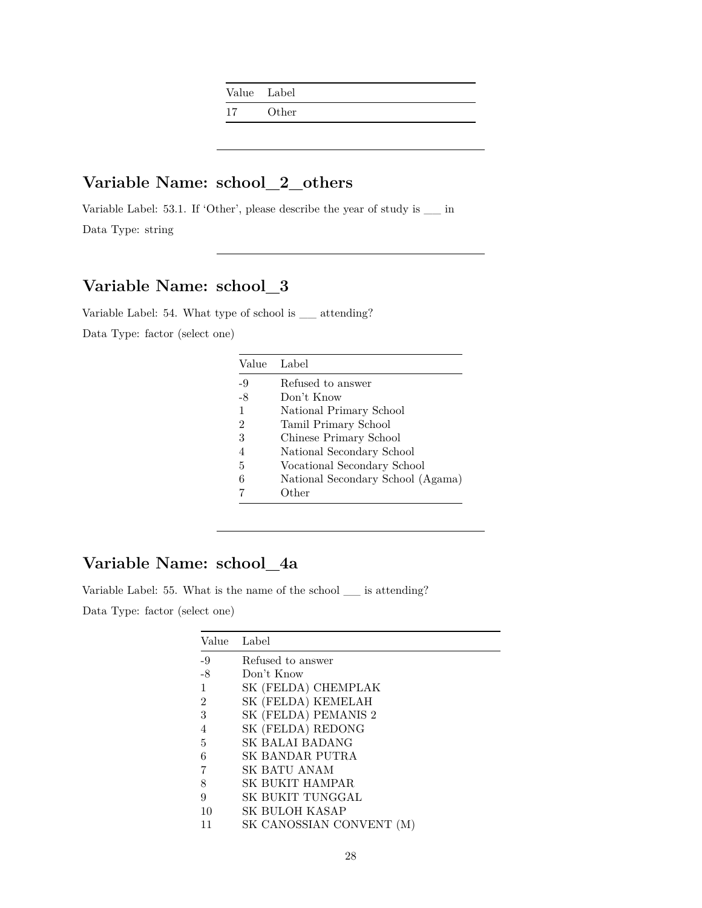| Value | Label |
|---|---|
| 17 | Other |

---

## Variable Name: school_2_others

Variable Label: 53.1. If 'Other', please describe the year of study is ___ in

Data Type: string

---

## Variable Name: school_3

Variable Label: 54. What type of school is ___ attending?

Data Type: factor (select one)

| Value | Label |
|---|---|
| -9 | Refused to answer |
| -8 | Don't Know |
| 1 | National Primary School |
| 2 | Tamil Primary School |
| 3 | Chinese Primary School |
| 4 | National Secondary School |
| 5 | Vocational Secondary School |
| 6 | National Secondary School (Agama) |
| 7 | Other |

---

## Variable Name: school_4a

Variable Label: 55. What is the name of the school ___ is attending?

Data Type: factor (select one)

| Value | Label |
|---|---|
| -9 | Refused to answer |
| -8 | Don't Know |
| 1 | SK (FELDA) CHEMPLAK |
| 2 | SK (FELDA) KEMELAH |
| 3 | SK (FELDA) PEMANIS 2 |
| 4 | SK (FELDA) REDONG |
| 5 | SK BALAI BADANG |
| 6 | SK BANDAR PUTRA |
| 7 | SK BATU ANAM |
| 8 | SK BUKIT HAMPAR |
| 9 | SK BUKIT TUNGGAL |
| 10 | SK BULOH KASAP |
| 11 | SK CANOSSIAN CONVENT (M) |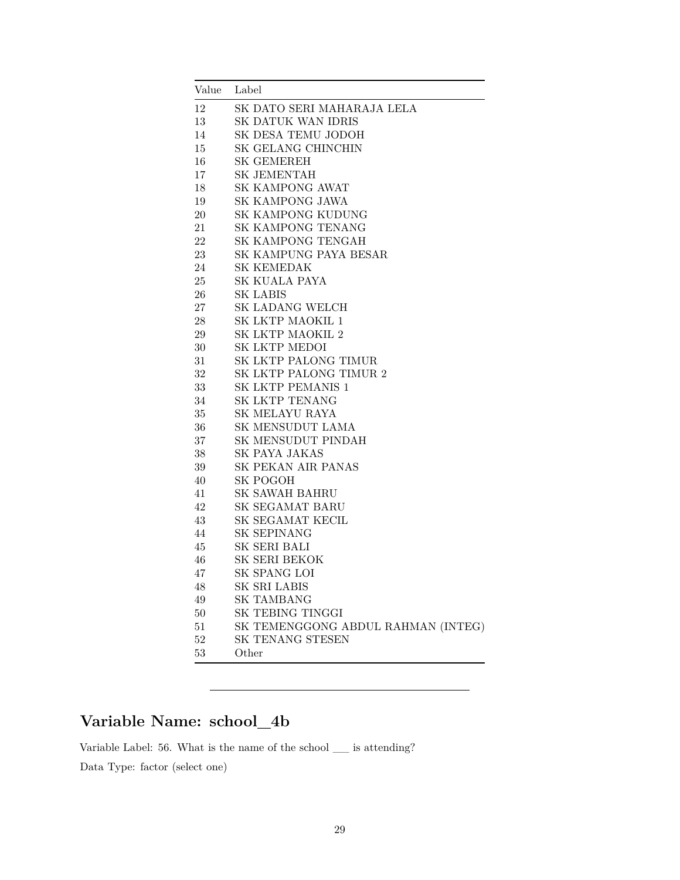| Value | Label |
|---|---|
| 12 | SK DATO SERI MAHARAJA LELA |
| 13 | SK DATUK WAN IDRIS |
| 14 | SK DESA TEMU JODOH |
| 15 | SK GELANG CHINCHIN |
| 16 | SK GEMEREH |
| 17 | SK JEMENTAH |
| 18 | SK KAMPONG AWAT |
| 19 | SK KAMPONG JAWA |
| 20 | SK KAMPONG KUDUNG |
| 21 | SK KAMPONG TENANG |
| 22 | SK KAMPONG TENGAH |
| 23 | SK KAMPUNG PAYA BESAR |
| 24 | SK KEMEDAK |
| 25 | SK KUALA PAYA |
| 26 | SK LABIS |
| 27 | SK LADANG WELCH |
| 28 | SK LKTP MAOKIL 1 |
| 29 | SK LKTP MAOKIL 2 |
| 30 | SK LKTP MEDOI |
| 31 | SK LKTP PALONG TIMUR |
| 32 | SK LKTP PALONG TIMUR 2 |
| 33 | SK LKTP PEMANIS 1 |
| 34 | SK LKTP TENANG |
| 35 | SK MELAYU RAYA |
| 36 | SK MENSUDUT LAMA |
| 37 | SK MENSUDUT PINDAH |
| 38 | SK PAYA JAKAS |
| 39 | SK PEKAN AIR PANAS |
| 40 | SK POGOH |
| 41 | SK SAWAH BAHRU |
| 42 | SK SEGAMAT BARU |
| 43 | SK SEGAMAT KECIL |
| 44 | SK SEPINANG |
| 45 | SK SERI BALI |
| 46 | SK SERI BEKOK |
| 47 | SK SPANG LOI |
| 48 | SK SRI LABIS |
| 49 | SK TAMBANG |
| 50 | SK TEBING TINGGI |
| 51 | SK TEMENGGONG ABDUL RAHMAN (INTEG) |
| 52 | SK TENANG STESEN |
| 53 | Other |

---

## Variable Name: school_4b

Variable Label: 56. What is the name of the school ___ is attending?

Data Type: factor (select one)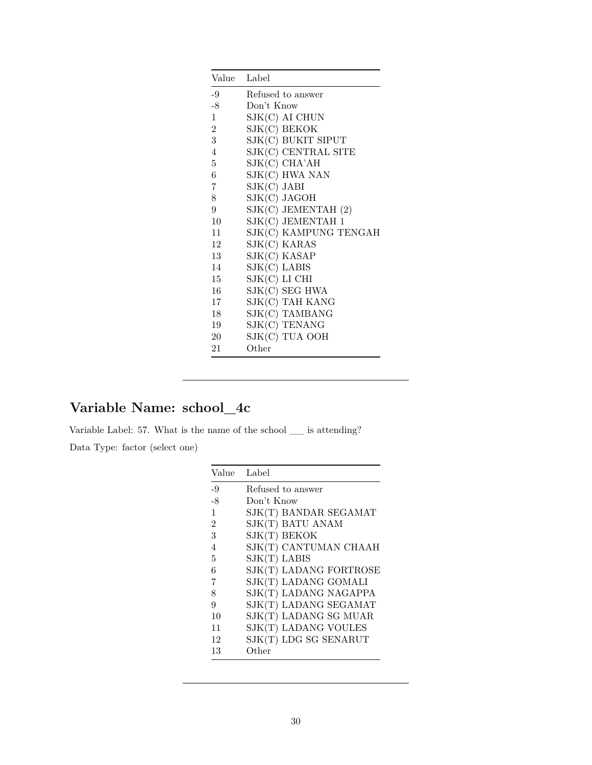| Value | Label |
|---|---|
| -9 | Refused to answer |
| -8 | Don't Know |
| 1 | SJK(C) AI CHUN |
| 2 | SJK(C) BEKOK |
| 3 | SJK(C) BUKIT SIPUT |
| 4 | SJK(C) CENTRAL SITE |
| 5 | SJK(C) CHA'AH |
| 6 | SJK(C) HWA NAN |
| 7 | SJK(C) JABI |
| 8 | SJK(C) JAGOH |
| 9 | SJK(C) JEMENTAH (2) |
| 10 | SJK(C) JEMENTAH 1 |
| 11 | SJK(C) KAMPUNG TENGAH |
| 12 | SJK(C) KARAS |
| 13 | SJK(C) KASAP |
| 14 | SJK(C) LABIS |
| 15 | SJK(C) LI CHI |
| 16 | SJK(C) SEG HWA |
| 17 | SJK(C) TAH KANG |
| 18 | SJK(C) TAMBANG |
| 19 | SJK(C) TENANG |
| 20 | SJK(C) TUA OOH |
| 21 | Other |

---

## Variable Name: school_4c

Variable Label: 57. What is the name of the school ___ is attending?

Data Type: factor (select one)

| Value | Label |
|---|---|
| -9 | Refused to answer |
| -8 | Don't Know |
| 1 | SJK(T) BANDAR SEGAMAT |
| 2 | SJK(T) BATU ANAM |
| 3 | SJK(T) BEKOK |
| 4 | SJK(T) CANTUMAN CHAAH |
| 5 | SJK(T) LABIS |
| 6 | SJK(T) LADANG FORTROSE |
| 7 | SJK(T) LADANG GOMALI |
| 8 | SJK(T) LADANG NAGAPPA |
| 9 | SJK(T) LADANG SEGAMAT |
| 10 | SJK(T) LADANG SG MUAR |
| 11 | SJK(T) LADANG VOULES |
| 12 | SJK(T) LDG SG SENARUT |
| 13 | Other |

---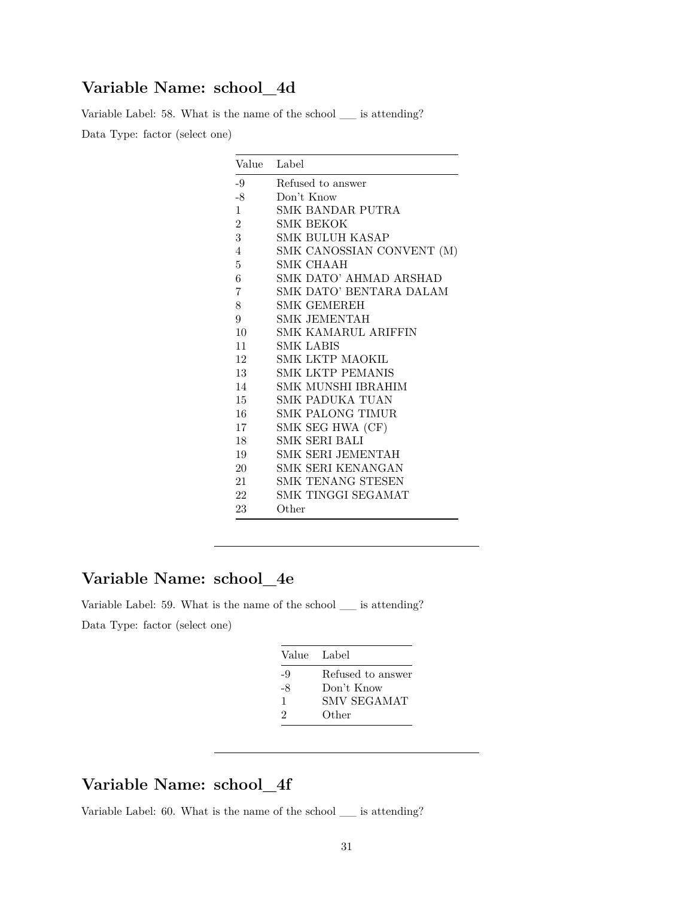## Variable Name: school_4d

Variable Label: 58. What is the name of the school ___ is attending?

Data Type: factor (select one)

| Value | Label |
|---|---|
| -9 | Refused to answer |
| -8 | Don't Know |
| 1 | SMK BANDAR PUTRA |
| 2 | SMK BEKOK |
| 3 | SMK BULUH KASAP |
| 4 | SMK CANOSSIAN CONVENT (M) |
| 5 | SMK CHAAH |
| 6 | SMK DATO' AHMAD ARSHAD |
| 7 | SMK DATO' BENTARA DALAM |
| 8 | SMK GEMEREH |
| 9 | SMK JEMENTAH |
| 10 | SMK KAMARUL ARIFFIN |
| 11 | SMK LABIS |
| 12 | SMK LKTP MAOKIL |
| 13 | SMK LKTP PEMANIS |
| 14 | SMK MUNSHI IBRAHIM |
| 15 | SMK PADUKA TUAN |
| 16 | SMK PALONG TIMUR |
| 17 | SMK SEG HWA (CF) |
| 18 | SMK SERI BALI |
| 19 | SMK SERI JEMENTAH |
| 20 | SMK SERI KENANGAN |
| 21 | SMK TENANG STESEN |
| 22 | SMK TINGGI SEGAMAT |
| 23 | Other |

---

## Variable Name: school_4e

Variable Label: 59. What is the name of the school ___ is attending?

Data Type: factor (select one)

| Value | Label |
|---|---|
| -9 | Refused to answer |
| -8 | Don't Know |
| 1 | SMV SEGAMAT |
| 2 | Other |

---

## Variable Name: school_4f

Variable Label: 60. What is the name of the school ___ is attending?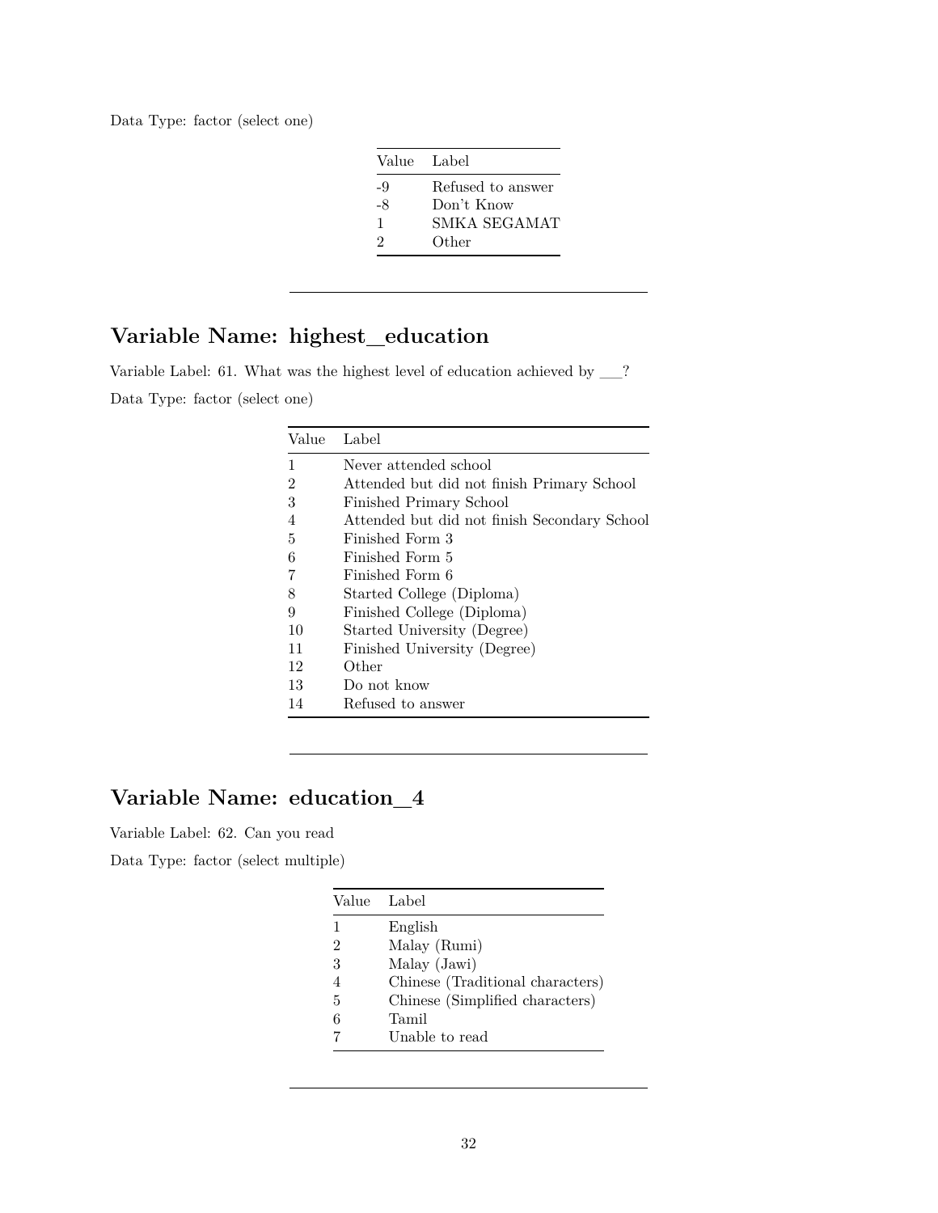Data Type: factor (select one)

| Value | Label |
|---|---|
| -9 | Refused to answer |
| -8 | Don't Know |
| 1 | SMKA SEGAMAT |
| 2 | Other |

---

## Variable Name: highest_education

Variable Label: 61. What was the highest level of education achieved by ___?

Data Type: factor (select one)

| Value | Label |
|---|---|
| 1 | Never attended school |
| 2 | Attended but did not finish Primary School |
| 3 | Finished Primary School |
| 4 | Attended but did not finish Secondary School |
| 5 | Finished Form 3 |
| 6 | Finished Form 5 |
| 7 | Finished Form 6 |
| 8 | Started College (Diploma) |
| 9 | Finished College (Diploma) |
| 10 | Started University (Degree) |
| 11 | Finished University (Degree) |
| 12 | Other |
| 13 | Do not know |
| 14 | Refused to answer |

---

## Variable Name: education_4

Variable Label: 62. Can you read

Data Type: factor (select multiple)

| Value | Label |
|---|---|
| 1 | English |
| 2 | Malay (Rumi) |
| 3 | Malay (Jawi) |
| 4 | Chinese (Traditional characters) |
| 5 | Chinese (Simplified characters) |
| 6 | Tamil |
| 7 | Unable to read |

---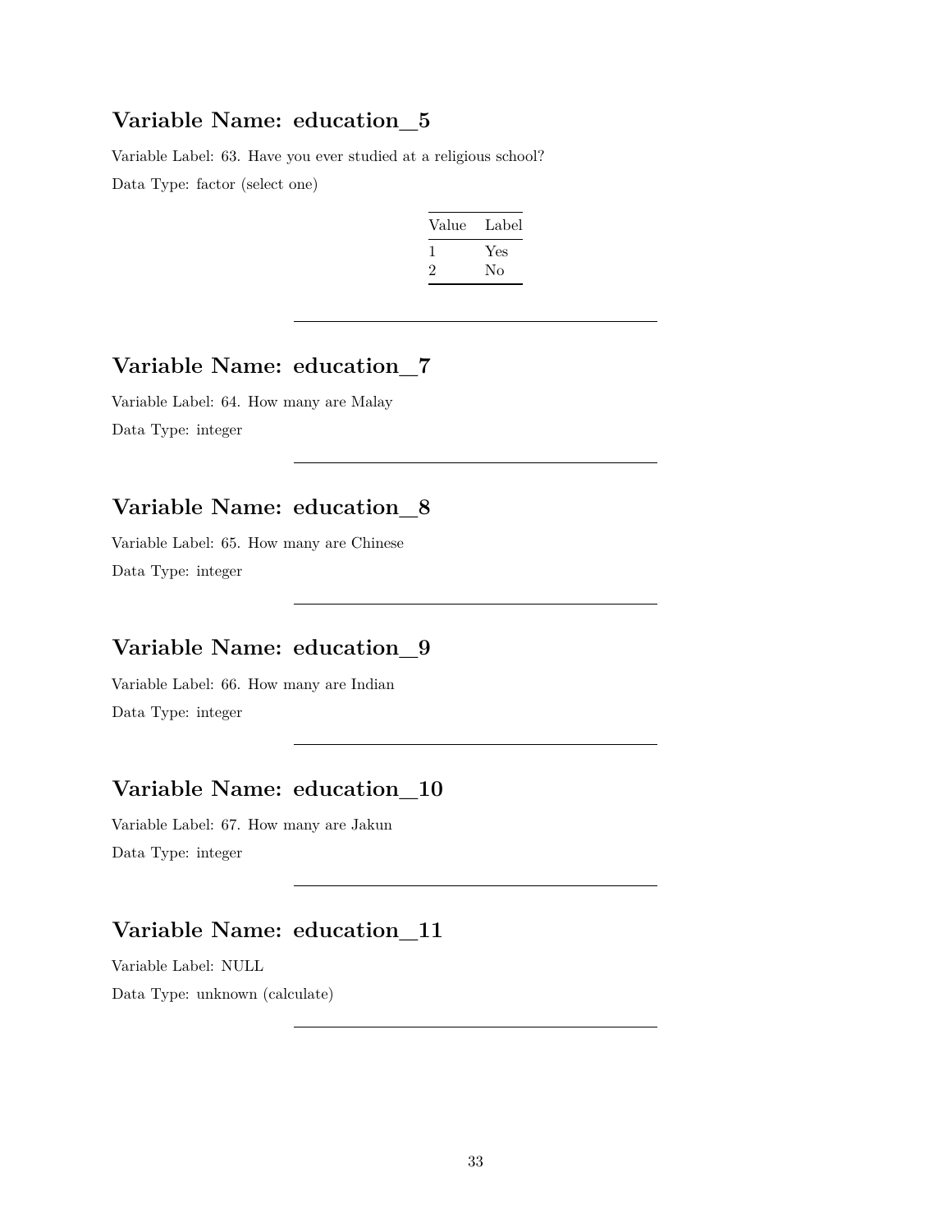## Variable Name: education_5

Variable Label: 63. Have you ever studied at a religious school?

Data Type: factor (select one)

| Value | Label |
|---|---|
| 1 | Yes |
| 2 | No |

---

## Variable Name: education_7

Variable Label: 64. How many are Malay

Data Type: integer

---

## Variable Name: education_8

Variable Label: 65. How many are Chinese

Data Type: integer

---

## Variable Name: education_9

Variable Label: 66. How many are Indian

Data Type: integer

---

## Variable Name: education_10

Variable Label: 67. How many are Jakun

Data Type: integer

---

## Variable Name: education_11

Variable Label: NULL

Data Type: unknown (calculate)

---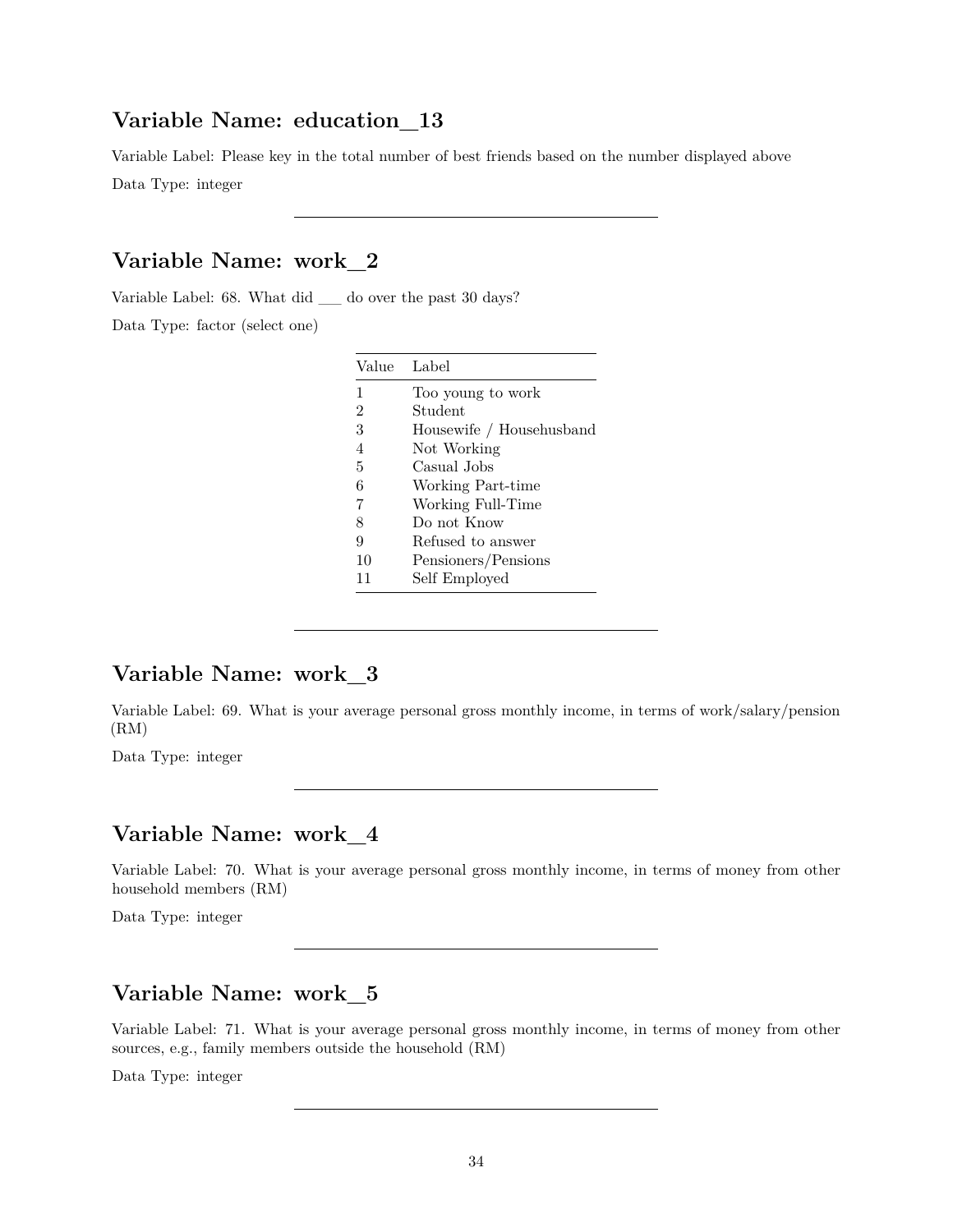## Variable Name: education_13

Variable Label: Please key in the total number of best friends based on the number displayed above

Data Type: integer

---

## Variable Name: work_2

Variable Label: 68. What did ___ do over the past 30 days?

Data Type: factor (select one)

| Value | Label |
|---|---|
| 1 | Too young to work |
| 2 | Student |
| 3 | Housewife / Househusband |
| 4 | Not Working |
| 5 | Casual Jobs |
| 6 | Working Part-time |
| 7 | Working Full-Time |
| 8 | Do not Know |
| 9 | Refused to answer |
| 10 | Pensioners/Pensions |
| 11 | Self Employed |

---

## Variable Name: work_3

Variable Label: 69. What is your average personal gross monthly income, in terms of work/salary/pension (RM)

Data Type: integer

---

## Variable Name: work_4

Variable Label: 70. What is your average personal gross monthly income, in terms of money from other household members (RM)

Data Type: integer

---

## Variable Name: work_5

Variable Label: 71. What is your average personal gross monthly income, in terms of money from other sources, e.g., family members outside the household (RM)

Data Type: integer

---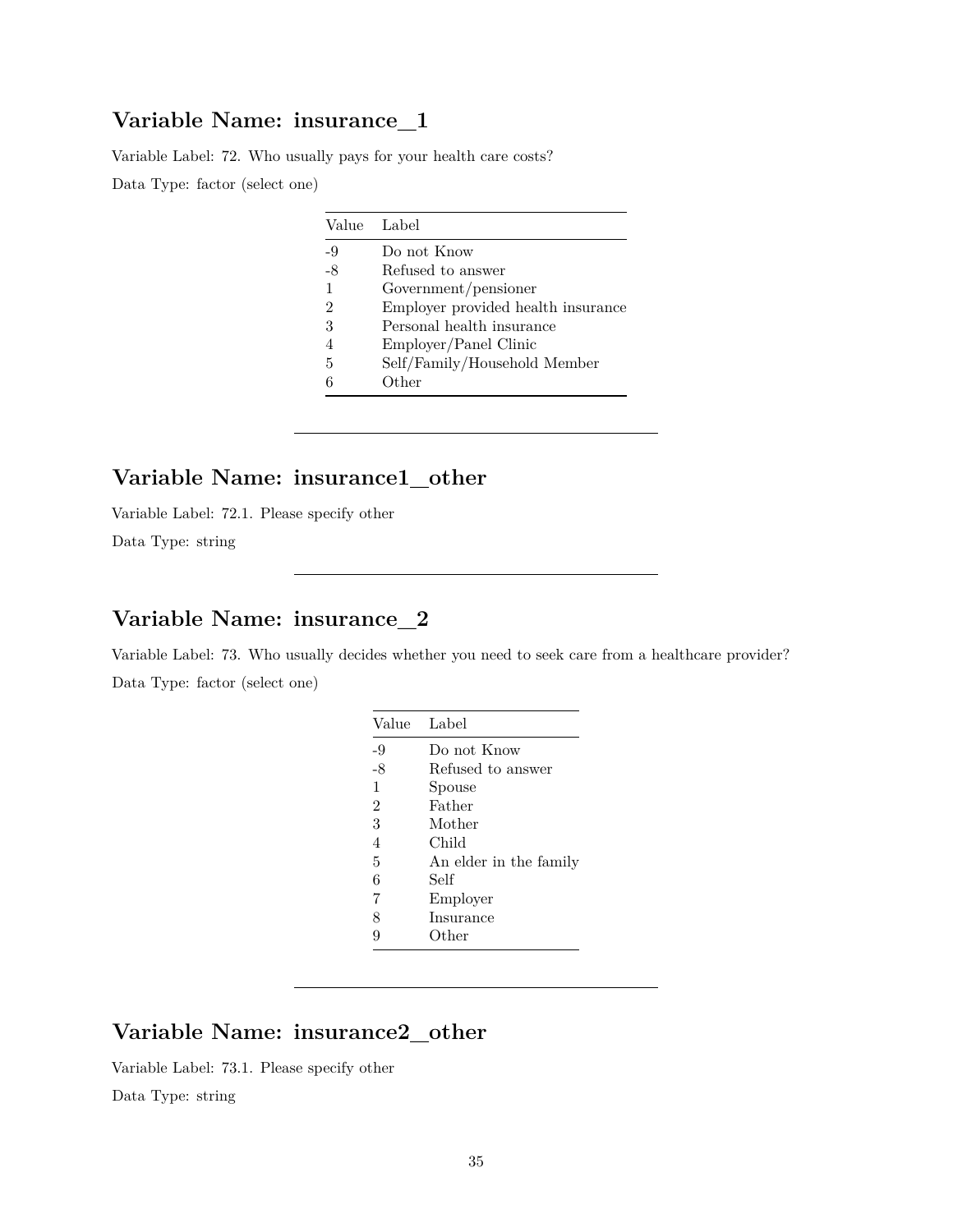## Variable Name: insurance_1

Variable Label: 72. Who usually pays for your health care costs?

Data Type: factor (select one)

| Value | Label |
|---|---|
| -9 | Do not Know |
| -8 | Refused to answer |
| 1 | Government/pensioner |
| 2 | Employer provided health insurance |
| 3 | Personal health insurance |
| 4 | Employer/Panel Clinic |
| 5 | Self/Family/Household Member |
| 6 | Other |

---

## Variable Name: insurance1_other

Variable Label: 72.1. Please specify other

Data Type: string

---

## Variable Name: insurance_2

Variable Label: 73. Who usually decides whether you need to seek care from a healthcare provider?

Data Type: factor (select one)

| Value | Label |
|---|---|
| -9 | Do not Know |
| -8 | Refused to answer |
| 1 | Spouse |
| 2 | Father |
| 3 | Mother |
| 4 | Child |
| 5 | An elder in the family |
| 6 | Self |
| 7 | Employer |
| 8 | Insurance |
| 9 | Other |

---

## Variable Name: insurance2_other

Variable Label: 73.1. Please specify other

Data Type: string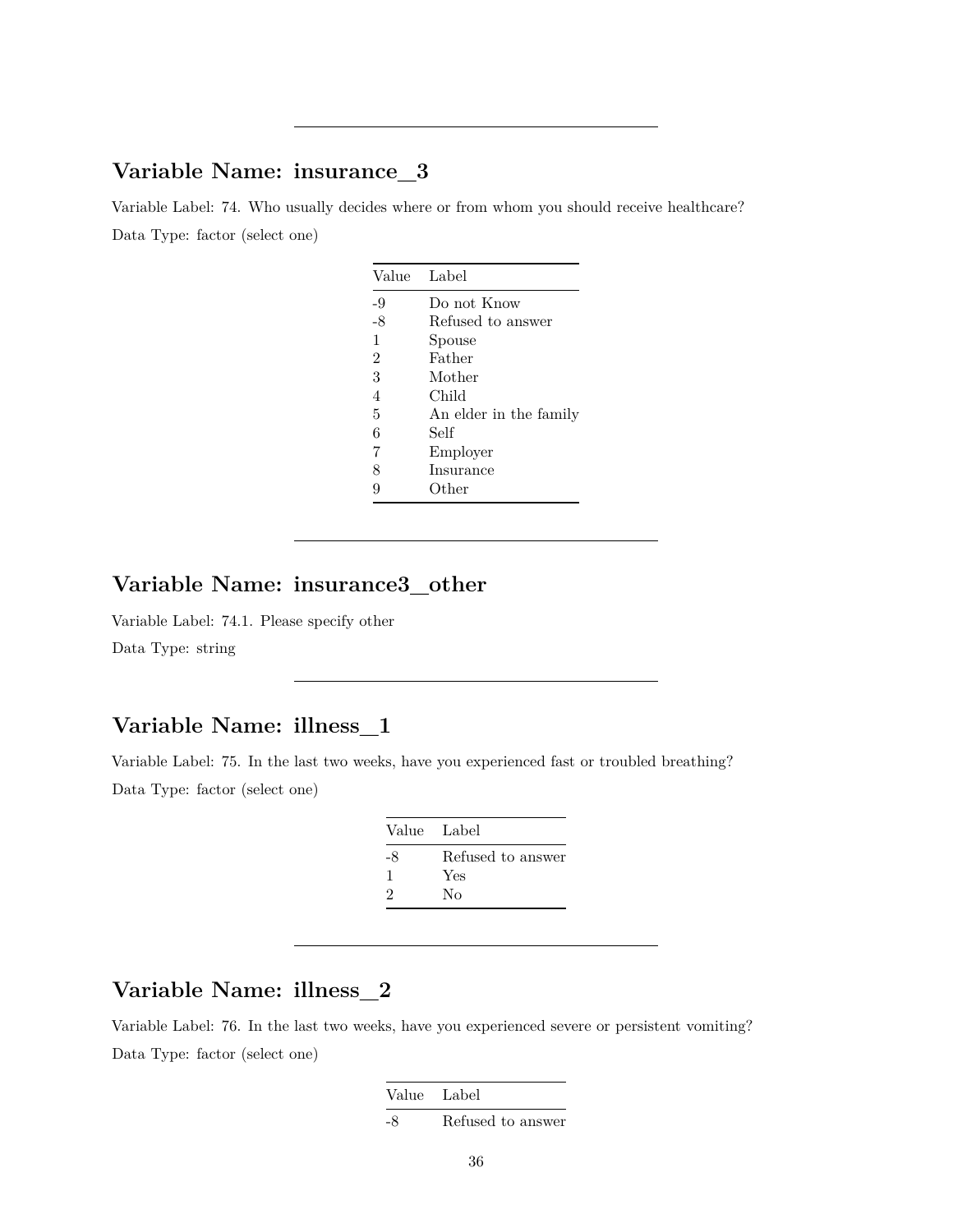---

## Variable Name: insurance_3

Variable Label: 74. Who usually decides where or from whom you should receive healthcare?

Data Type: factor (select one)

| Value | Label |
|---|---|
| -9 | Do not Know |
| -8 | Refused to answer |
| 1 | Spouse |
| 2 | Father |
| 3 | Mother |
| 4 | Child |
| 5 | An elder in the family |
| 6 | Self |
| 7 | Employer |
| 8 | Insurance |
| 9 | Other |

---

## Variable Name: insurance3_other

Variable Label: 74.1. Please specify other

Data Type: string

---

## Variable Name: illness_1

Variable Label: 75. In the last two weeks, have you experienced fast or troubled breathing?

Data Type: factor (select one)

| Value | Label |
|---|---|
| -8 | Refused to answer |
| 1 | Yes |
| 2 | No |

---

## Variable Name: illness_2

Variable Label: 76. In the last two weeks, have you experienced severe or persistent vomiting?

Data Type: factor (select one)

| Value | Label |
|---|---|
| -8 | Refused to answer |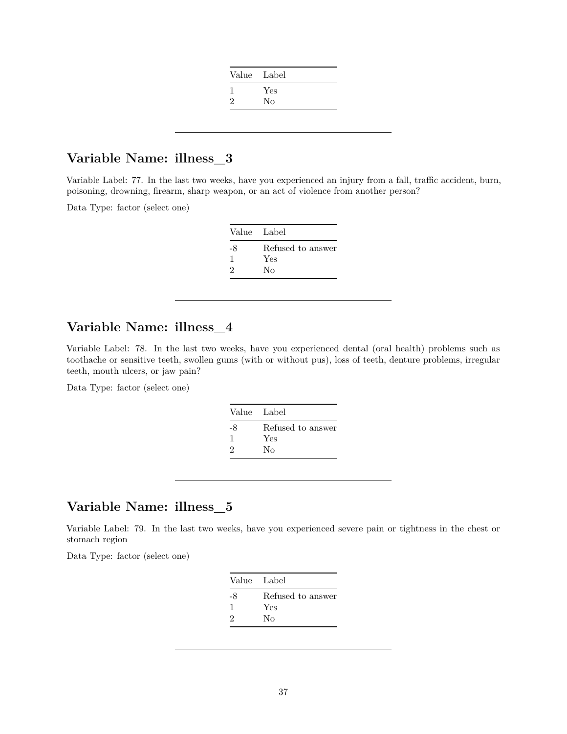| Value | Label |
|---|---|
| 1 | Yes |
| 2 | No |

---

## Variable Name: illness_3

Variable Label: 77. In the last two weeks, have you experienced an injury from a fall, traffic accident, burn, poisoning, drowning, firearm, sharp weapon, or an act of violence from another person?

Data Type: factor (select one)

| Value | Label |
|---|---|
| -8 | Refused to answer |
| 1 | Yes |
| 2 | No |

---

## Variable Name: illness_4

Variable Label: 78. In the last two weeks, have you experienced dental (oral health) problems such as toothache or sensitive teeth, swollen gums (with or without pus), loss of teeth, denture problems, irregular teeth, mouth ulcers, or jaw pain?

Data Type: factor (select one)

| Value | Label |
|---|---|
| -8 | Refused to answer |
| 1 | Yes |
| 2 | No |

---

## Variable Name: illness_5

Variable Label: 79. In the last two weeks, have you experienced severe pain or tightness in the chest or stomach region

Data Type: factor (select one)

| Value | Label |
|---|---|
| -8 | Refused to answer |
| 1 | Yes |
| 2 | No |

---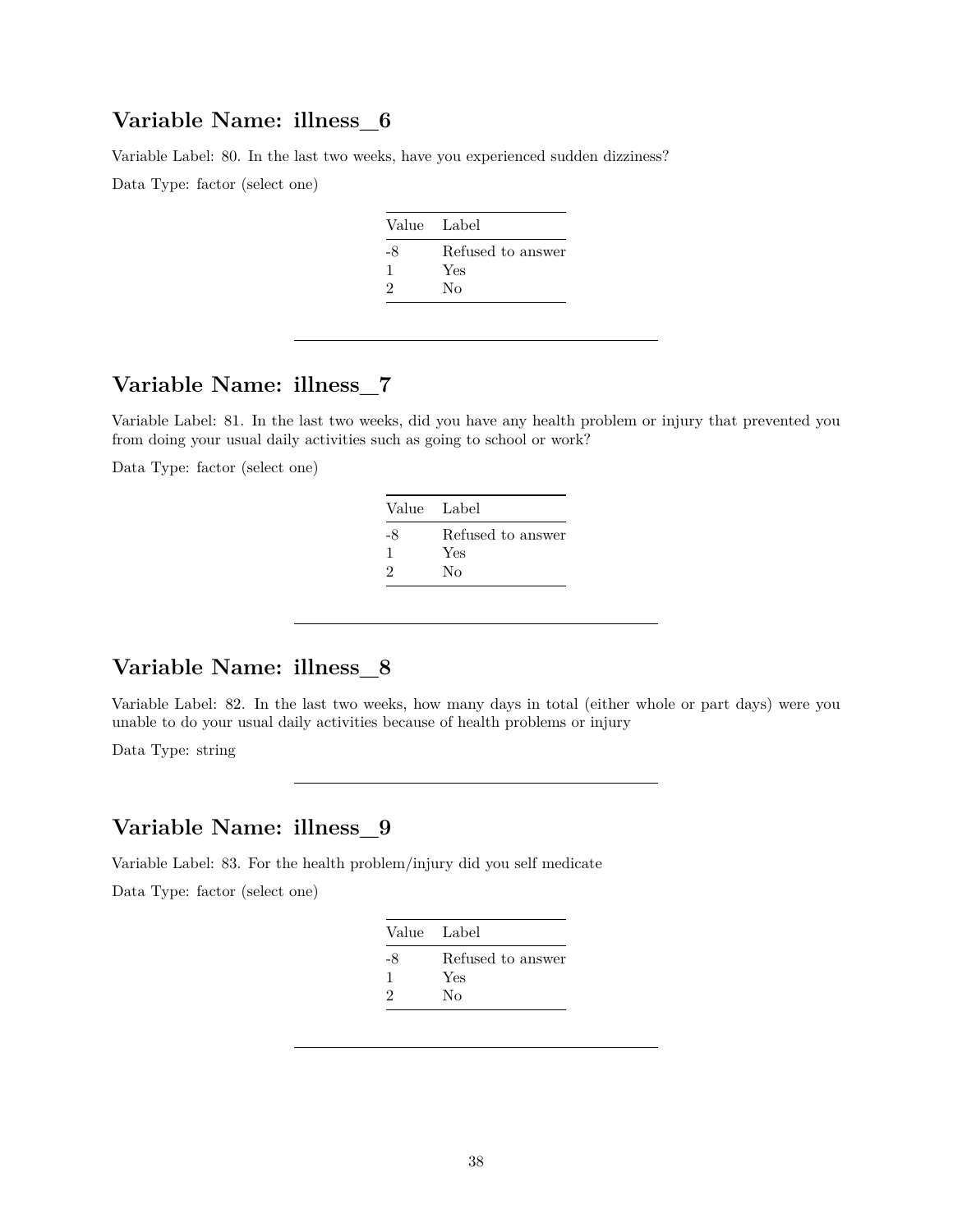## Variable Name: illness_6

Variable Label: 80. In the last two weeks, have you experienced sudden dizziness?

Data Type: factor (select one)

| Value | Label |
|---|---|
| -8 | Refused to answer |
| 1 | Yes |
| 2 | No |

---

## Variable Name: illness_7

Variable Label: 81. In the last two weeks, did you have any health problem or injury that prevented you from doing your usual daily activities such as going to school or work?

Data Type: factor (select one)

| Value | Label |
|---|---|
| -8 | Refused to answer |
| 1 | Yes |
| 2 | No |

---

## Variable Name: illness_8

Variable Label: 82. In the last two weeks, how many days in total (either whole or part days) were you unable to do your usual daily activities because of health problems or injury

Data Type: string

---

## Variable Name: illness_9

Variable Label: 83. For the health problem/injury did you self medicate

Data Type: factor (select one)

| Value | Label |
|---|---|
| -8 | Refused to answer |
| 1 | Yes |
| 2 | No |

---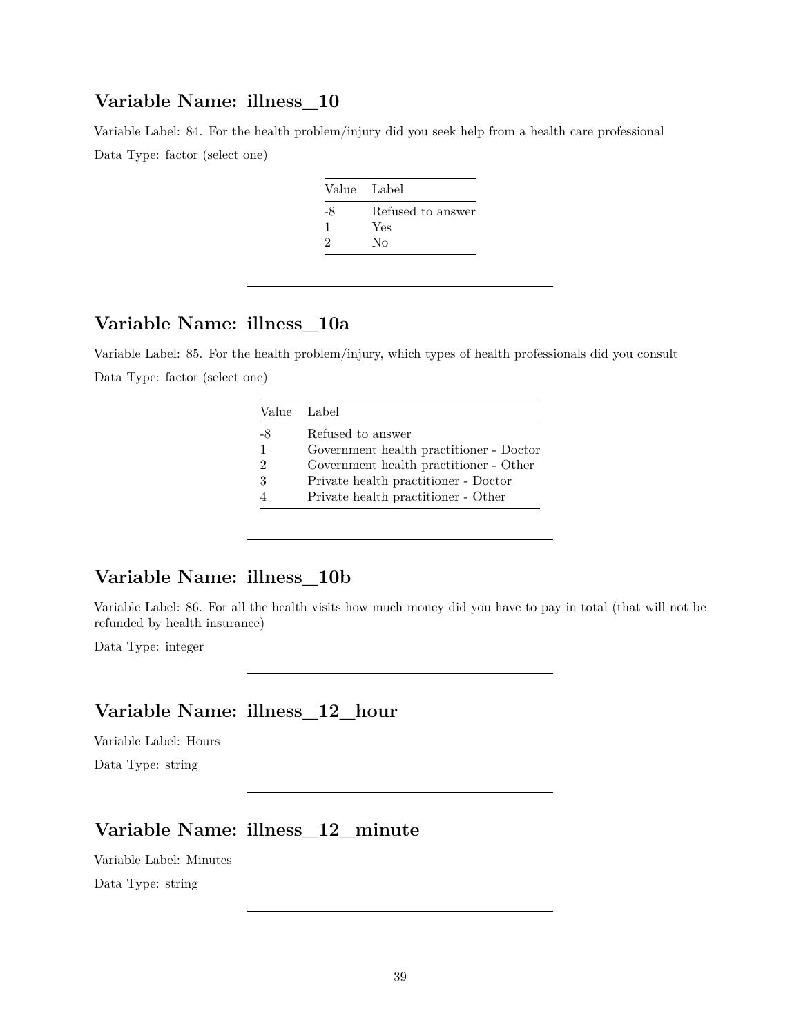## Variable Name: illness_10

Variable Label: 84. For the health problem/injury did you seek help from a health care professional

Data Type: factor (select one)

| Value | Label |
|---|---|
| -8 | Refused to answer |
| 1 | Yes |
| 2 | No |

---

## Variable Name: illness_10a

Variable Label: 85. For the health problem/injury, which types of health professionals did you consult

Data Type: factor (select one)

| Value | Label |
|---|---|
| -8 | Refused to answer |
| 1 | Government health practitioner - Doctor |
| 2 | Government health practitioner - Other |
| 3 | Private health practitioner - Doctor |
| 4 | Private health practitioner - Other |

---

## Variable Name: illness_10b

Variable Label: 86. For all the health visits how much money did you have to pay in total (that will not be refunded by health insurance)

Data Type: integer

---

## Variable Name: illness_12_hour

Variable Label: Hours

Data Type: string

---

## Variable Name: illness_12_minute

Variable Label: Minutes

Data Type: string

---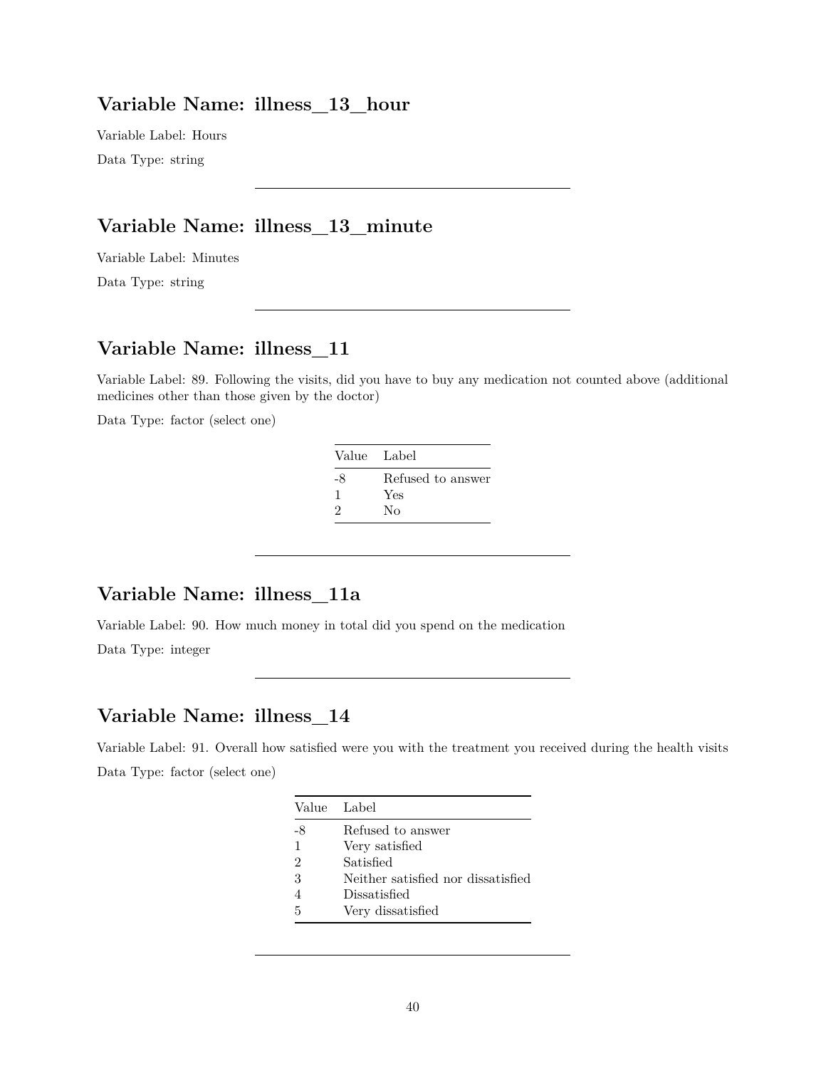## Variable Name: illness_13_hour

Variable Label: Hours

Data Type: string

---

## Variable Name: illness_13_minute

Variable Label: Minutes

Data Type: string

---

## Variable Name: illness_11

Variable Label: 89. Following the visits, did you have to buy any medication not counted above (additional medicines other than those given by the doctor)

Data Type: factor (select one)

| Value | Label |
|---|---|
| -8 | Refused to answer |
| 1 | Yes |
| 2 | No |

---

## Variable Name: illness_11a

Variable Label: 90. How much money in total did you spend on the medication

Data Type: integer

---

## Variable Name: illness_14

Variable Label: 91. Overall how satisfied were you with the treatment you received during the health visits

Data Type: factor (select one)

| Value | Label |
|---|---|
| -8 | Refused to answer |
| 1 | Very satisfied |
| 2 | Satisfied |
| 3 | Neither satisfied nor dissatisfied |
| 4 | Dissatisfied |
| 5 | Very dissatisfied |

---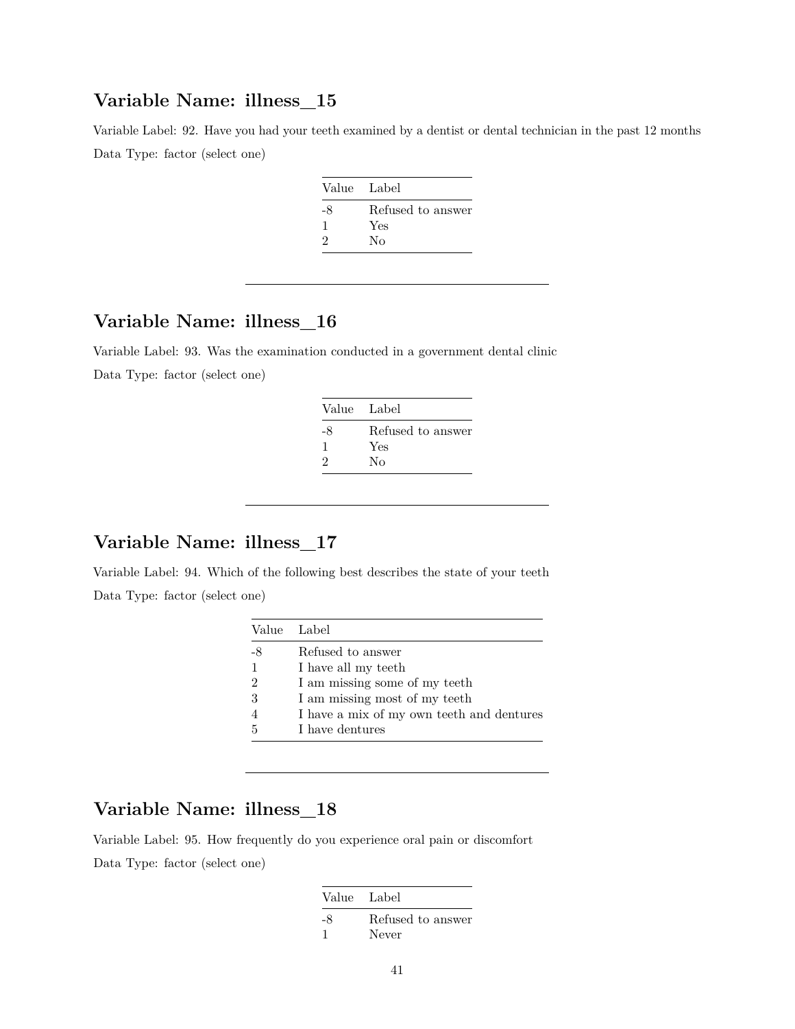## Variable Name: illness_15

Variable Label: 92. Have you had your teeth examined by a dentist or dental technician in the past 12 months

Data Type: factor (select one)

| Value | Label |
|---|---|
| -8 | Refused to answer |
| 1 | Yes |
| 2 | No |

---

## Variable Name: illness_16

Variable Label: 93. Was the examination conducted in a government dental clinic

Data Type: factor (select one)

| Value | Label |
|---|---|
| -8 | Refused to answer |
| 1 | Yes |
| 2 | No |

---

## Variable Name: illness_17

Variable Label: 94. Which of the following best describes the state of your teeth

Data Type: factor (select one)

| Value | Label |
|---|---|
| -8 | Refused to answer |
| 1 | I have all my teeth |
| 2 | I am missing some of my teeth |
| 3 | I am missing most of my teeth |
| 4 | I have a mix of my own teeth and dentures |
| 5 | I have dentures |

---

## Variable Name: illness_18

Variable Label: 95. How frequently do you experience oral pain or discomfort

Data Type: factor (select one)

| Value | Label |
|---|---|
| -8 | Refused to answer |
| 1 | Never |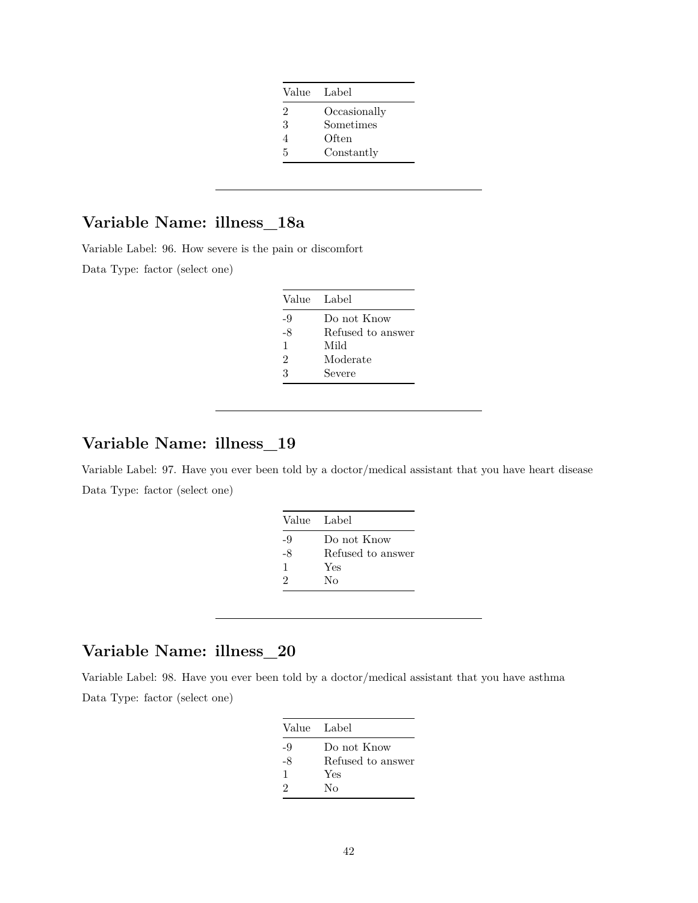| Value | Label |
|---|---|
| 2 | Occasionally |
| 3 | Sometimes |
| 4 | Often |
| 5 | Constantly |

---

## Variable Name: illness_18a

Variable Label: 96. How severe is the pain or discomfort

Data Type: factor (select one)

| Value | Label |
|---|---|
| -9 | Do not Know |
| -8 | Refused to answer |
| 1 | Mild |
| 2 | Moderate |
| 3 | Severe |

---

## Variable Name: illness_19

Variable Label: 97. Have you ever been told by a doctor/medical assistant that you have heart disease

Data Type: factor (select one)

| Value | Label |
|---|---|
| -9 | Do not Know |
| -8 | Refused to answer |
| 1 | Yes |
| 2 | No |

---

## Variable Name: illness_20

Variable Label: 98. Have you ever been told by a doctor/medical assistant that you have asthma

Data Type: factor (select one)

| Value | Label |
|---|---|
| -9 | Do not Know |
| -8 | Refused to answer |
| 1 | Yes |
| 2 | No |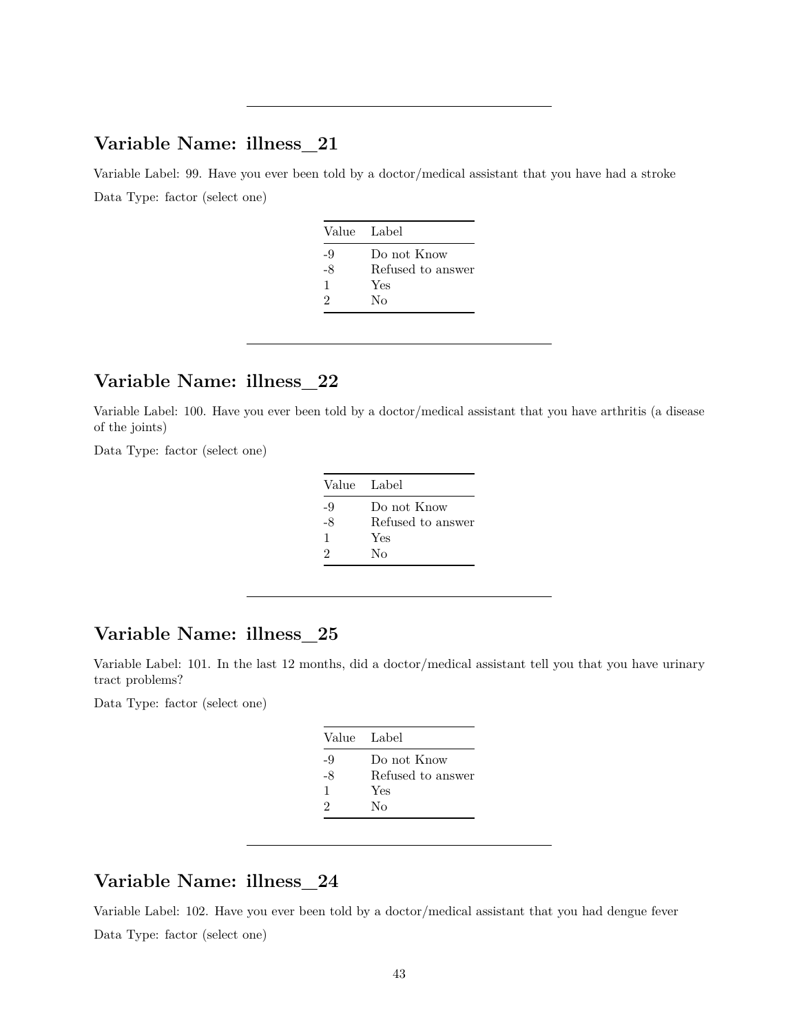---

## Variable Name: illness_21

Variable Label: 99. Have you ever been told by a doctor/medical assistant that you have had a stroke

Data Type: factor (select one)

| Value | Label |
|---|---|
| -9 | Do not Know |
| -8 | Refused to answer |
| 1 | Yes |
| 2 | No |

---

## Variable Name: illness_22

Variable Label: 100. Have you ever been told by a doctor/medical assistant that you have arthritis (a disease of the joints)

Data Type: factor (select one)

| Value | Label |
|---|---|
| -9 | Do not Know |
| -8 | Refused to answer |
| 1 | Yes |
| 2 | No |

---

## Variable Name: illness_25

Variable Label: 101. In the last 12 months, did a doctor/medical assistant tell you that you have urinary tract problems?

Data Type: factor (select one)

| Value | Label |
|---|---|
| -9 | Do not Know |
| -8 | Refused to answer |
| 1 | Yes |
| 2 | No |

---

## Variable Name: illness_24

Variable Label: 102. Have you ever been told by a doctor/medical assistant that you had dengue fever

Data Type: factor (select one)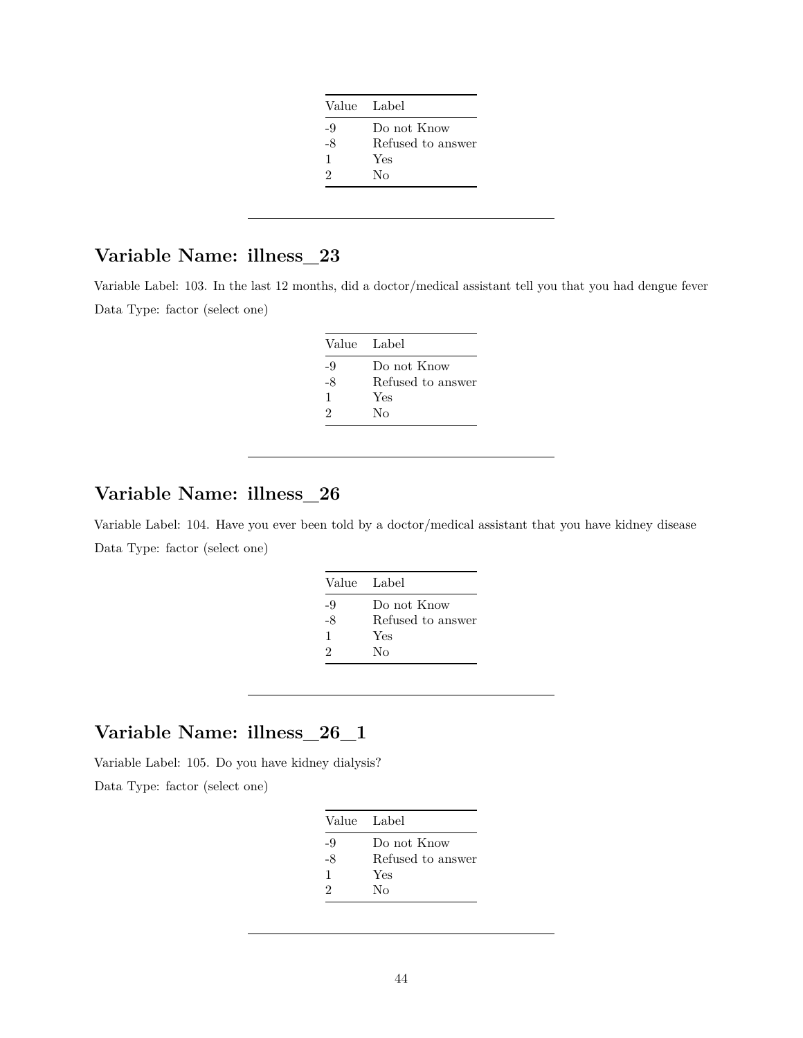| Value | Label |
|---|---|
| -9 | Do not Know |
| -8 | Refused to answer |
| 1 | Yes |
| 2 | No |

---

## Variable Name: illness_23

Variable Label: 103. In the last 12 months, did a doctor/medical assistant tell you that you had dengue fever

Data Type: factor (select one)

| Value | Label |
|---|---|
| -9 | Do not Know |
| -8 | Refused to answer |
| 1 | Yes |
| 2 | No |

---

## Variable Name: illness_26

Variable Label: 104. Have you ever been told by a doctor/medical assistant that you have kidney disease

Data Type: factor (select one)

| Value | Label |
|---|---|
| -9 | Do not Know |
| -8 | Refused to answer |
| 1 | Yes |
| 2 | No |

---

## Variable Name: illness_26_1

Variable Label: 105. Do you have kidney dialysis?

Data Type: factor (select one)

| Value | Label |
|---|---|
| -9 | Do not Know |
| -8 | Refused to answer |
| 1 | Yes |
| 2 | No |

---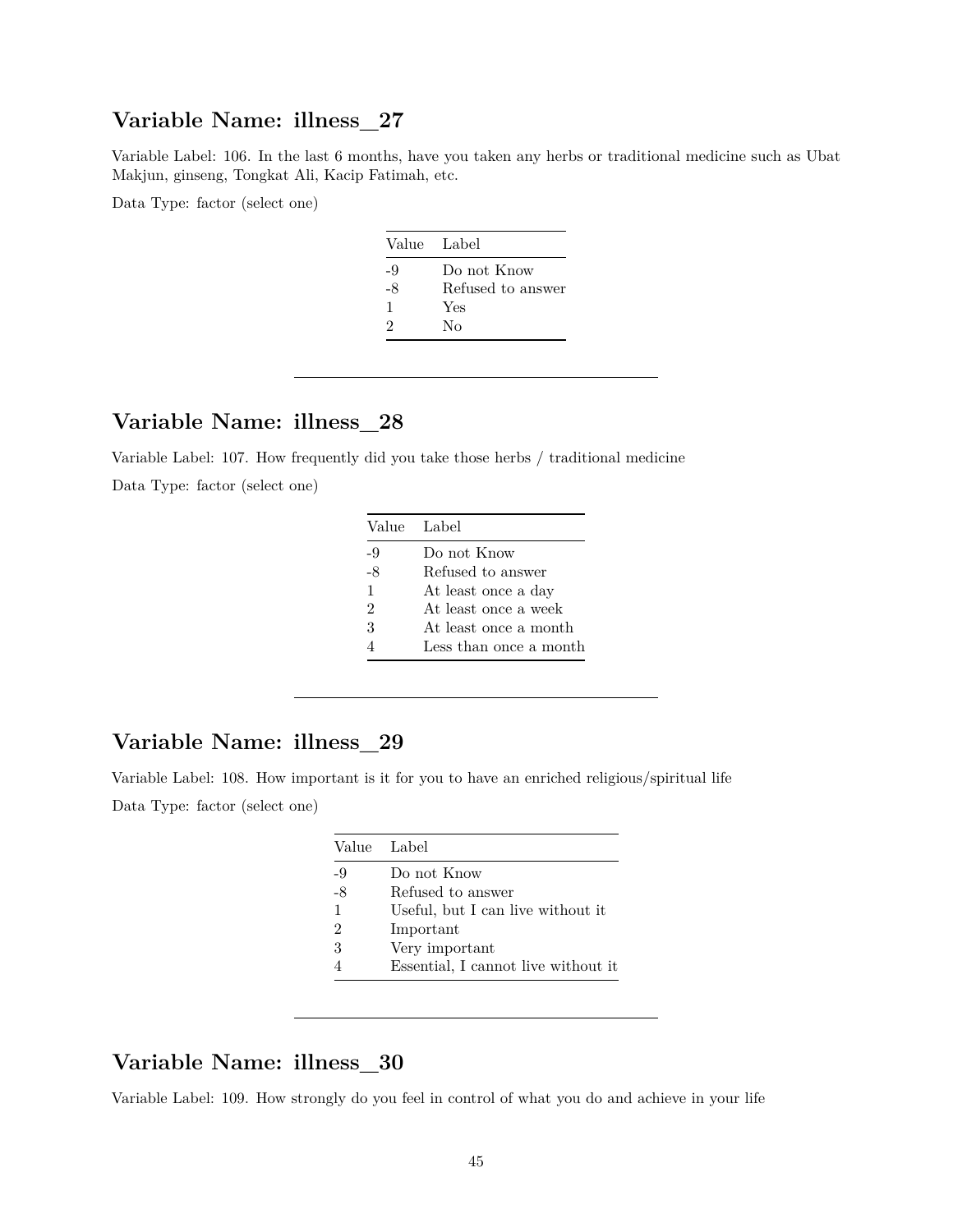## Variable Name: illness_27

Variable Label: 106. In the last 6 months, have you taken any herbs or traditional medicine such as Ubat Makjun, ginseng, Tongkat Ali, Kacip Fatimah, etc.

Data Type: factor (select one)

| Value | Label |
|---|---|
| -9 | Do not Know |
| -8 | Refused to answer |
| 1 | Yes |
| 2 | No |

---

## Variable Name: illness_28

Variable Label: 107. How frequently did you take those herbs / traditional medicine

Data Type: factor (select one)

| Value | Label |
|---|---|
| -9 | Do not Know |
| -8 | Refused to answer |
| 1 | At least once a day |
| 2 | At least once a week |
| 3 | At least once a month |
| 4 | Less than once a month |

---

## Variable Name: illness_29

Variable Label: 108. How important is it for you to have an enriched religious/spiritual life

Data Type: factor (select one)

| Value | Label |
|---|---|
| -9 | Do not Know |
| -8 | Refused to answer |
| 1 | Useful, but I can live without it |
| 2 | Important |
| 3 | Very important |
| 4 | Essential, I cannot live without it |

---

## Variable Name: illness_30

Variable Label: 109. How strongly do you feel in control of what you do and achieve in your life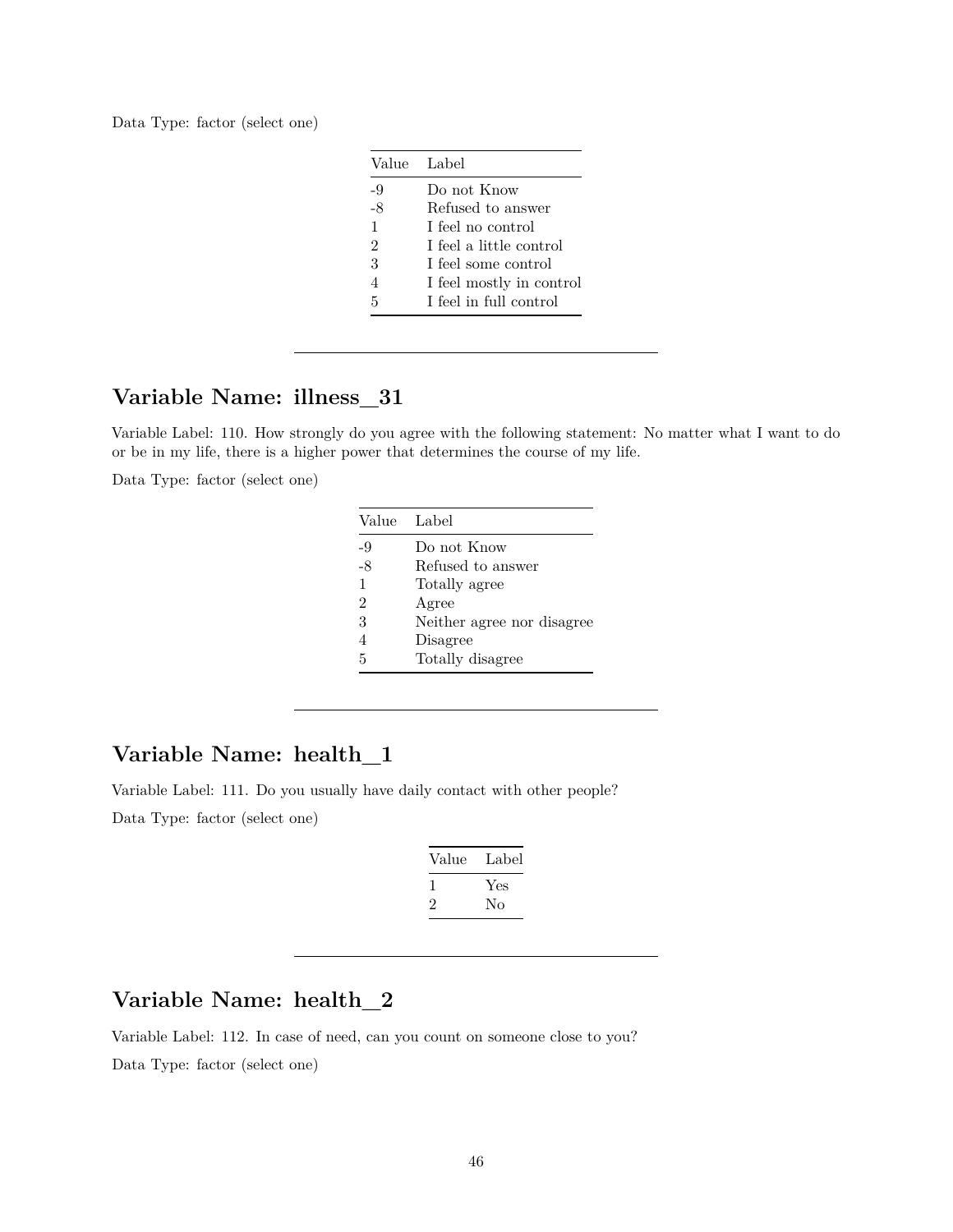Data Type: factor (select one)

| Value | Label |
|---|---|
| -9 | Do not Know |
| -8 | Refused to answer |
| 1 | I feel no control |
| 2 | I feel a little control |
| 3 | I feel some control |
| 4 | I feel mostly in control |
| 5 | I feel in full control |

---

## Variable Name: illness_31

Variable Label: 110. How strongly do you agree with the following statement: No matter what I want to do or be in my life, there is a higher power that determines the course of my life.

Data Type: factor (select one)

| Value | Label |
|---|---|
| -9 | Do not Know |
| -8 | Refused to answer |
| 1 | Totally agree |
| 2 | Agree |
| 3 | Neither agree nor disagree |
| 4 | Disagree |
| 5 | Totally disagree |

---

## Variable Name: health_1

Variable Label: 111. Do you usually have daily contact with other people?

Data Type: factor (select one)

| Value | Label |
|---|---|
| 1 | Yes |
| 2 | No |

---

## Variable Name: health_2

Variable Label: 112. In case of need, can you count on someone close to you?

Data Type: factor (select one)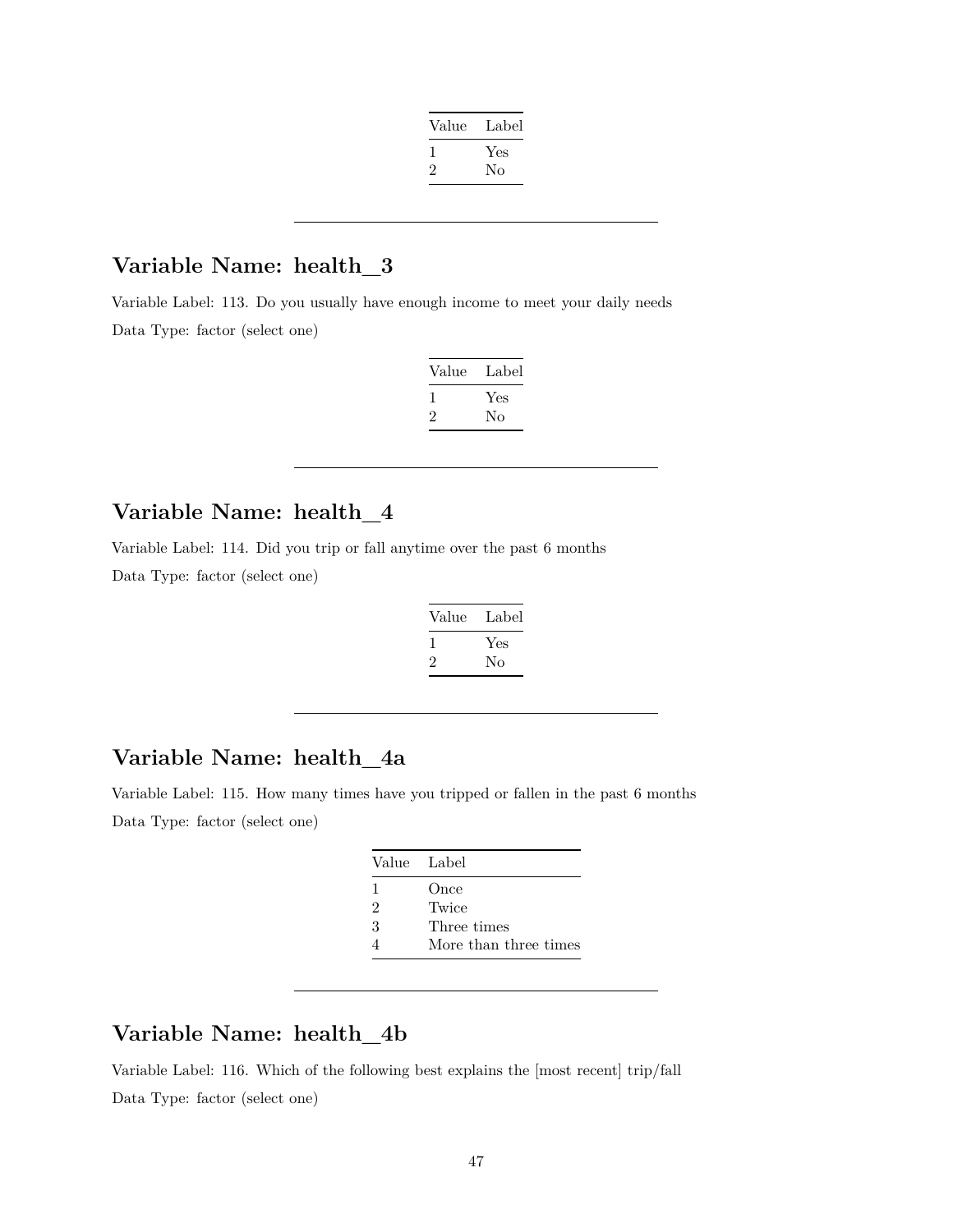| Value | Label |
|---|---|
| 1 | Yes |
| 2 | No |

---

## Variable Name: health_3

Variable Label: 113. Do you usually have enough income to meet your daily needs

Data Type: factor (select one)

| Value | Label |
|---|---|
| 1 | Yes |
| 2 | No |

---

## Variable Name: health_4

Variable Label: 114. Did you trip or fall anytime over the past 6 months

Data Type: factor (select one)

| Value | Label |
|---|---|
| 1 | Yes |
| 2 | No |

---

## Variable Name: health_4a

Variable Label: 115. How many times have you tripped or fallen in the past 6 months

Data Type: factor (select one)

| Value | Label |
|---|---|
| 1 | Once |
| 2 | Twice |
| 3 | Three times |
| 4 | More than three times |

---

## Variable Name: health_4b

Variable Label: 116. Which of the following best explains the [most recent] trip/fall

Data Type: factor (select one)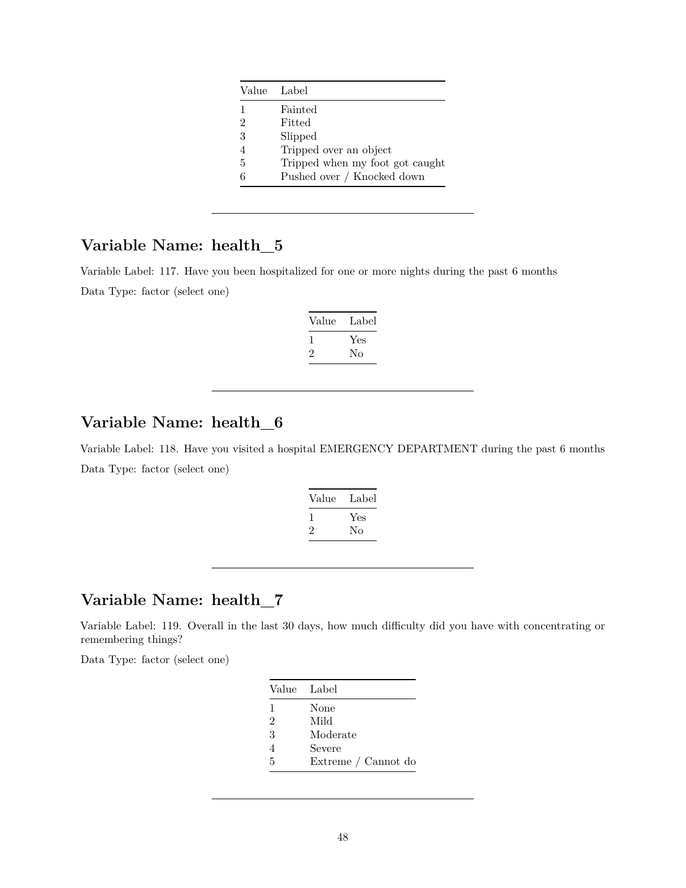| Value | Label |
| --- | --- |
| 1 | Fainted |
| 2 | Fitted |
| 3 | Slipped |
| 4 | Tripped over an object |
| 5 | Tripped when my foot got caught |
| 6 | Pushed over / Knocked down |

---

## Variable Name: health_5

Variable Label: 117. Have you been hospitalized for one or more nights during the past 6 months

Data Type: factor (select one)

| Value | Label |
| --- | --- |
| 1 | Yes |
| 2 | No |

---

## Variable Name: health_6

Variable Label: 118. Have you visited a hospital EMERGENCY DEPARTMENT during the past 6 months

Data Type: factor (select one)

| Value | Label |
| --- | --- |
| 1 | Yes |
| 2 | No |

---

## Variable Name: health_7

Variable Label: 119. Overall in the last 30 days, how much difficulty did you have with concentrating or remembering things?

Data Type: factor (select one)

| Value | Label |
| --- | --- |
| 1 | None |
| 2 | Mild |
| 3 | Moderate |
| 4 | Severe |
| 5 | Extreme / Cannot do |

---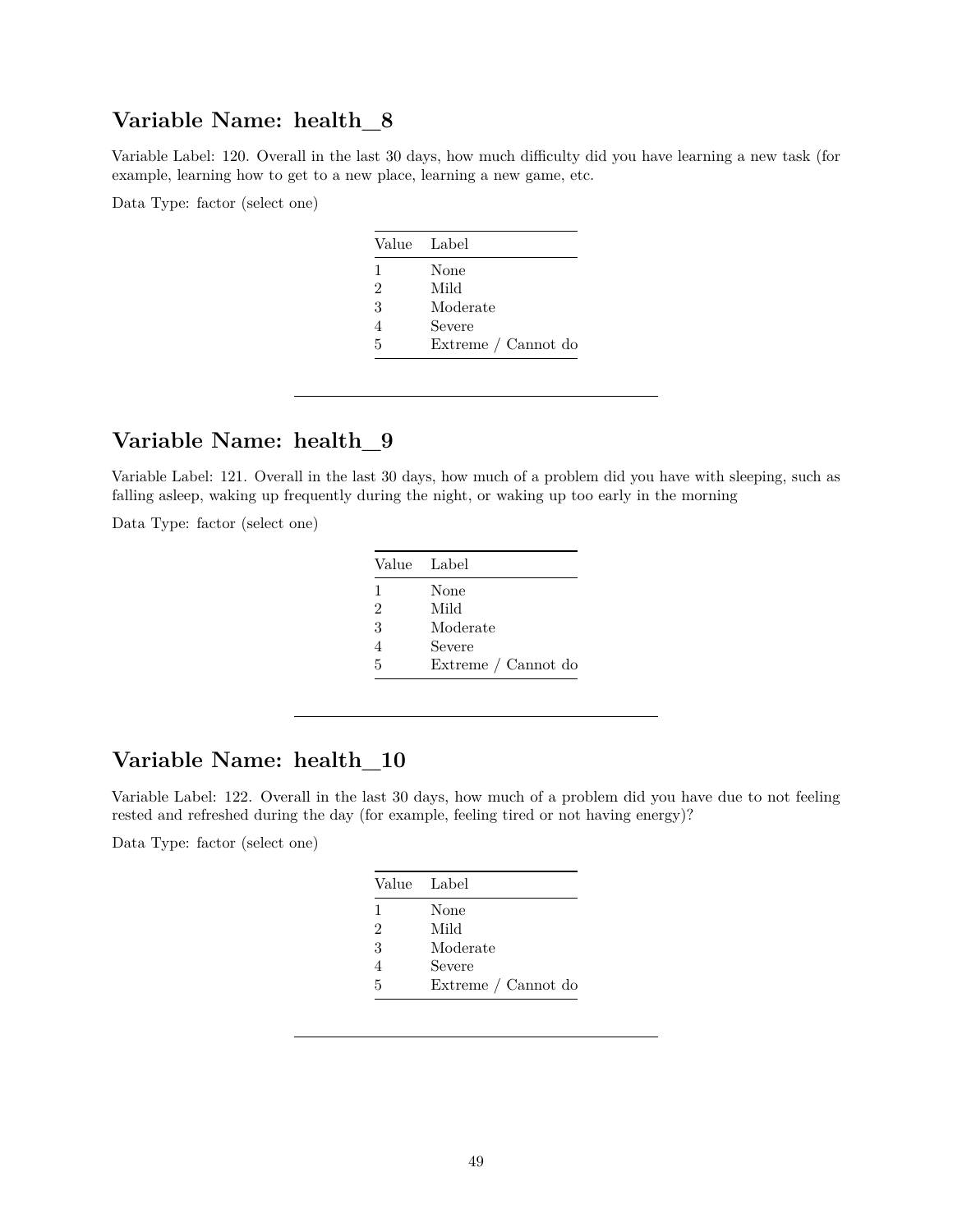## Variable Name: health_8

Variable Label: 120. Overall in the last 30 days, how much difficulty did you have learning a new task (for example, learning how to get to a new place, learning a new game, etc.

Data Type: factor (select one)

| Value | Label |
|---|---|
| 1 | None |
| 2 | Mild |
| 3 | Moderate |
| 4 | Severe |
| 5 | Extreme / Cannot do |

---

## Variable Name: health_9

Variable Label: 121. Overall in the last 30 days, how much of a problem did you have with sleeping, such as falling asleep, waking up frequently during the night, or waking up too early in the morning

Data Type: factor (select one)

| Value | Label |
|---|---|
| 1 | None |
| 2 | Mild |
| 3 | Moderate |
| 4 | Severe |
| 5 | Extreme / Cannot do |

---

## Variable Name: health_10

Variable Label: 122. Overall in the last 30 days, how much of a problem did you have due to not feeling rested and refreshed during the day (for example, feeling tired or not having energy)?

Data Type: factor (select one)

| Value | Label |
|---|---|
| 1 | None |
| 2 | Mild |
| 3 | Moderate |
| 4 | Severe |
| 5 | Extreme / Cannot do |

---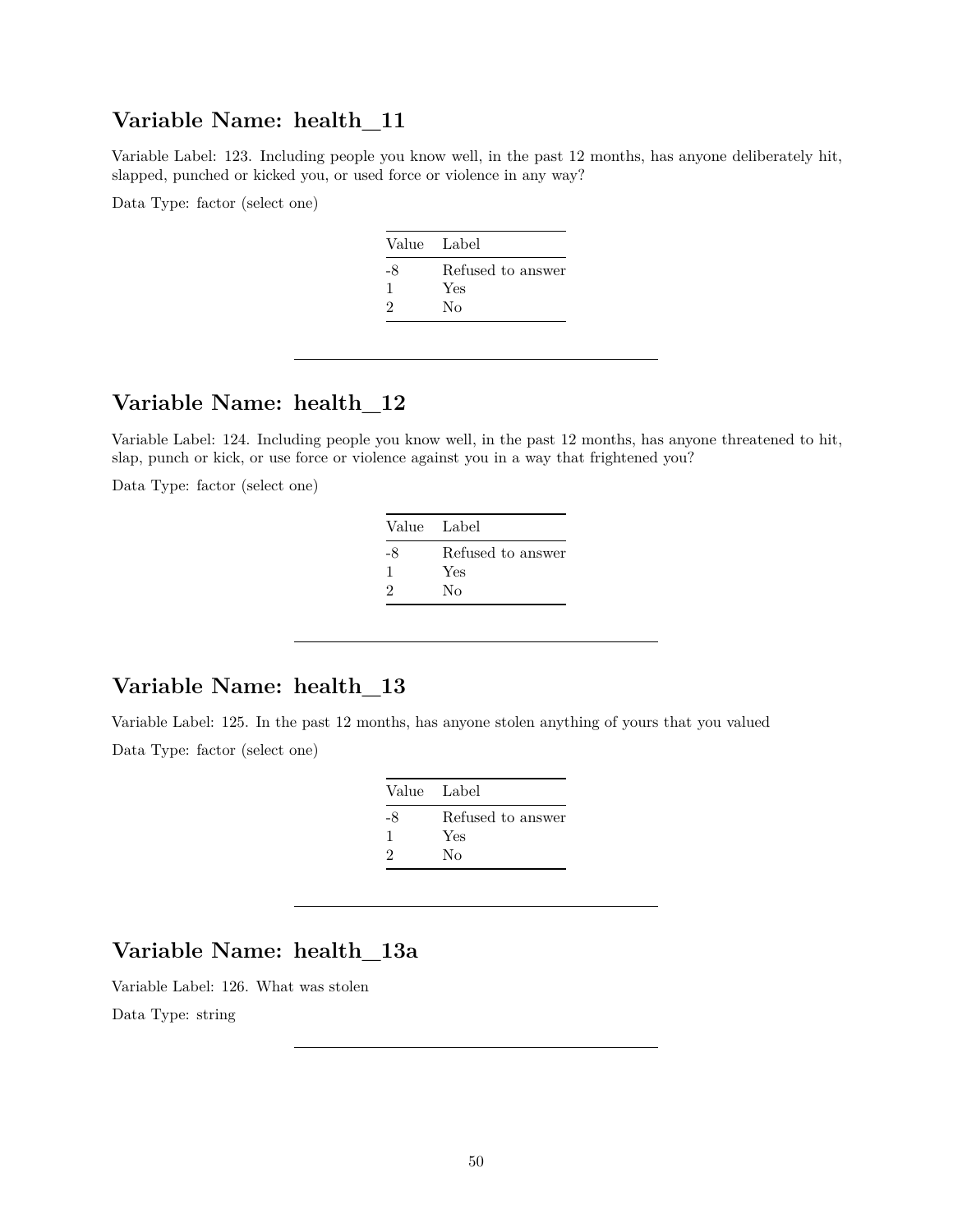## Variable Name: health_11

Variable Label: 123. Including people you know well, in the past 12 months, has anyone deliberately hit, slapped, punched or kicked you, or used force or violence in any way?

Data Type: factor (select one)

| Value | Label |
|---|---|
| -8 | Refused to answer |
| 1 | Yes |
| 2 | No |

---

## Variable Name: health_12

Variable Label: 124. Including people you know well, in the past 12 months, has anyone threatened to hit, slap, punch or kick, or use force or violence against you in a way that frightened you?

Data Type: factor (select one)

| Value | Label |
|---|---|
| -8 | Refused to answer |
| 1 | Yes |
| 2 | No |

---

## Variable Name: health_13

Variable Label: 125. In the past 12 months, has anyone stolen anything of yours that you valued

Data Type: factor (select one)

| Value | Label |
|---|---|
| -8 | Refused to answer |
| 1 | Yes |
| 2 | No |

---

## Variable Name: health_13a

Variable Label: 126. What was stolen

Data Type: string

---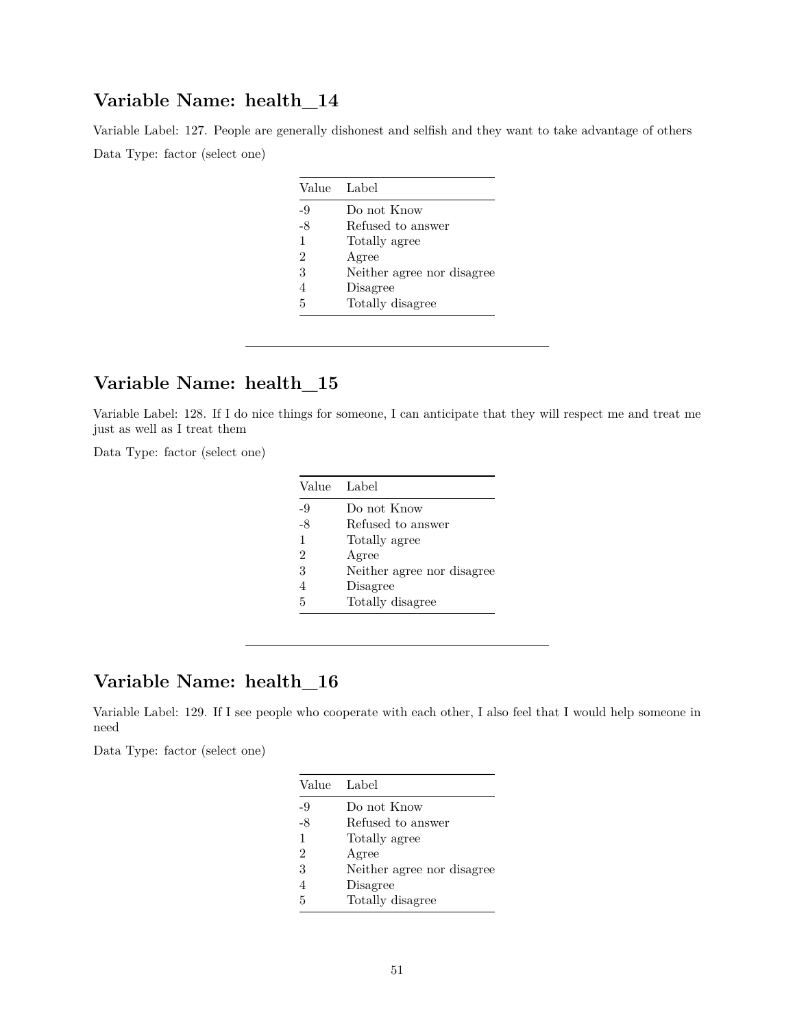## Variable Name: health_14

Variable Label: 127. People are generally dishonest and selfish and they want to take advantage of others

Data Type: factor (select one)

| Value | Label |
|---|---|
| -9 | Do not Know |
| -8 | Refused to answer |
| 1 | Totally agree |
| 2 | Agree |
| 3 | Neither agree nor disagree |
| 4 | Disagree |
| 5 | Totally disagree |

---

## Variable Name: health_15

Variable Label: 128. If I do nice things for someone, I can anticipate that they will respect me and treat me just as well as I treat them

Data Type: factor (select one)

| Value | Label |
|---|---|
| -9 | Do not Know |
| -8 | Refused to answer |
| 1 | Totally agree |
| 2 | Agree |
| 3 | Neither agree nor disagree |
| 4 | Disagree |
| 5 | Totally disagree |

---

## Variable Name: health_16

Variable Label: 129. If I see people who cooperate with each other, I also feel that I would help someone in need

Data Type: factor (select one)

| Value | Label |
|---|---|
| -9 | Do not Know |
| -8 | Refused to answer |
| 1 | Totally agree |
| 2 | Agree |
| 3 | Neither agree nor disagree |
| 4 | Disagree |
| 5 | Totally disagree |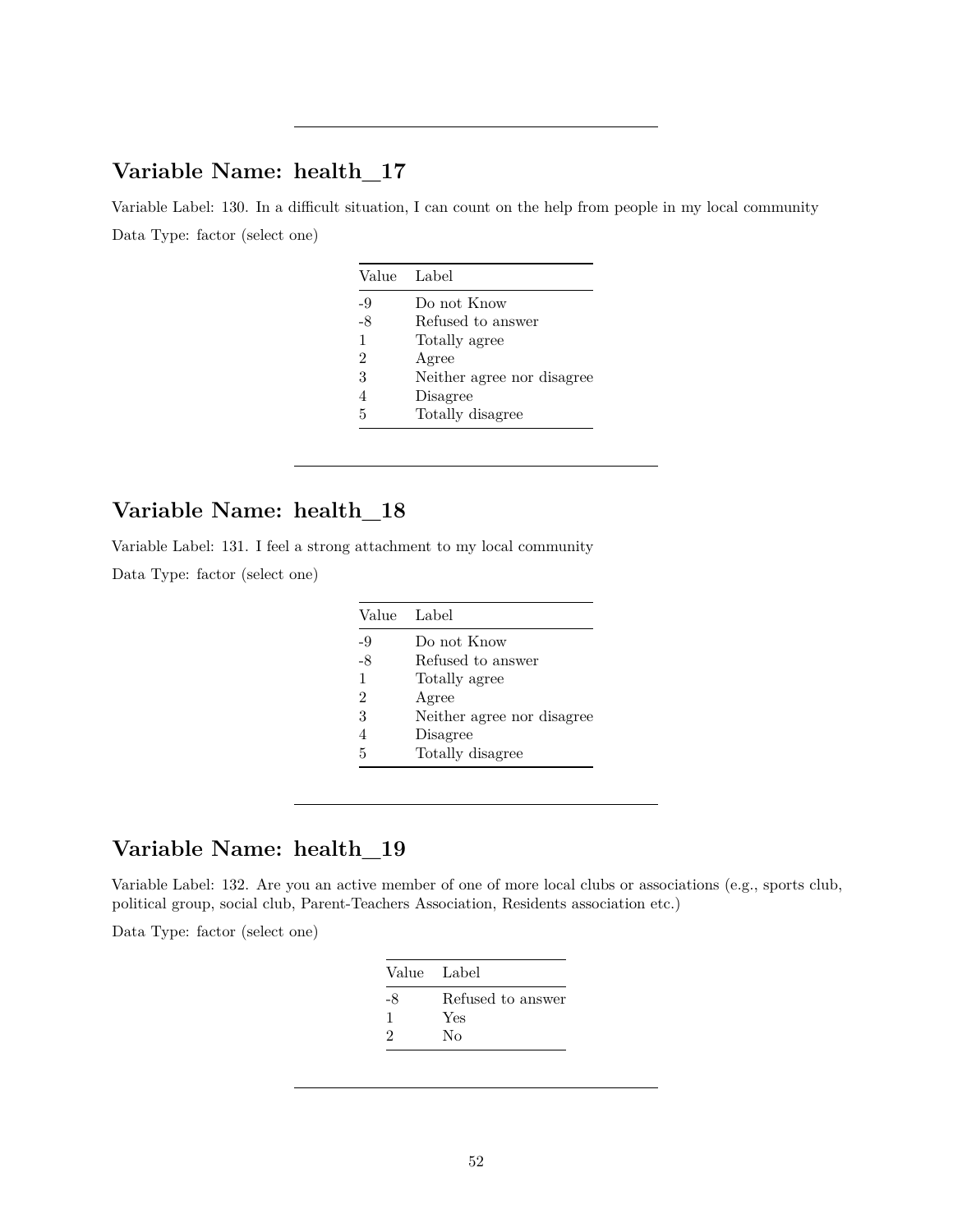---

## Variable Name: health_17

Variable Label: 130. In a difficult situation, I can count on the help from people in my local community

Data Type: factor (select one)

| Value | Label |
|---|---|
| -9 | Do not Know |
| -8 | Refused to answer |
| 1 | Totally agree |
| 2 | Agree |
| 3 | Neither agree nor disagree |
| 4 | Disagree |
| 5 | Totally disagree |

---

## Variable Name: health_18

Variable Label: 131. I feel a strong attachment to my local community

Data Type: factor (select one)

| Value | Label |
|---|---|
| -9 | Do not Know |
| -8 | Refused to answer |
| 1 | Totally agree |
| 2 | Agree |
| 3 | Neither agree nor disagree |
| 4 | Disagree |
| 5 | Totally disagree |

---

## Variable Name: health_19

Variable Label: 132. Are you an active member of one of more local clubs or associations (e.g., sports club, political group, social club, Parent-Teachers Association, Residents association etc.)

Data Type: factor (select one)

| Value | Label |
|---|---|
| -8 | Refused to answer |
| 1 | Yes |
| 2 | No |

---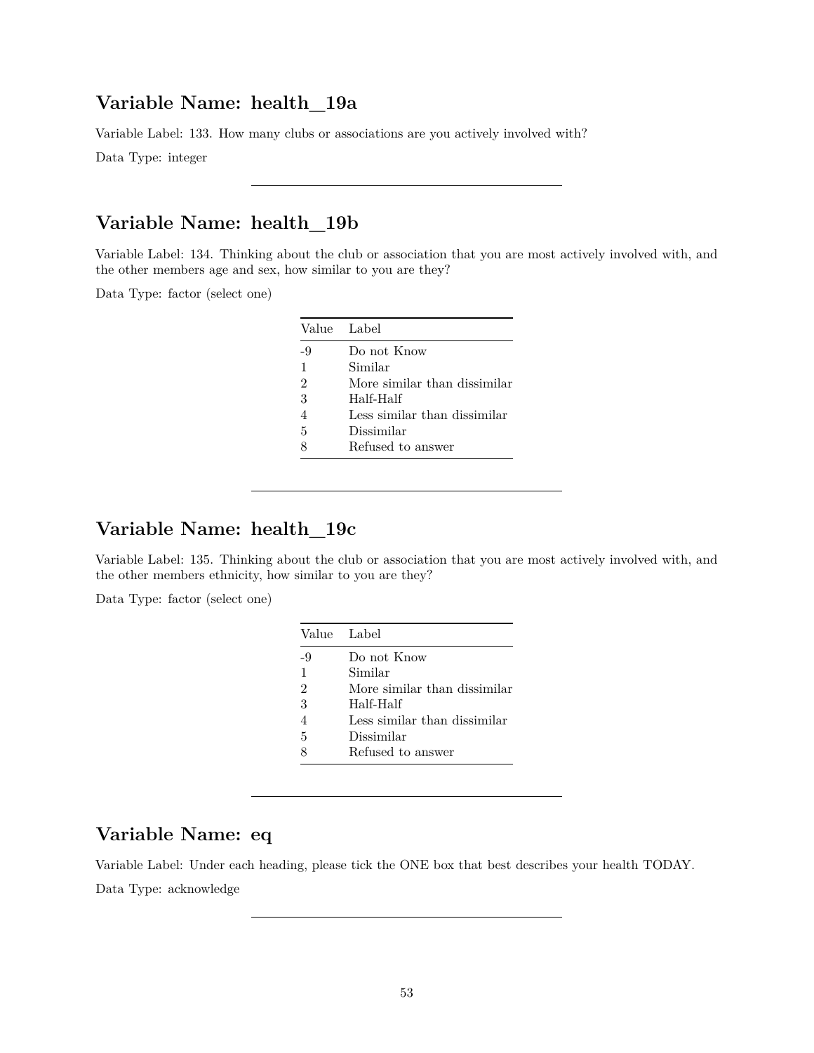## Variable Name: health_19a

Variable Label: 133. How many clubs or associations are you actively involved with?

Data Type: integer

---

## Variable Name: health_19b

Variable Label: 134. Thinking about the club or association that you are most actively involved with, and the other members age and sex, how similar to you are they?

Data Type: factor (select one)

| Value | Label |
|---|---|
| -9 | Do not Know |
| 1 | Similar |
| 2 | More similar than dissimilar |
| 3 | Half-Half |
| 4 | Less similar than dissimilar |
| 5 | Dissimilar |
| 8 | Refused to answer |

---

## Variable Name: health_19c

Variable Label: 135. Thinking about the club or association that you are most actively involved with, and the other members ethnicity, how similar to you are they?

Data Type: factor (select one)

| Value | Label |
|---|---|
| -9 | Do not Know |
| 1 | Similar |
| 2 | More similar than dissimilar |
| 3 | Half-Half |
| 4 | Less similar than dissimilar |
| 5 | Dissimilar |
| 8 | Refused to answer |

---

## Variable Name: eq

Variable Label: Under each heading, please tick the ONE box that best describes your health TODAY.

Data Type: acknowledge

---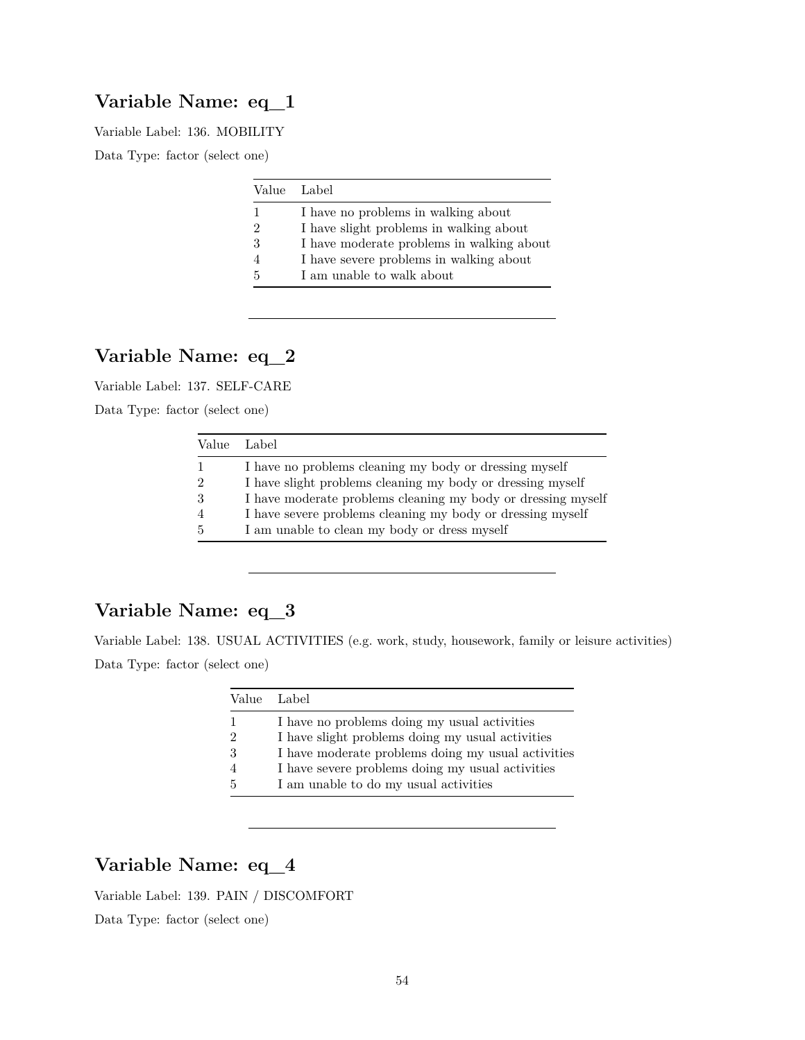## Variable Name: eq_1

Variable Label: 136. MOBILITY

Data Type: factor (select one)

| Value | Label |
|---|---|
| 1 | I have no problems in walking about |
| 2 | I have slight problems in walking about |
| 3 | I have moderate problems in walking about |
| 4 | I have severe problems in walking about |
| 5 | I am unable to walk about |

---

## Variable Name: eq_2

Variable Label: 137. SELF-CARE

Data Type: factor (select one)

| Value | Label |
|---|---|
| 1 | I have no problems cleaning my body or dressing myself |
| 2 | I have slight problems cleaning my body or dressing myself |
| 3 | I have moderate problems cleaning my body or dressing myself |
| 4 | I have severe problems cleaning my body or dressing myself |
| 5 | I am unable to clean my body or dress myself |

---

## Variable Name: eq_3

Variable Label: 138. USUAL ACTIVITIES (e.g. work, study, housework, family or leisure activities)

Data Type: factor (select one)

| Value | Label |
|---|---|
| 1 | I have no problems doing my usual activities |
| 2 | I have slight problems doing my usual activities |
| 3 | I have moderate problems doing my usual activities |
| 4 | I have severe problems doing my usual activities |
| 5 | I am unable to do my usual activities |

---

## Variable Name: eq_4

Variable Label: 139. PAIN / DISCOMFORT

Data Type: factor (select one)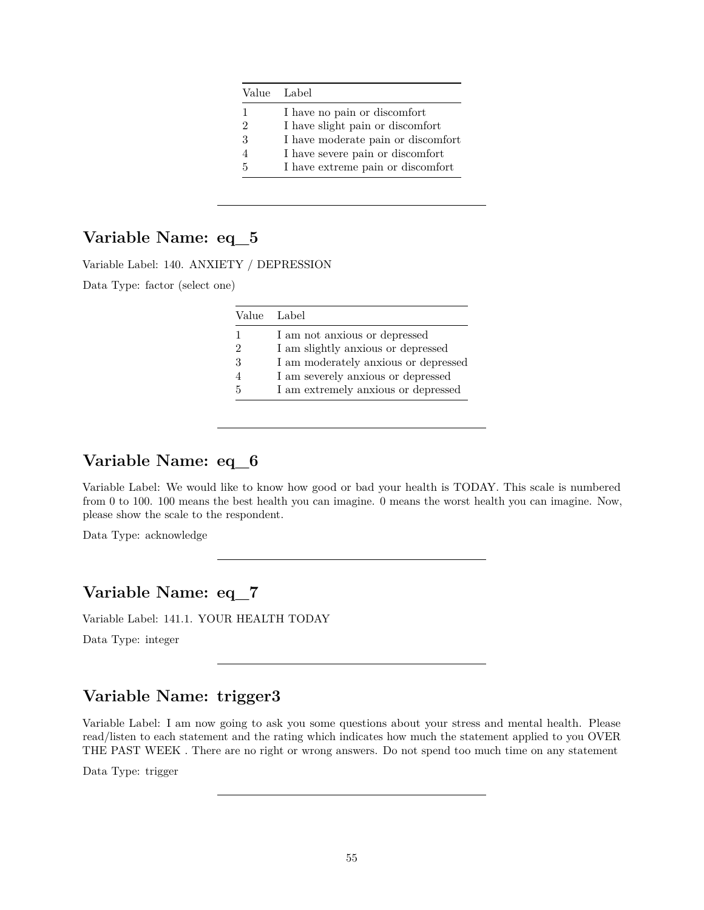| Value | Label |
|---|---|
| 1 | I have no pain or discomfort |
| 2 | I have slight pain or discomfort |
| 3 | I have moderate pain or discomfort |
| 4 | I have severe pain or discomfort |
| 5 | I have extreme pain or discomfort |

---

## Variable Name: eq_5

Variable Label: 140. ANXIETY / DEPRESSION

Data Type: factor (select one)

| Value | Label |
|---|---|
| 1 | I am not anxious or depressed |
| 2 | I am slightly anxious or depressed |
| 3 | I am moderately anxious or depressed |
| 4 | I am severely anxious or depressed |
| 5 | I am extremely anxious or depressed |

---

## Variable Name: eq_6

Variable Label: We would like to know how good or bad your health is TODAY. This scale is numbered from 0 to 100. 100 means the best health you can imagine. 0 means the worst health you can imagine. Now, please show the scale to the respondent.

Data Type: acknowledge

---

## Variable Name: eq_7

Variable Label: 141.1. YOUR HEALTH TODAY

Data Type: integer

---

## Variable Name: trigger3

Variable Label: I am now going to ask you some questions about your stress and mental health. Please read/listen to each statement and the rating which indicates how much the statement applied to you OVER THE PAST WEEK . There are no right or wrong answers. Do not spend too much time on any statement

Data Type: trigger

---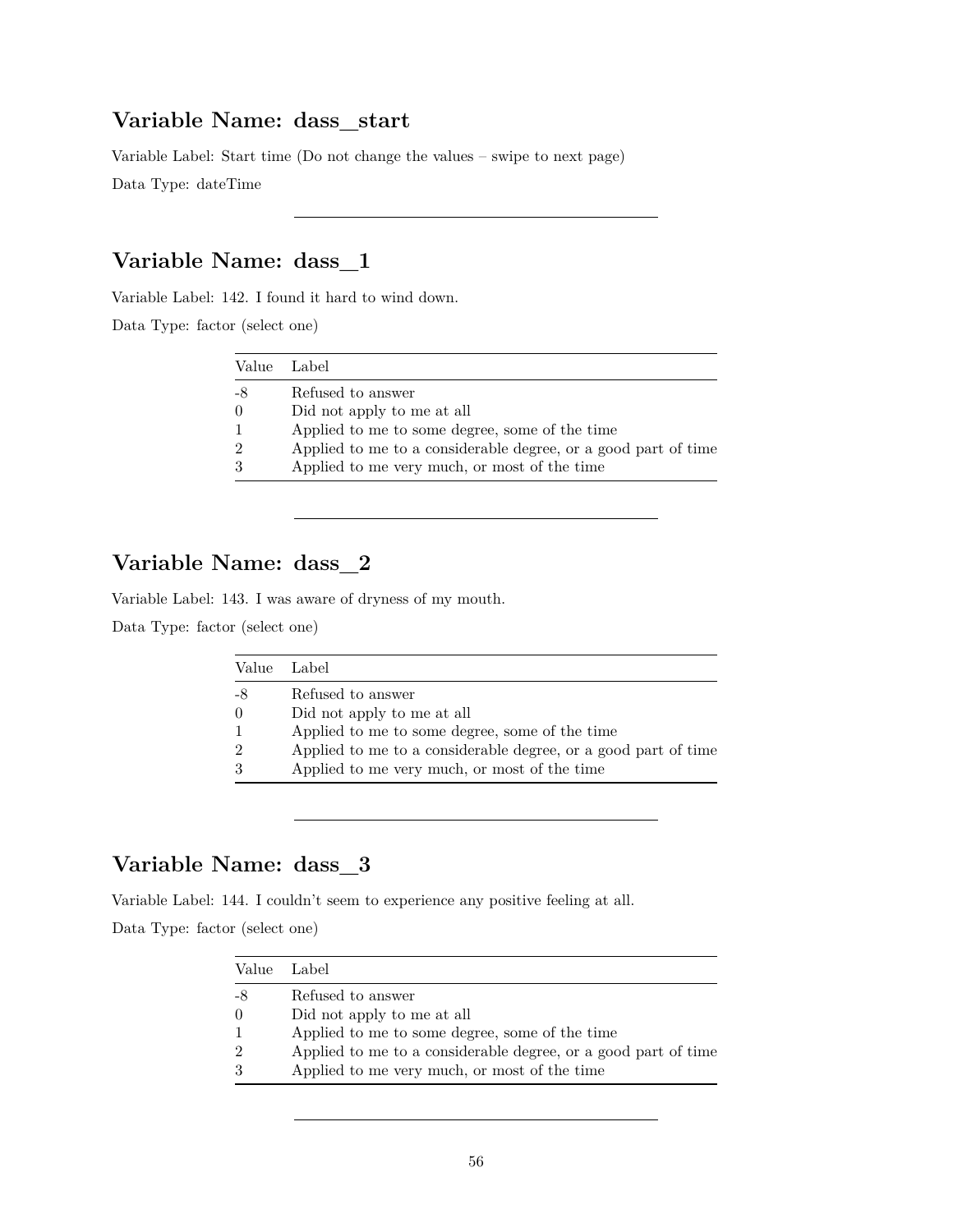## Variable Name: dass_start

Variable Label: Start time (Do not change the values – swipe to next page)

Data Type: dateTime

---

## Variable Name: dass_1

Variable Label: 142. I found it hard to wind down.

Data Type: factor (select one)

| Value | Label |
|---|---|
| -8 | Refused to answer |
| 0 | Did not apply to me at all |
| 1 | Applied to me to some degree, some of the time |
| 2 | Applied to me to a considerable degree, or a good part of time |
| 3 | Applied to me very much, or most of the time |

---

## Variable Name: dass_2

Variable Label: 143. I was aware of dryness of my mouth.

Data Type: factor (select one)

| Value | Label |
|---|---|
| -8 | Refused to answer |
| 0 | Did not apply to me at all |
| 1 | Applied to me to some degree, some of the time |
| 2 | Applied to me to a considerable degree, or a good part of time |
| 3 | Applied to me very much, or most of the time |

---

## Variable Name: dass_3

Variable Label: 144. I couldn't seem to experience any positive feeling at all.

Data Type: factor (select one)

| Value | Label |
|---|---|
| -8 | Refused to answer |
| 0 | Did not apply to me at all |
| 1 | Applied to me to some degree, some of the time |
| 2 | Applied to me to a considerable degree, or a good part of time |
| 3 | Applied to me very much, or most of the time |

---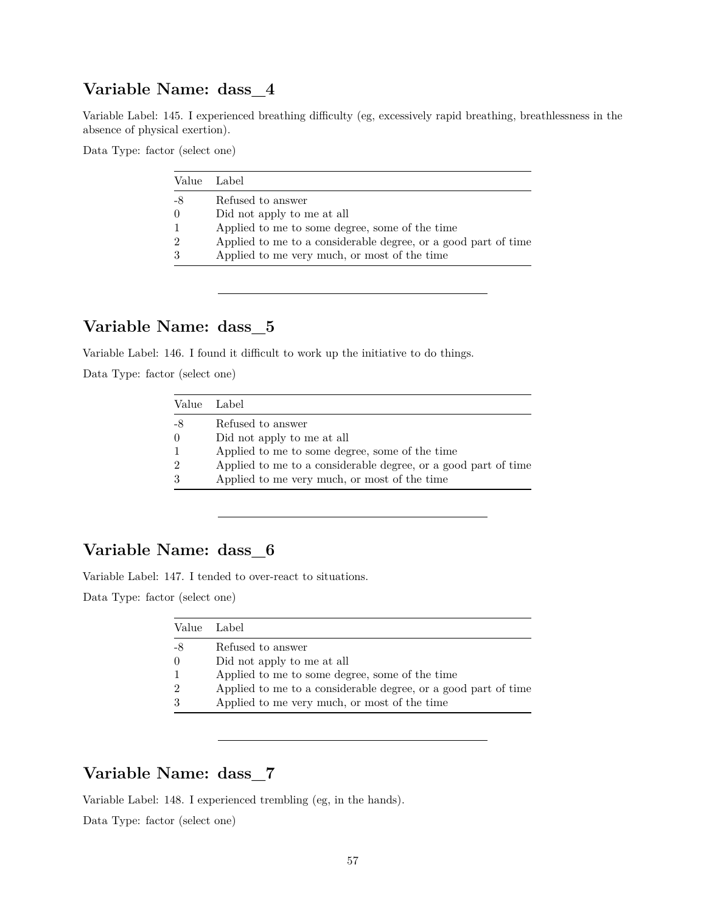## Variable Name: dass_4

Variable Label: 145. I experienced breathing difficulty (eg, excessively rapid breathing, breathlessness in the absence of physical exertion).

Data Type: factor (select one)

| Value | Label |
|---|---|
| -8 | Refused to answer |
| 0 | Did not apply to me at all |
| 1 | Applied to me to some degree, some of the time |
| 2 | Applied to me to a considerable degree, or a good part of time |
| 3 | Applied to me very much, or most of the time |

---

## Variable Name: dass_5

Variable Label: 146. I found it difficult to work up the initiative to do things.

Data Type: factor (select one)

| Value | Label |
|---|---|
| -8 | Refused to answer |
| 0 | Did not apply to me at all |
| 1 | Applied to me to some degree, some of the time |
| 2 | Applied to me to a considerable degree, or a good part of time |
| 3 | Applied to me very much, or most of the time |

---

## Variable Name: dass_6

Variable Label: 147. I tended to over-react to situations.

Data Type: factor (select one)

| Value | Label |
|---|---|
| -8 | Refused to answer |
| 0 | Did not apply to me at all |
| 1 | Applied to me to some degree, some of the time |
| 2 | Applied to me to a considerable degree, or a good part of time |
| 3 | Applied to me very much, or most of the time |

---

## Variable Name: dass_7

Variable Label: 148. I experienced trembling (eg, in the hands).

Data Type: factor (select one)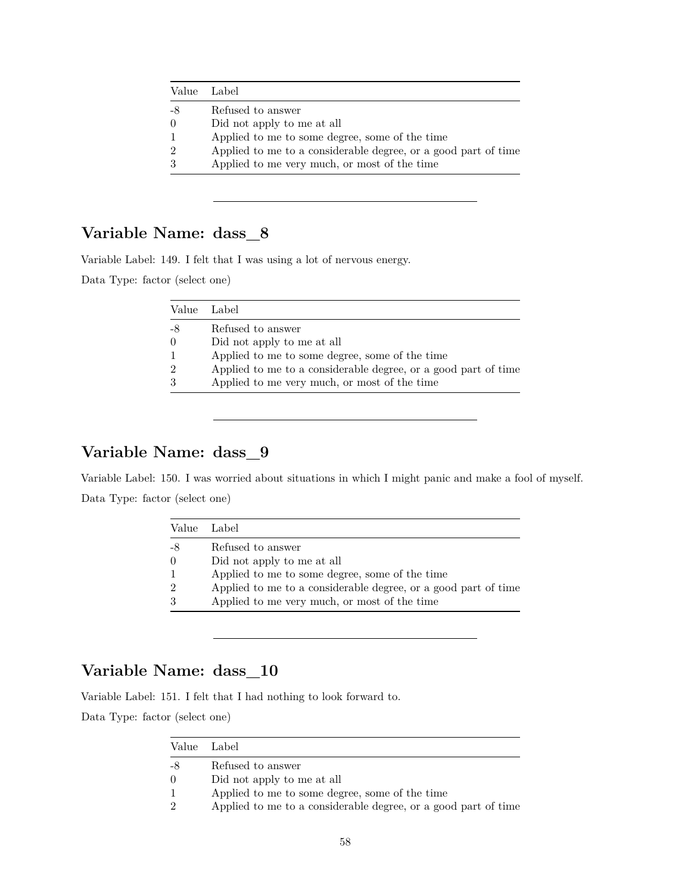| Value | Label |
|---|---|
| -8 | Refused to answer |
| 0 | Did not apply to me at all |
| 1 | Applied to me to some degree, some of the time |
| 2 | Applied to me to a considerable degree, or a good part of time |
| 3 | Applied to me very much, or most of the time |

---

## Variable Name: dass_8

Variable Label: 149. I felt that I was using a lot of nervous energy.

Data Type: factor (select one)

| Value | Label |
|---|---|
| -8 | Refused to answer |
| 0 | Did not apply to me at all |
| 1 | Applied to me to some degree, some of the time |
| 2 | Applied to me to a considerable degree, or a good part of time |
| 3 | Applied to me very much, or most of the time |

---

## Variable Name: dass_9

Variable Label: 150. I was worried about situations in which I might panic and make a fool of myself.

Data Type: factor (select one)

| Value | Label |
|---|---|
| -8 | Refused to answer |
| 0 | Did not apply to me at all |
| 1 | Applied to me to some degree, some of the time |
| 2 | Applied to me to a considerable degree, or a good part of time |
| 3 | Applied to me very much, or most of the time |

---

## Variable Name: dass_10

Variable Label: 151. I felt that I had nothing to look forward to.

Data Type: factor (select one)

| Value | Label |
|---|---|
| -8 | Refused to answer |
| 0 | Did not apply to me at all |
| 1 | Applied to me to some degree, some of the time |
| 2 | Applied to me to a considerable degree, or a good part of time |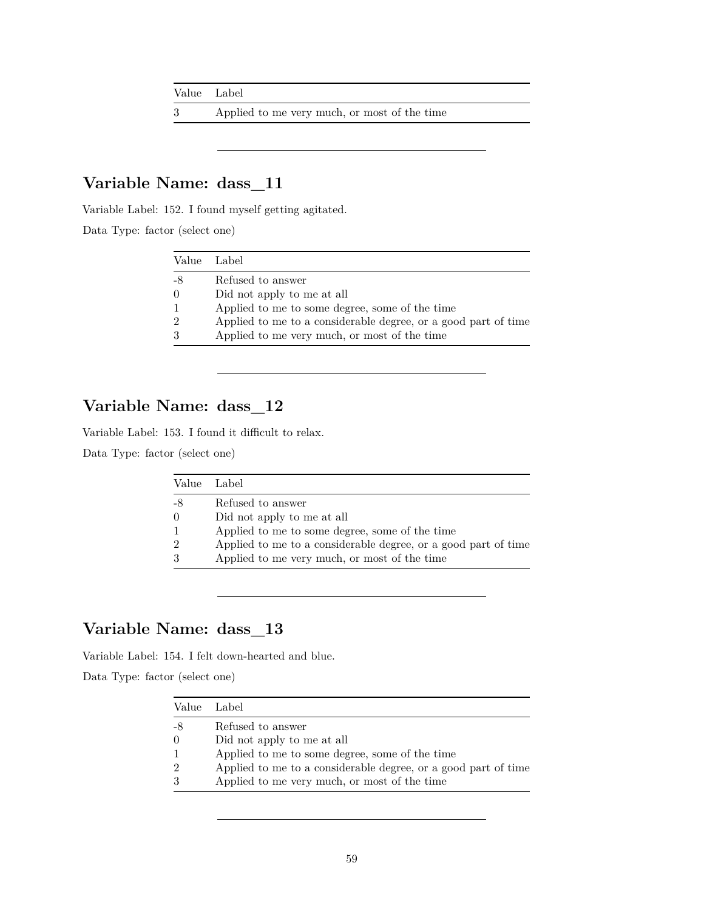| Value | Label |
|---|---|
| 3 | Applied to me very much, or most of the time |

---

## Variable Name: dass_11

Variable Label: 152. I found myself getting agitated.

Data Type: factor (select one)

| Value | Label |
|---|---|
| -8 | Refused to answer |
| 0 | Did not apply to me at all |
| 1 | Applied to me to some degree, some of the time |
| 2 | Applied to me to a considerable degree, or a good part of time |
| 3 | Applied to me very much, or most of the time |

---

## Variable Name: dass_12

Variable Label: 153. I found it difficult to relax.

Data Type: factor (select one)

| Value | Label |
|---|---|
| -8 | Refused to answer |
| 0 | Did not apply to me at all |
| 1 | Applied to me to some degree, some of the time |
| 2 | Applied to me to a considerable degree, or a good part of time |
| 3 | Applied to me very much, or most of the time |

---

## Variable Name: dass_13

Variable Label: 154. I felt down-hearted and blue.

Data Type: factor (select one)

| Value | Label |
|---|---|
| -8 | Refused to answer |
| 0 | Did not apply to me at all |
| 1 | Applied to me to some degree, some of the time |
| 2 | Applied to me to a considerable degree, or a good part of time |
| 3 | Applied to me very much, or most of the time |

---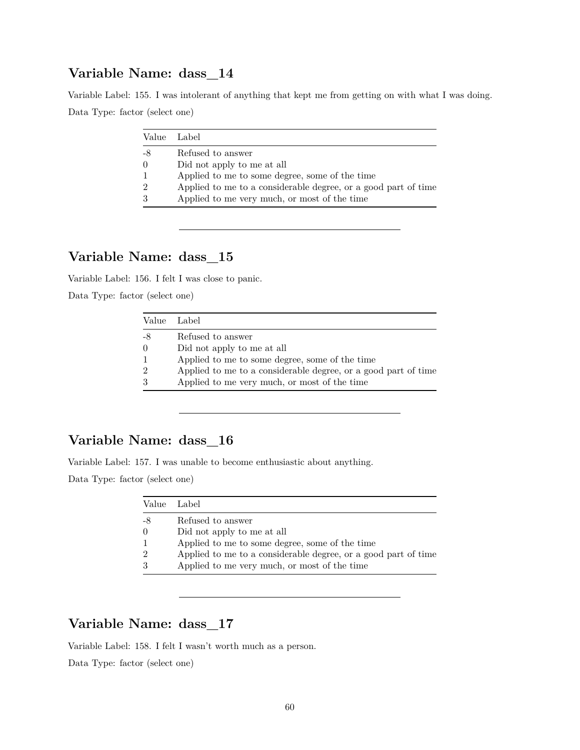## Variable Name: dass_14

Variable Label: 155. I was intolerant of anything that kept me from getting on with what I was doing.

Data Type: factor (select one)

| Value | Label |
|---|---|
| -8 | Refused to answer |
| 0 | Did not apply to me at all |
| 1 | Applied to me to some degree, some of the time |
| 2 | Applied to me to a considerable degree, or a good part of time |
| 3 | Applied to me very much, or most of the time |

---

## Variable Name: dass_15

Variable Label: 156. I felt I was close to panic.

Data Type: factor (select one)

| Value | Label |
|---|---|
| -8 | Refused to answer |
| 0 | Did not apply to me at all |
| 1 | Applied to me to some degree, some of the time |
| 2 | Applied to me to a considerable degree, or a good part of time |
| 3 | Applied to me very much, or most of the time |

---

## Variable Name: dass_16

Variable Label: 157. I was unable to become enthusiastic about anything.

Data Type: factor (select one)

| Value | Label |
|---|---|
| -8 | Refused to answer |
| 0 | Did not apply to me at all |
| 1 | Applied to me to some degree, some of the time |
| 2 | Applied to me to a considerable degree, or a good part of time |
| 3 | Applied to me very much, or most of the time |

---

## Variable Name: dass_17

Variable Label: 158. I felt I wasn't worth much as a person.

Data Type: factor (select one)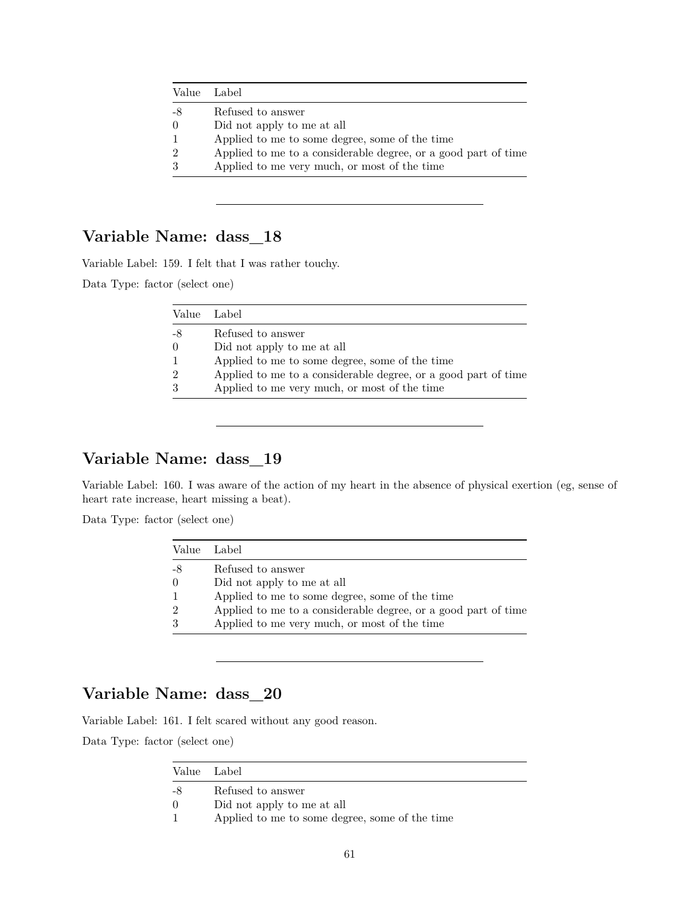| Value | Label |
|---|---|
| -8 | Refused to answer |
| 0 | Did not apply to me at all |
| 1 | Applied to me to some degree, some of the time |
| 2 | Applied to me to a considerable degree, or a good part of time |
| 3 | Applied to me very much, or most of the time |

---

## Variable Name: dass_18

Variable Label: 159. I felt that I was rather touchy.

Data Type: factor (select one)

| Value | Label |
|---|---|
| -8 | Refused to answer |
| 0 | Did not apply to me at all |
| 1 | Applied to me to some degree, some of the time |
| 2 | Applied to me to a considerable degree, or a good part of time |
| 3 | Applied to me very much, or most of the time |

---

## Variable Name: dass_19

Variable Label: 160. I was aware of the action of my heart in the absence of physical exertion (eg, sense of heart rate increase, heart missing a beat).

Data Type: factor (select one)

| Value | Label |
|---|---|
| -8 | Refused to answer |
| 0 | Did not apply to me at all |
| 1 | Applied to me to some degree, some of the time |
| 2 | Applied to me to a considerable degree, or a good part of time |
| 3 | Applied to me very much, or most of the time |

---

## Variable Name: dass_20

Variable Label: 161. I felt scared without any good reason.

Data Type: factor (select one)

| Value | Label |
|---|---|
| -8 | Refused to answer |
| 0 | Did not apply to me at all |
| 1 | Applied to me to some degree, some of the time |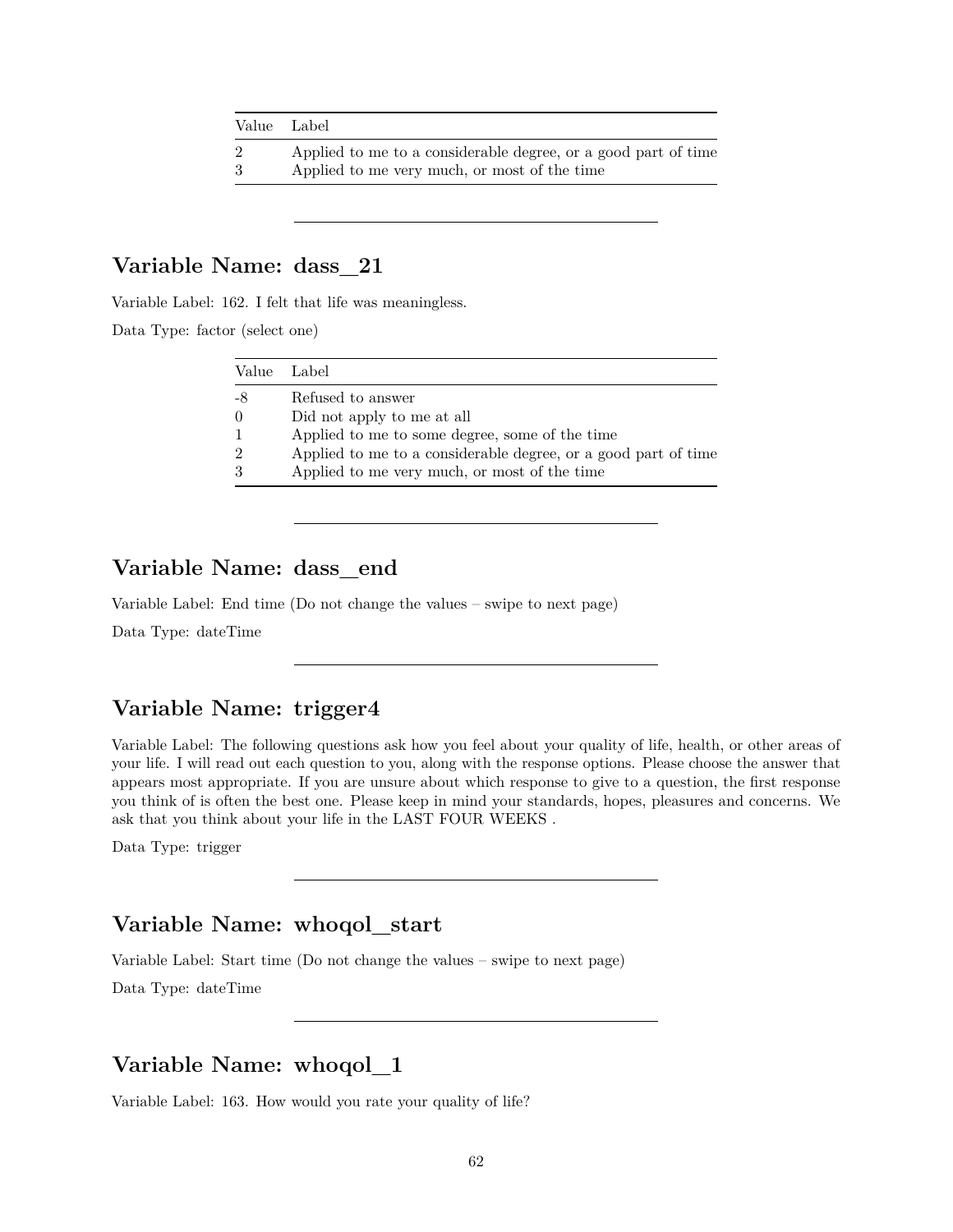| Value | Label |
|---|---|
| 2 | Applied to me to a considerable degree, or a good part of time |
| 3 | Applied to me very much, or most of the time |

---

## Variable Name: dass_21

Variable Label: 162. I felt that life was meaningless.

Data Type: factor (select one)

| Value | Label |
|---|---|
| -8 | Refused to answer |
| 0 | Did not apply to me at all |
| 1 | Applied to me to some degree, some of the time |
| 2 | Applied to me to a considerable degree, or a good part of time |
| 3 | Applied to me very much, or most of the time |

---

## Variable Name: dass_end

Variable Label: End time (Do not change the values – swipe to next page)

Data Type: dateTime

---

## Variable Name: trigger4

Variable Label: The following questions ask how you feel about your quality of life, health, or other areas of your life. I will read out each question to you, along with the response options. Please choose the answer that appears most appropriate. If you are unsure about which response to give to a question, the first response you think of is often the best one. Please keep in mind your standards, hopes, pleasures and concerns. We ask that you think about your life in the LAST FOUR WEEKS .

Data Type: trigger

---

## Variable Name: whoqol_start

Variable Label: Start time (Do not change the values – swipe to next page)

Data Type: dateTime

---

## Variable Name: whoqol_1

Variable Label: 163. How would you rate your quality of life?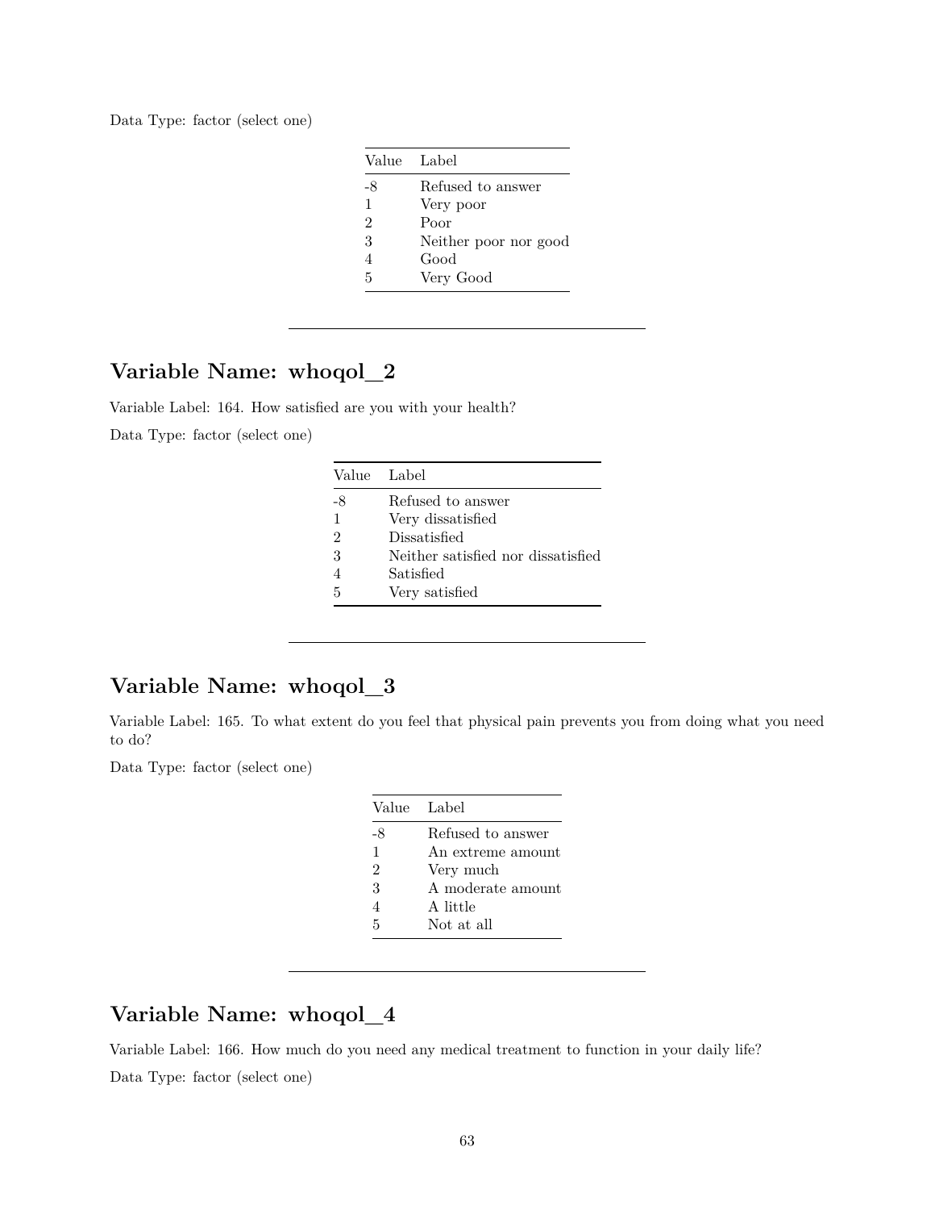Data Type: factor (select one)

| Value | Label |
|---|---|
| -8 | Refused to answer |
| 1 | Very poor |
| 2 | Poor |
| 3 | Neither poor nor good |
| 4 | Good |
| 5 | Very Good |

---

## Variable Name: whoqol_2

Variable Label: 164. How satisfied are you with your health?

Data Type: factor (select one)

| Value | Label |
|---|---|
| -8 | Refused to answer |
| 1 | Very dissatisfied |
| 2 | Dissatisfied |
| 3 | Neither satisfied nor dissatisfied |
| 4 | Satisfied |
| 5 | Very satisfied |

---

## Variable Name: whoqol_3

Variable Label: 165. To what extent do you feel that physical pain prevents you from doing what you need to do?

Data Type: factor (select one)

| Value | Label |
|---|---|
| -8 | Refused to answer |
| 1 | An extreme amount |
| 2 | Very much |
| 3 | A moderate amount |
| 4 | A little |
| 5 | Not at all |

---

## Variable Name: whoqol_4

Variable Label: 166. How much do you need any medical treatment to function in your daily life?

Data Type: factor (select one)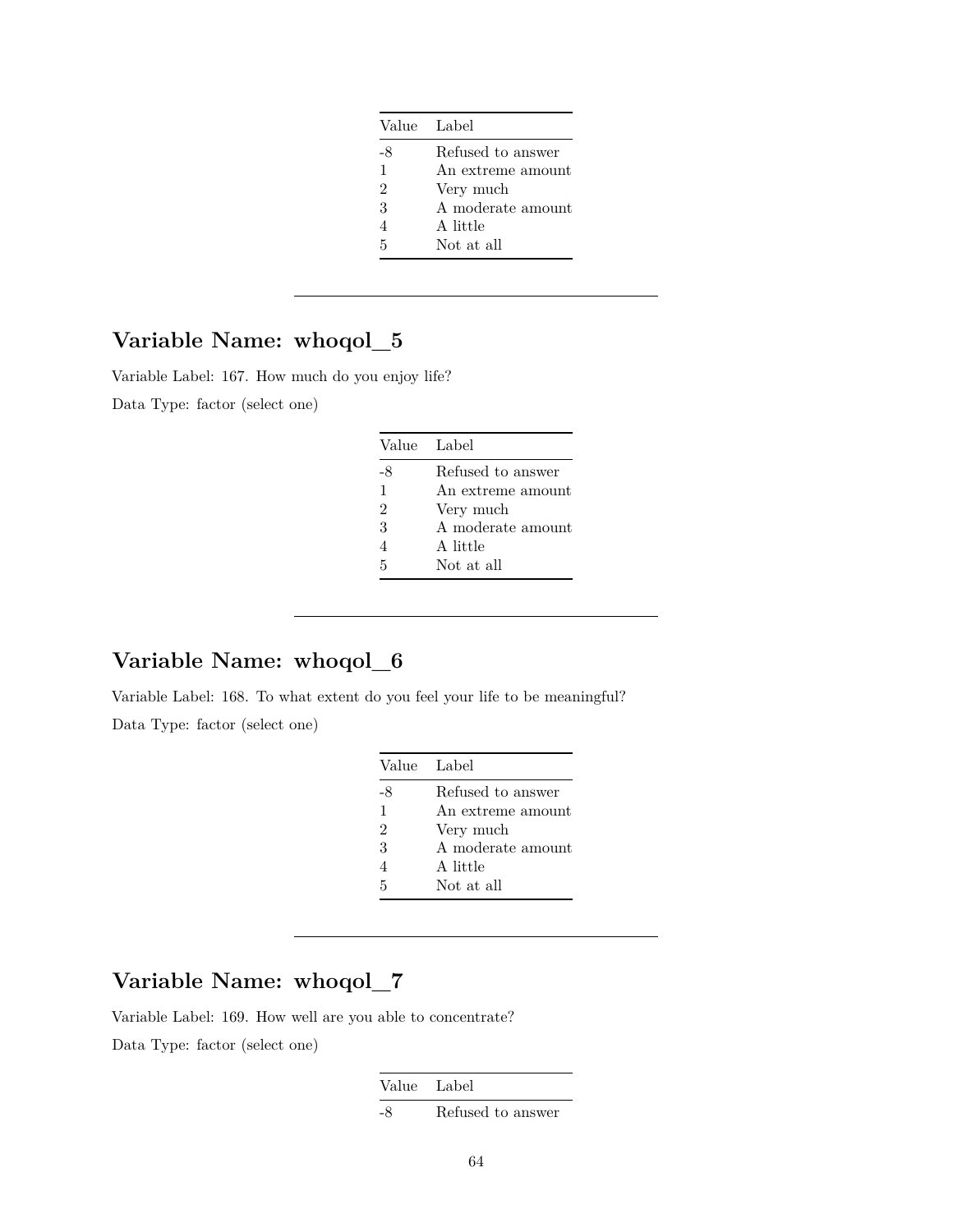| Value | Label |
|---|---|
| -8 | Refused to answer |
| 1 | An extreme amount |
| 2 | Very much |
| 3 | A moderate amount |
| 4 | A little |
| 5 | Not at all |

---

## Variable Name: whoqol_5

Variable Label: 167. How much do you enjoy life?

Data Type: factor (select one)

| Value | Label |
|---|---|
| -8 | Refused to answer |
| 1 | An extreme amount |
| 2 | Very much |
| 3 | A moderate amount |
| 4 | A little |
| 5 | Not at all |

---

## Variable Name: whoqol_6

Variable Label: 168. To what extent do you feel your life to be meaningful?

Data Type: factor (select one)

| Value | Label |
|---|---|
| -8 | Refused to answer |
| 1 | An extreme amount |
| 2 | Very much |
| 3 | A moderate amount |
| 4 | A little |
| 5 | Not at all |

---

## Variable Name: whoqol_7

Variable Label: 169. How well are you able to concentrate?

Data Type: factor (select one)

| Value | Label |
|---|---|
| -8 | Refused to answer |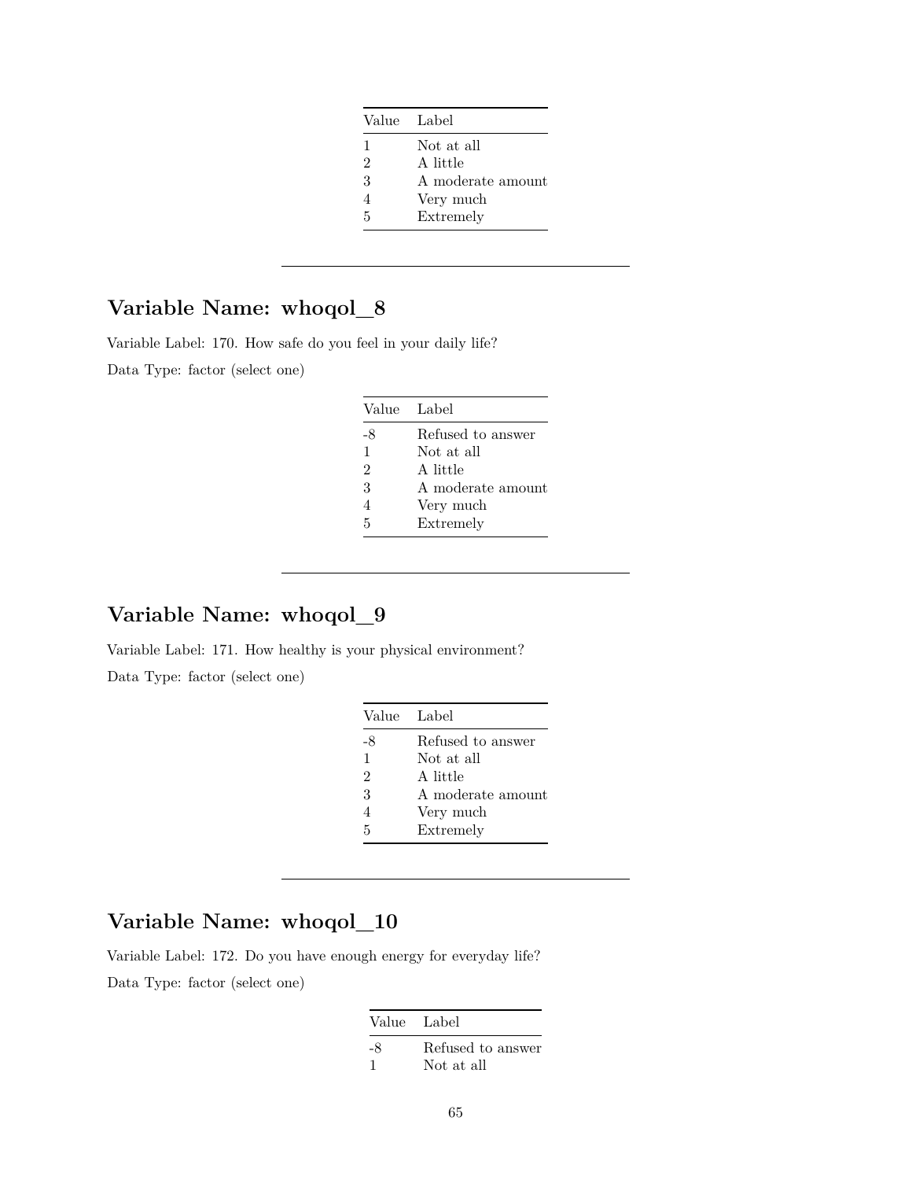| Value | Label |
|---|---|
| 1 | Not at all |
| 2 | A little |
| 3 | A moderate amount |
| 4 | Very much |
| 5 | Extremely |

---

## Variable Name: whoqol_8

Variable Label: 170. How safe do you feel in your daily life?

Data Type: factor (select one)

| Value | Label |
|---|---|
| -8 | Refused to answer |
| 1 | Not at all |
| 2 | A little |
| 3 | A moderate amount |
| 4 | Very much |
| 5 | Extremely |

---

## Variable Name: whoqol_9

Variable Label: 171. How healthy is your physical environment?

Data Type: factor (select one)

| Value | Label |
|---|---|
| -8 | Refused to answer |
| 1 | Not at all |
| 2 | A little |
| 3 | A moderate amount |
| 4 | Very much |
| 5 | Extremely |

---

## Variable Name: whoqol_10

Variable Label: 172. Do you have enough energy for everyday life?

Data Type: factor (select one)

| Value | Label |
|---|---|
| -8 | Refused to answer |
| 1 | Not at all |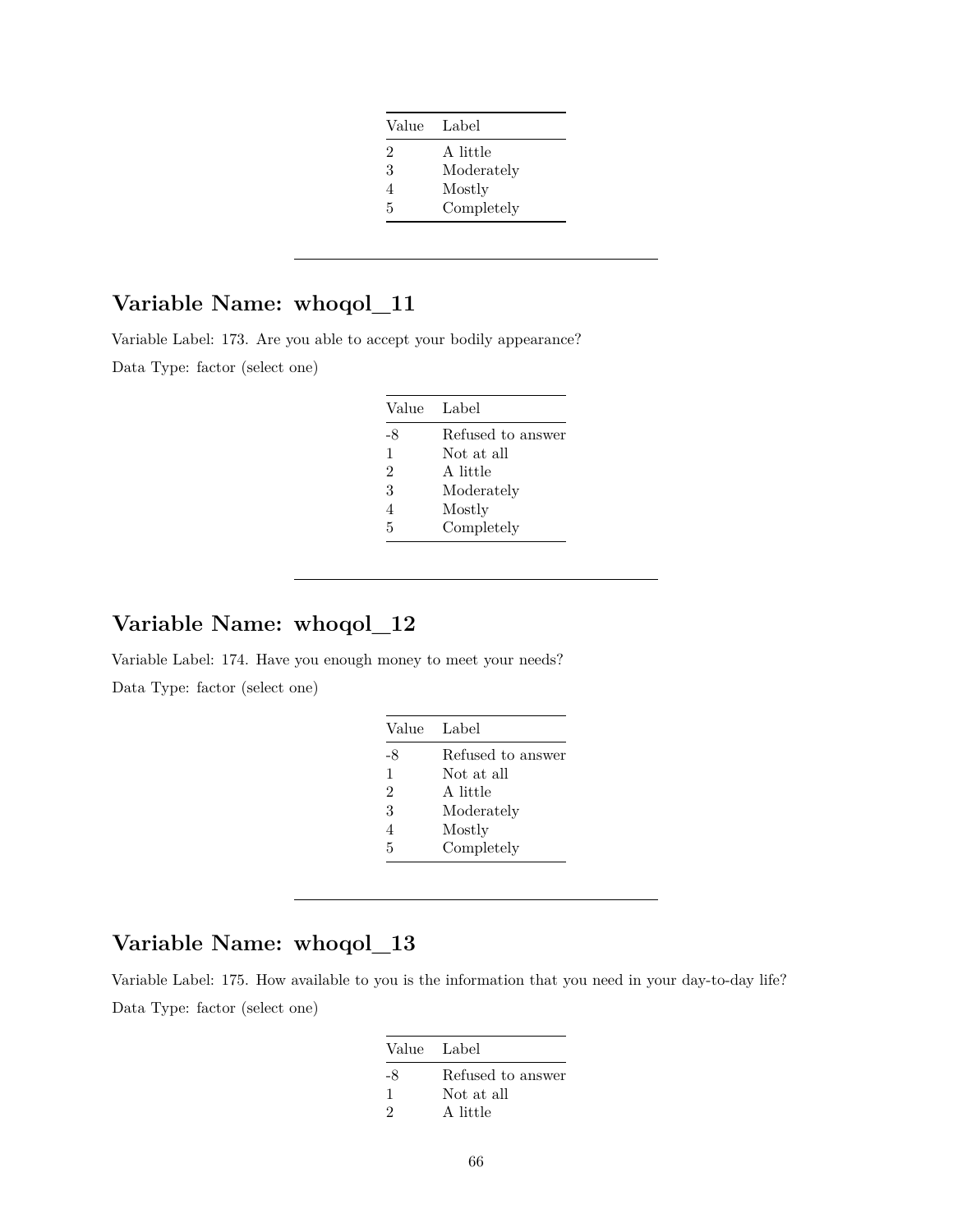| Value | Label |
|---|---|
| 2 | A little |
| 3 | Moderately |
| 4 | Mostly |
| 5 | Completely |

---

## Variable Name: whoqol_11

Variable Label: 173. Are you able to accept your bodily appearance?

Data Type: factor (select one)

| Value | Label |
|---|---|
| -8 | Refused to answer |
| 1 | Not at all |
| 2 | A little |
| 3 | Moderately |
| 4 | Mostly |
| 5 | Completely |

---

## Variable Name: whoqol_12

Variable Label: 174. Have you enough money to meet your needs?

Data Type: factor (select one)

| Value | Label |
|---|---|
| -8 | Refused to answer |
| 1 | Not at all |
| 2 | A little |
| 3 | Moderately |
| 4 | Mostly |
| 5 | Completely |

---

## Variable Name: whoqol_13

Variable Label: 175. How available to you is the information that you need in your day-to-day life?

Data Type: factor (select one)

| Value | Label |
|---|---|
| -8 | Refused to answer |
| 1 | Not at all |
| 2 | A little |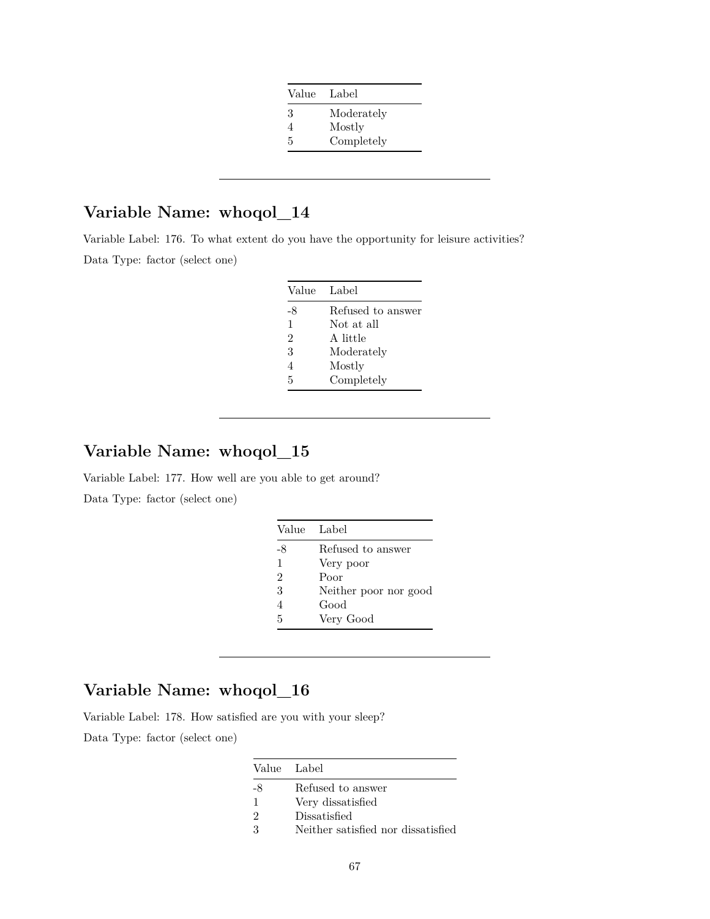| Value | Label |
|---|---|
| 3 | Moderately |
| 4 | Mostly |
| 5 | Completely |

---

## Variable Name: whoqol_14

Variable Label: 176. To what extent do you have the opportunity for leisure activities?

Data Type: factor (select one)

| Value | Label |
|---|---|
| -8 | Refused to answer |
| 1 | Not at all |
| 2 | A little |
| 3 | Moderately |
| 4 | Mostly |
| 5 | Completely |

---

## Variable Name: whoqol_15

Variable Label: 177. How well are you able to get around?

Data Type: factor (select one)

| Value | Label |
|---|---|
| -8 | Refused to answer |
| 1 | Very poor |
| 2 | Poor |
| 3 | Neither poor nor good |
| 4 | Good |
| 5 | Very Good |

---

## Variable Name: whoqol_16

Variable Label: 178. How satisfied are you with your sleep?

Data Type: factor (select one)

| Value | Label |
|---|---|
| -8 | Refused to answer |
| 1 | Very dissatisfied |
| 2 | Dissatisfied |
| 3 | Neither satisfied nor dissatisfied |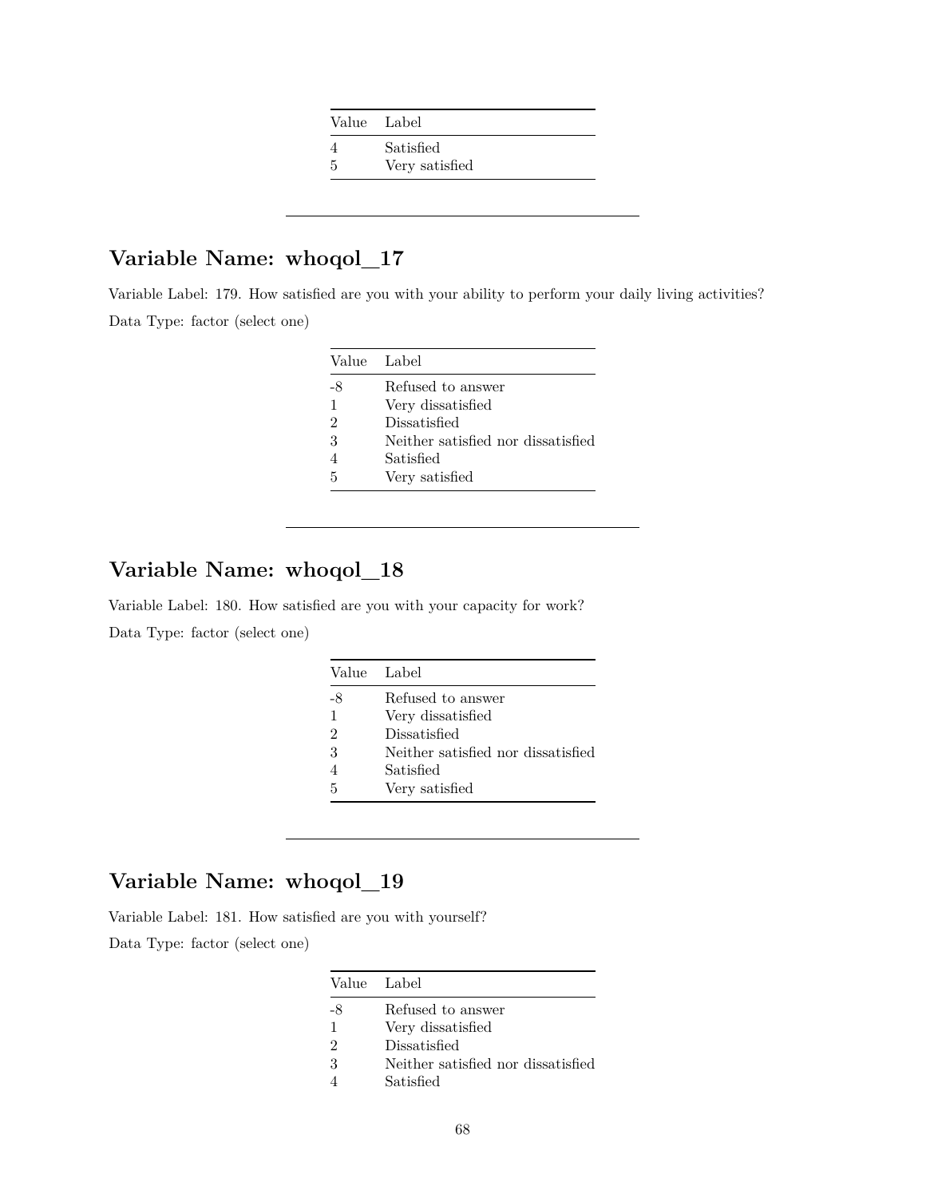| Value | Label |
|---|---|
| 4 | Satisfied |
| 5 | Very satisfied |

---

## Variable Name: whoqol_17

Variable Label: 179. How satisfied are you with your ability to perform your daily living activities?

Data Type: factor (select one)

| Value | Label |
|---|---|
| -8 | Refused to answer |
| 1 | Very dissatisfied |
| 2 | Dissatisfied |
| 3 | Neither satisfied nor dissatisfied |
| 4 | Satisfied |
| 5 | Very satisfied |

---

## Variable Name: whoqol_18

Variable Label: 180. How satisfied are you with your capacity for work?

Data Type: factor (select one)

| Value | Label |
|---|---|
| -8 | Refused to answer |
| 1 | Very dissatisfied |
| 2 | Dissatisfied |
| 3 | Neither satisfied nor dissatisfied |
| 4 | Satisfied |
| 5 | Very satisfied |

---

## Variable Name: whoqol_19

Variable Label: 181. How satisfied are you with yourself?

Data Type: factor (select one)

| Value | Label |
|---|---|
| -8 | Refused to answer |
| 1 | Very dissatisfied |
| 2 | Dissatisfied |
| 3 | Neither satisfied nor dissatisfied |
| 4 | Satisfied |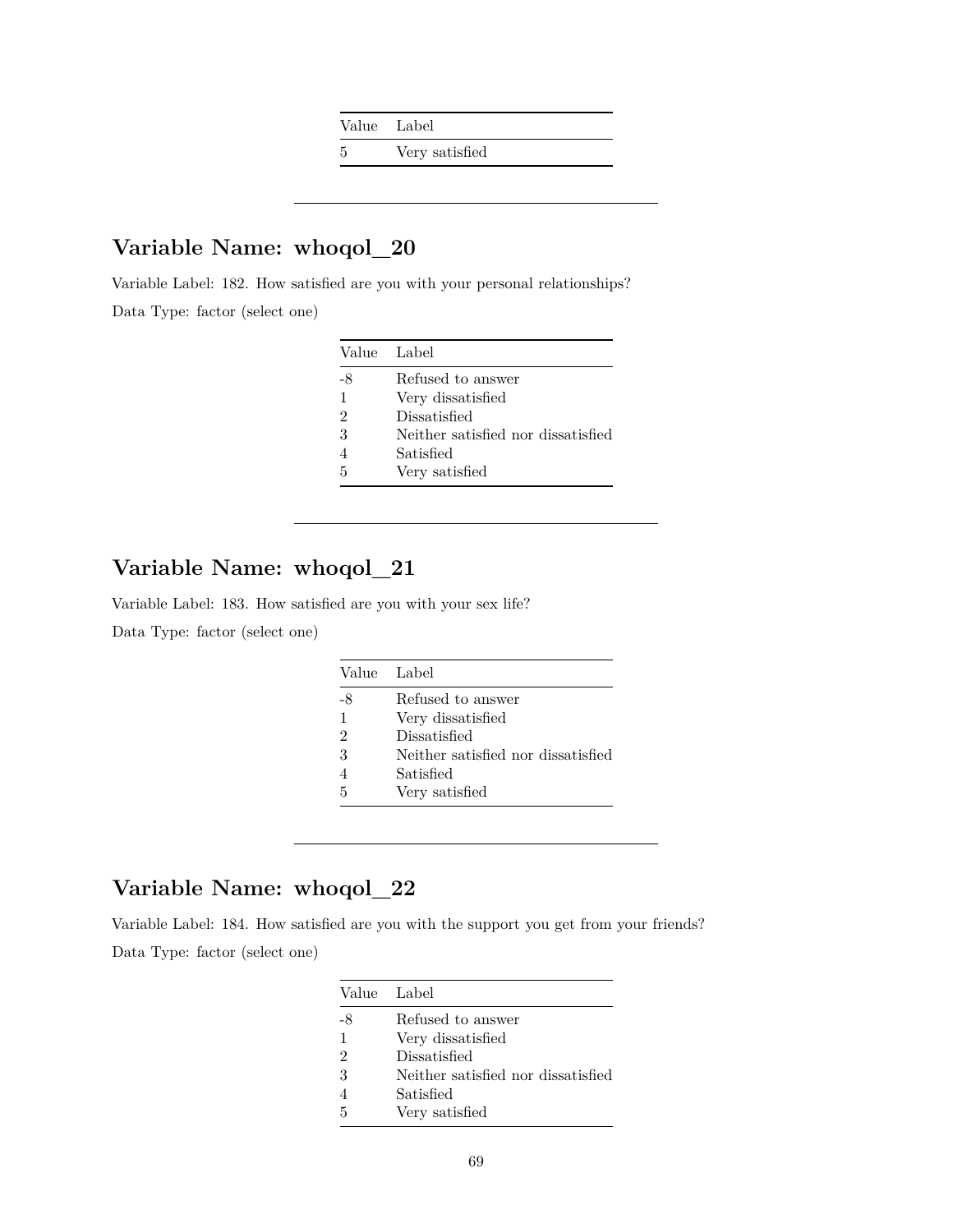| Value | Label |
|---|---|
| 5 | Very satisfied |

---

## Variable Name: whoqol_20

Variable Label: 182. How satisfied are you with your personal relationships?

Data Type: factor (select one)

| Value | Label |
|---|---|
| -8 | Refused to answer |
| 1 | Very dissatisfied |
| 2 | Dissatisfied |
| 3 | Neither satisfied nor dissatisfied |
| 4 | Satisfied |
| 5 | Very satisfied |

---

## Variable Name: whoqol_21

Variable Label: 183. How satisfied are you with your sex life?

Data Type: factor (select one)

| Value | Label |
|---|---|
| -8 | Refused to answer |
| 1 | Very dissatisfied |
| 2 | Dissatisfied |
| 3 | Neither satisfied nor dissatisfied |
| 4 | Satisfied |
| 5 | Very satisfied |

---

## Variable Name: whoqol_22

Variable Label: 184. How satisfied are you with the support you get from your friends?

Data Type: factor (select one)

| Value | Label |
|---|---|
| -8 | Refused to answer |
| 1 | Very dissatisfied |
| 2 | Dissatisfied |
| 3 | Neither satisfied nor dissatisfied |
| 4 | Satisfied |
| 5 | Very satisfied |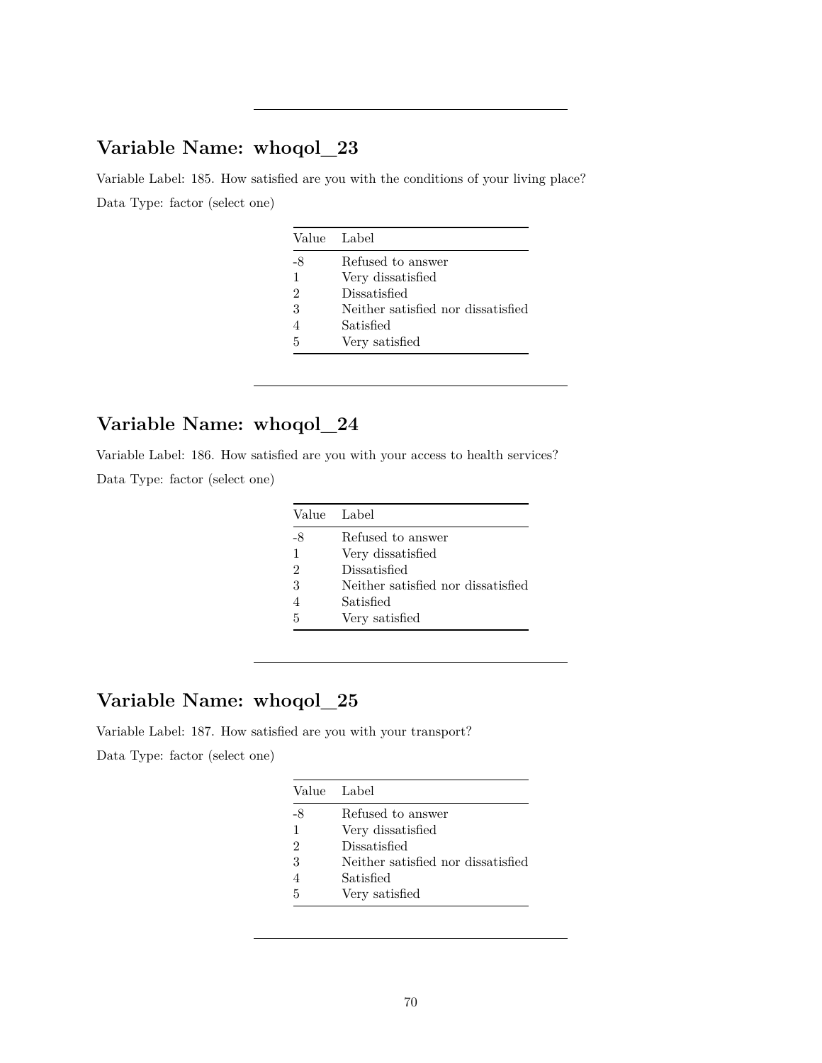---

## Variable Name: whoqol_23

Variable Label: 185. How satisfied are you with the conditions of your living place?

Data Type: factor (select one)

| Value | Label |
|---|---|
| -8 | Refused to answer |
| 1 | Very dissatisfied |
| 2 | Dissatisfied |
| 3 | Neither satisfied nor dissatisfied |
| 4 | Satisfied |
| 5 | Very satisfied |

---

## Variable Name: whoqol_24

Variable Label: 186. How satisfied are you with your access to health services?

Data Type: factor (select one)

| Value | Label |
|---|---|
| -8 | Refused to answer |
| 1 | Very dissatisfied |
| 2 | Dissatisfied |
| 3 | Neither satisfied nor dissatisfied |
| 4 | Satisfied |
| 5 | Very satisfied |

---

## Variable Name: whoqol_25

Variable Label: 187. How satisfied are you with your transport?

Data Type: factor (select one)

| Value | Label |
|---|---|
| -8 | Refused to answer |
| 1 | Very dissatisfied |
| 2 | Dissatisfied |
| 3 | Neither satisfied nor dissatisfied |
| 4 | Satisfied |
| 5 | Very satisfied |

---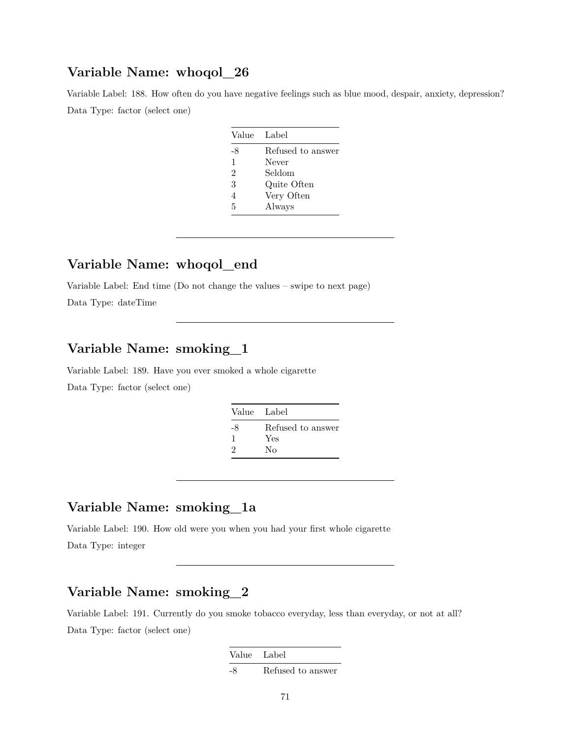## Variable Name: whoqol_26

Variable Label: 188. How often do you have negative feelings such as blue mood, despair, anxiety, depression?

Data Type: factor (select one)

| Value | Label |
|---|---|
| -8 | Refused to answer |
| 1 | Never |
| 2 | Seldom |
| 3 | Quite Often |
| 4 | Very Often |
| 5 | Always |

---

## Variable Name: whoqol_end

Variable Label: End time (Do not change the values – swipe to next page)

Data Type: dateTime

---

## Variable Name: smoking_1

Variable Label: 189. Have you ever smoked a whole cigarette

Data Type: factor (select one)

| Value | Label |
|---|---|
| -8 | Refused to answer |
| 1 | Yes |
| 2 | No |

---

## Variable Name: smoking_1a

Variable Label: 190. How old were you when you had your first whole cigarette

Data Type: integer

---

## Variable Name: smoking_2

Variable Label: 191. Currently do you smoke tobacco everyday, less than everyday, or not at all?

Data Type: factor (select one)

| Value | Label |
|---|---|
| -8 | Refused to answer |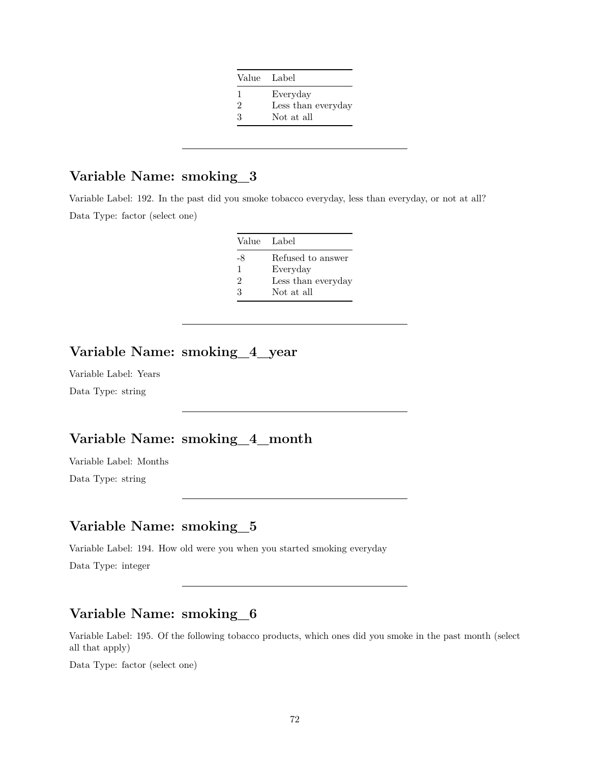| Value | Label |
|---|---|
| 1 | Everyday |
| 2 | Less than everyday |
| 3 | Not at all |

---

## Variable Name: smoking_3

Variable Label: 192. In the past did you smoke tobacco everyday, less than everyday, or not at all?

Data Type: factor (select one)

| Value | Label |
|---|---|
| -8 | Refused to answer |
| 1 | Everyday |
| 2 | Less than everyday |
| 3 | Not at all |

---

## Variable Name: smoking_4_year

Variable Label: Years

Data Type: string

---

## Variable Name: smoking_4_month

Variable Label: Months

Data Type: string

---

## Variable Name: smoking_5

Variable Label: 194. How old were you when you started smoking everyday

Data Type: integer

---

## Variable Name: smoking_6

Variable Label: 195. Of the following tobacco products, which ones did you smoke in the past month (select all that apply)

Data Type: factor (select one)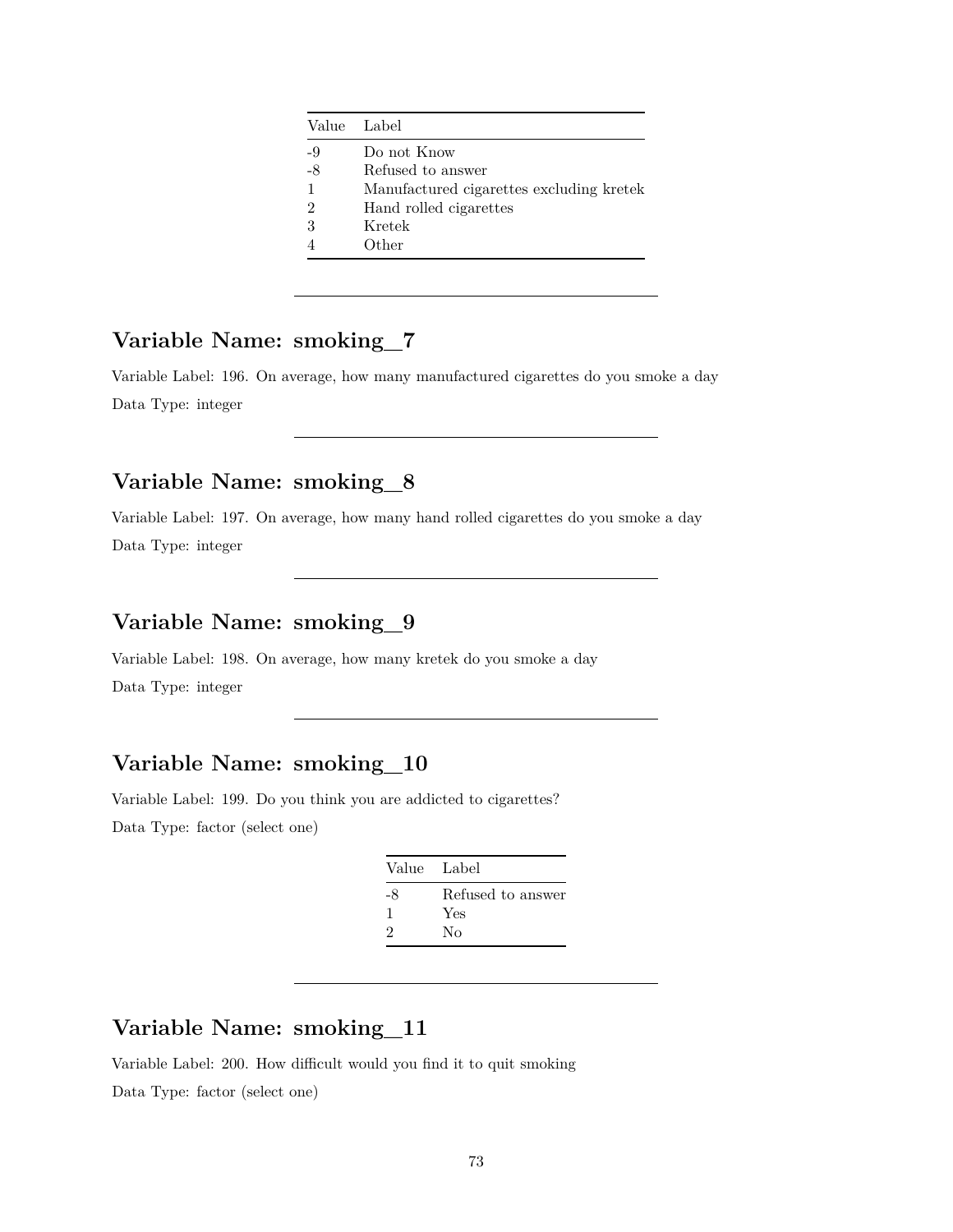| Value | Label |
|---|---|
| -9 | Do not Know |
| -8 | Refused to answer |
| 1 | Manufactured cigarettes excluding kretek |
| 2 | Hand rolled cigarettes |
| 3 | Kretek |
| 4 | Other |

---

## Variable Name: smoking_7

Variable Label: 196. On average, how many manufactured cigarettes do you smoke a day

Data Type: integer

---

## Variable Name: smoking_8

Variable Label: 197. On average, how many hand rolled cigarettes do you smoke a day

Data Type: integer

---

## Variable Name: smoking_9

Variable Label: 198. On average, how many kretek do you smoke a day

Data Type: integer

---

## Variable Name: smoking_10

Variable Label: 199. Do you think you are addicted to cigarettes?

Data Type: factor (select one)

| Value | Label |
|---|---|
| -8 | Refused to answer |
| 1 | Yes |
| 2 | No |

---

## Variable Name: smoking_11

Variable Label: 200. How difficult would you find it to quit smoking

Data Type: factor (select one)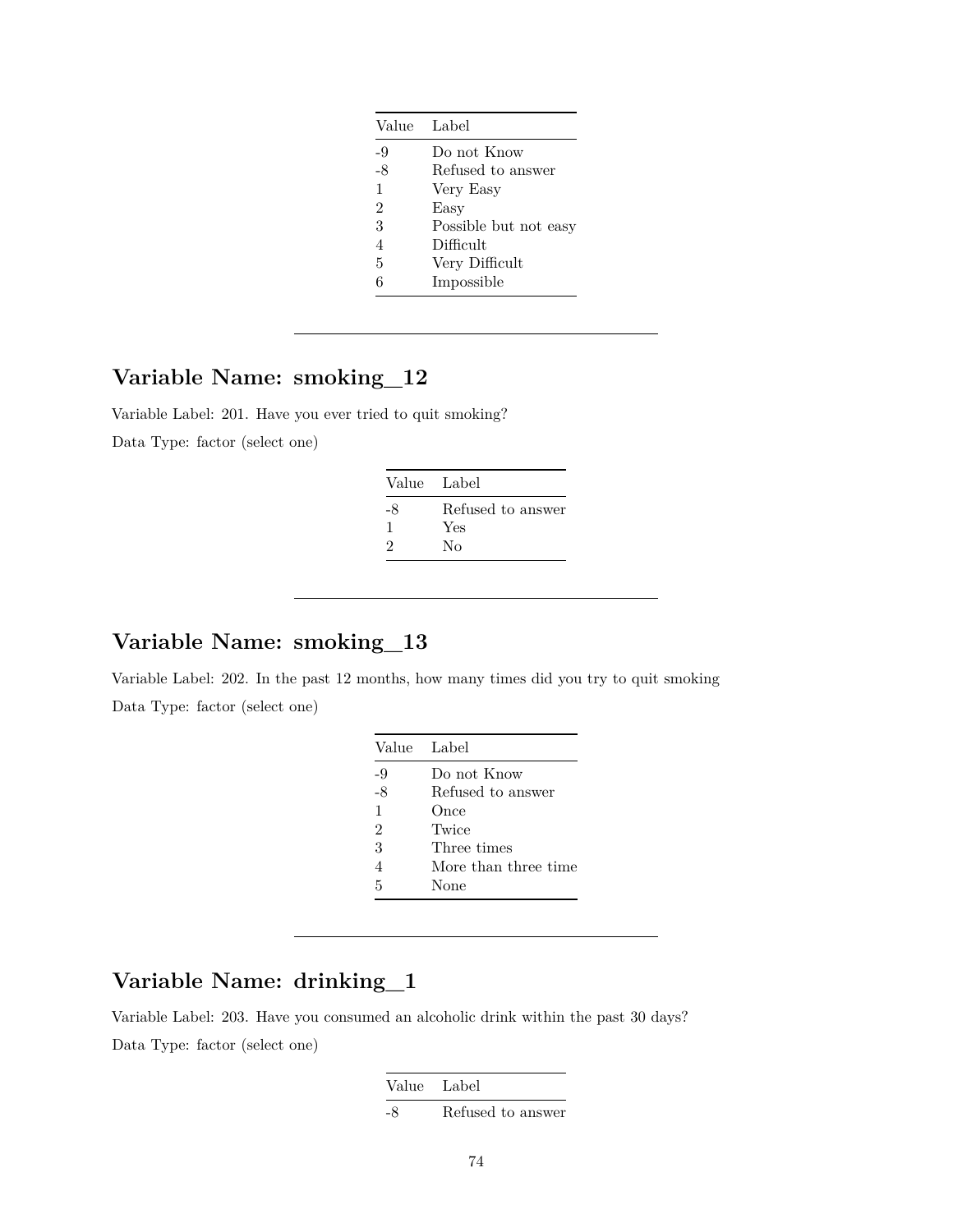| Value | Label |
|---|---|
| -9 | Do not Know |
| -8 | Refused to answer |
| 1 | Very Easy |
| 2 | Easy |
| 3 | Possible but not easy |
| 4 | Difficult |
| 5 | Very Difficult |
| 6 | Impossible |

---

## Variable Name: smoking_12

Variable Label: 201. Have you ever tried to quit smoking?

Data Type: factor (select one)

| Value | Label |
|---|---|
| -8 | Refused to answer |
| 1 | Yes |
| 2 | No |

---

## Variable Name: smoking_13

Variable Label: 202. In the past 12 months, how many times did you try to quit smoking

Data Type: factor (select one)

| Value | Label |
|---|---|
| -9 | Do not Know |
| -8 | Refused to answer |
| 1 | Once |
| 2 | Twice |
| 3 | Three times |
| 4 | More than three time |
| 5 | None |

---

## Variable Name: drinking_1

Variable Label: 203. Have you consumed an alcoholic drink within the past 30 days?

Data Type: factor (select one)

| Value | Label |
|---|---|
| -8 | Refused to answer |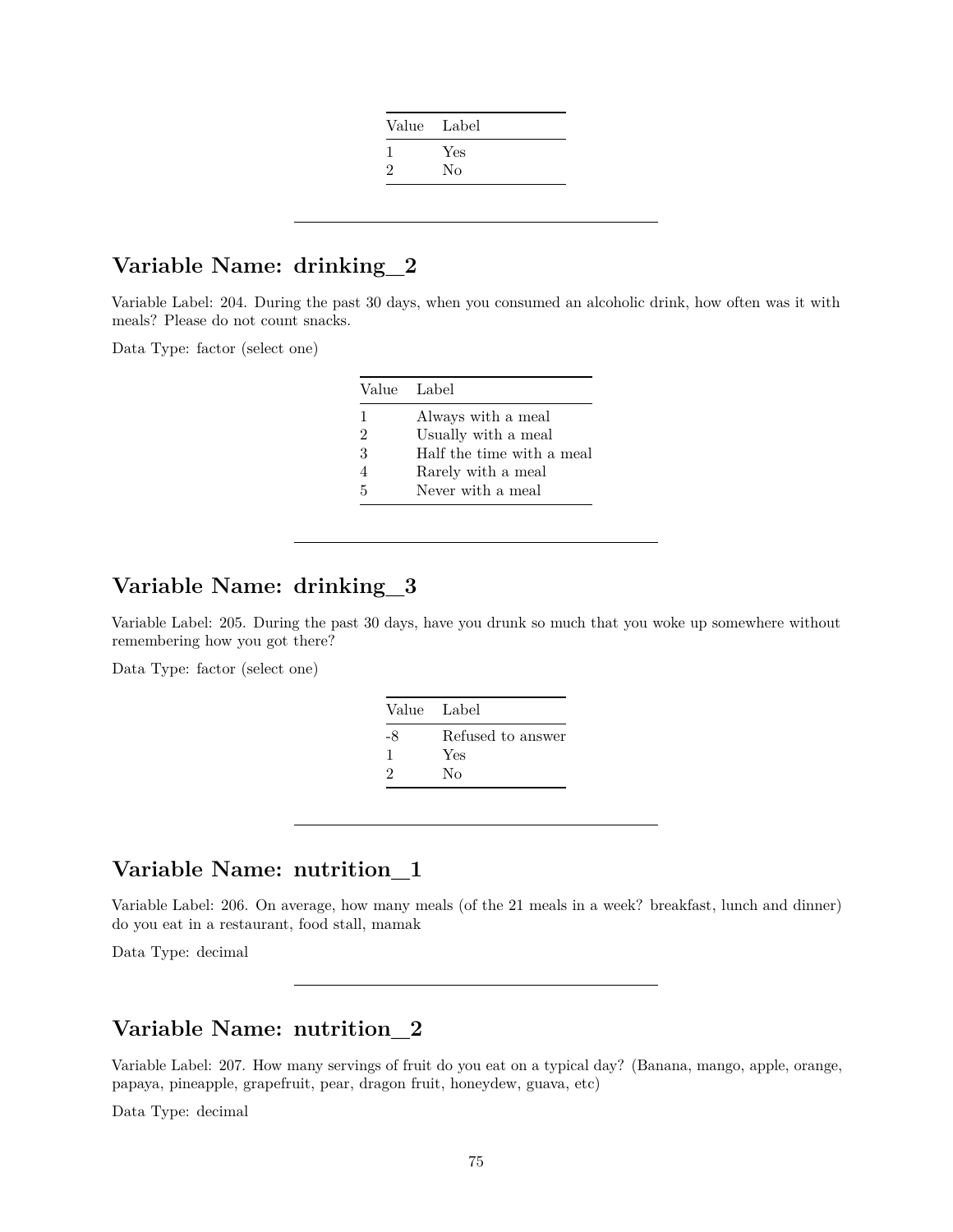| Value | Label |
|---|---|
| 1 | Yes |
| 2 | No |

---

## Variable Name: drinking_2

Variable Label: 204. During the past 30 days, when you consumed an alcoholic drink, how often was it with meals? Please do not count snacks.

Data Type: factor (select one)

| Value | Label |
|---|---|
| 1 | Always with a meal |
| 2 | Usually with a meal |
| 3 | Half the time with a meal |
| 4 | Rarely with a meal |
| 5 | Never with a meal |

---

## Variable Name: drinking_3

Variable Label: 205. During the past 30 days, have you drunk so much that you woke up somewhere without remembering how you got there?

Data Type: factor (select one)

| Value | Label |
|---|---|
| -8 | Refused to answer |
| 1 | Yes |
| 2 | No |

---

## Variable Name: nutrition_1

Variable Label: 206. On average, how many meals (of the 21 meals in a week? breakfast, lunch and dinner) do you eat in a restaurant, food stall, mamak

Data Type: decimal

---

## Variable Name: nutrition_2

Variable Label: 207. How many servings of fruit do you eat on a typical day? (Banana, mango, apple, orange, papaya, pineapple, grapefruit, pear, dragon fruit, honeydew, guava, etc)

Data Type: decimal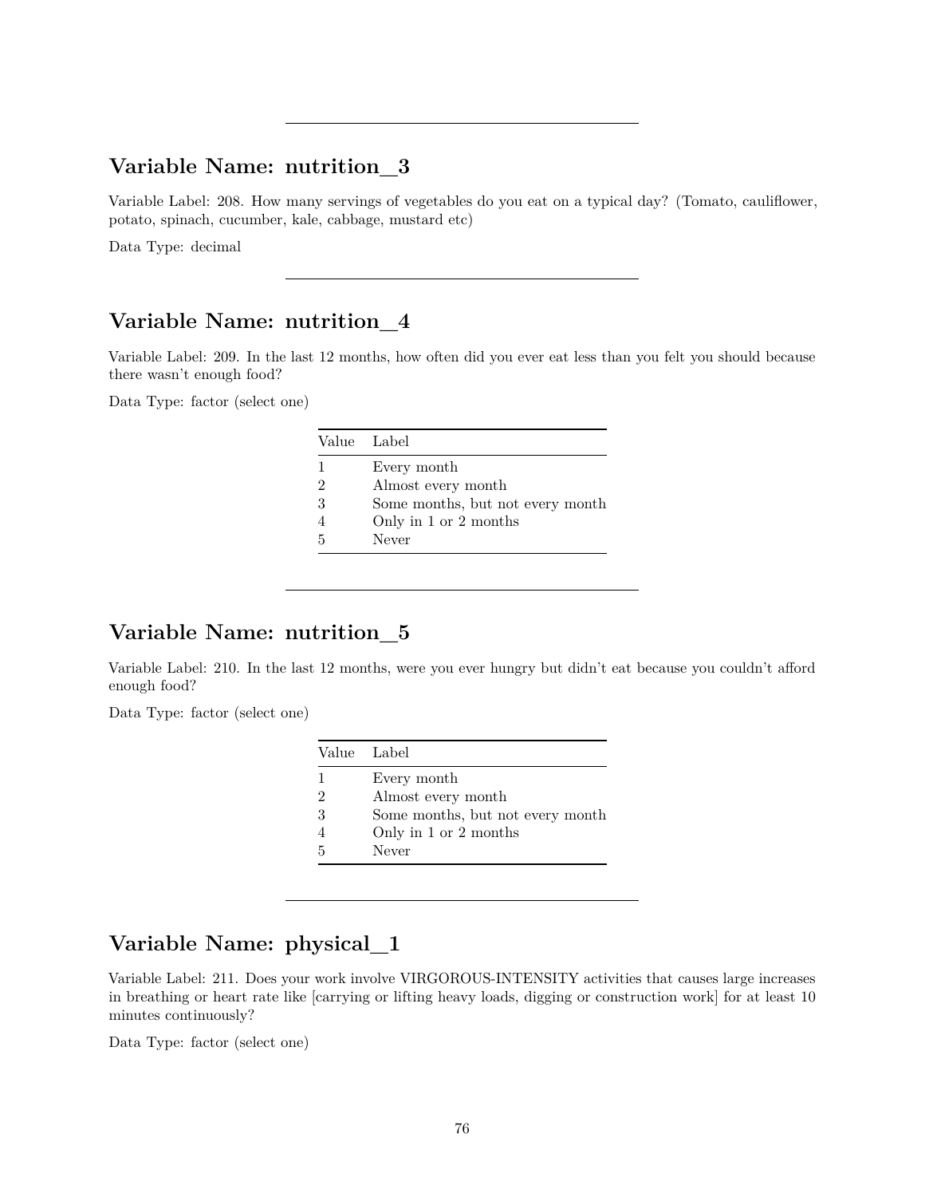---

## Variable Name: nutrition_3

Variable Label: 208. How many servings of vegetables do you eat on a typical day? (Tomato, cauliflower, potato, spinach, cucumber, kale, cabbage, mustard etc)

Data Type: decimal

---

## Variable Name: nutrition_4

Variable Label: 209. In the last 12 months, how often did you ever eat less than you felt you should because there wasn't enough food?

Data Type: factor (select one)

| Value | Label |
|---|---|
| 1 | Every month |
| 2 | Almost every month |
| 3 | Some months, but not every month |
| 4 | Only in 1 or 2 months |
| 5 | Never |

---

## Variable Name: nutrition_5

Variable Label: 210. In the last 12 months, were you ever hungry but didn't eat because you couldn't afford enough food?

Data Type: factor (select one)

| Value | Label |
|---|---|
| 1 | Every month |
| 2 | Almost every month |
| 3 | Some months, but not every month |
| 4 | Only in 1 or 2 months |
| 5 | Never |

---

## Variable Name: physical_1

Variable Label: 211. Does your work involve VIRGOROUS-INTENSITY activities that causes large increases in breathing or heart rate like [carrying or lifting heavy loads, digging or construction work] for at least 10 minutes continuously?

Data Type: factor (select one)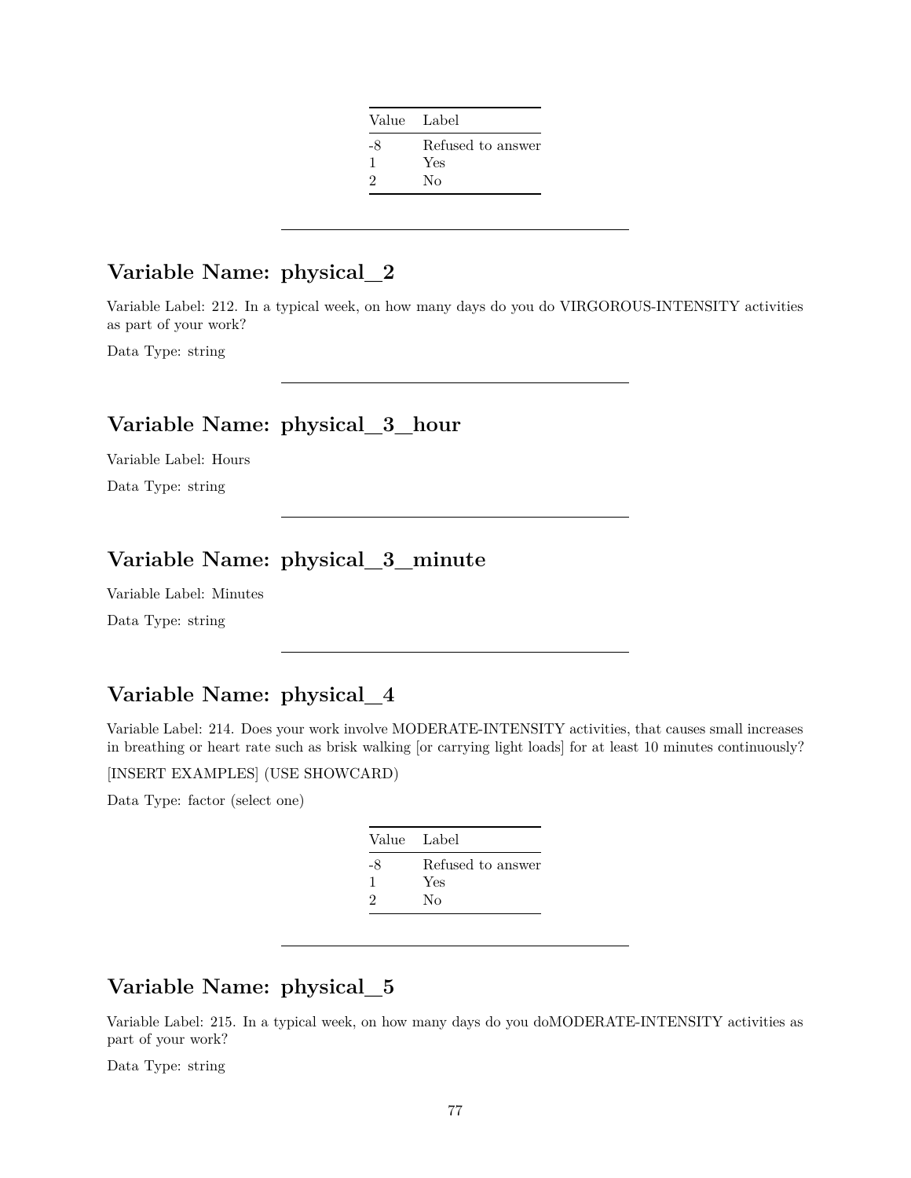| Value | Label |
|---|---|
| -8 | Refused to answer |
| 1 | Yes |
| 2 | No |

---

## Variable Name: physical_2

Variable Label: 212. In a typical week, on how many days do you do VIRGOROUS-INTENSITY activities as part of your work?

Data Type: string

---

## Variable Name: physical_3_hour

Variable Label: Hours

Data Type: string

---

## Variable Name: physical_3_minute

Variable Label: Minutes

Data Type: string

---

## Variable Name: physical_4

Variable Label: 214. Does your work involve MODERATE-INTENSITY activities, that causes small increases in breathing or heart rate such as brisk walking [or carrying light loads] for at least 10 minutes continuously?

[INSERT EXAMPLES] (USE SHOWCARD)

Data Type: factor (select one)

| Value | Label |
|---|---|
| -8 | Refused to answer |
| 1 | Yes |
| 2 | No |

---

## Variable Name: physical_5

Variable Label: 215. In a typical week, on how many days do you doMODERATE-INTENSITY activities as part of your work?

Data Type: string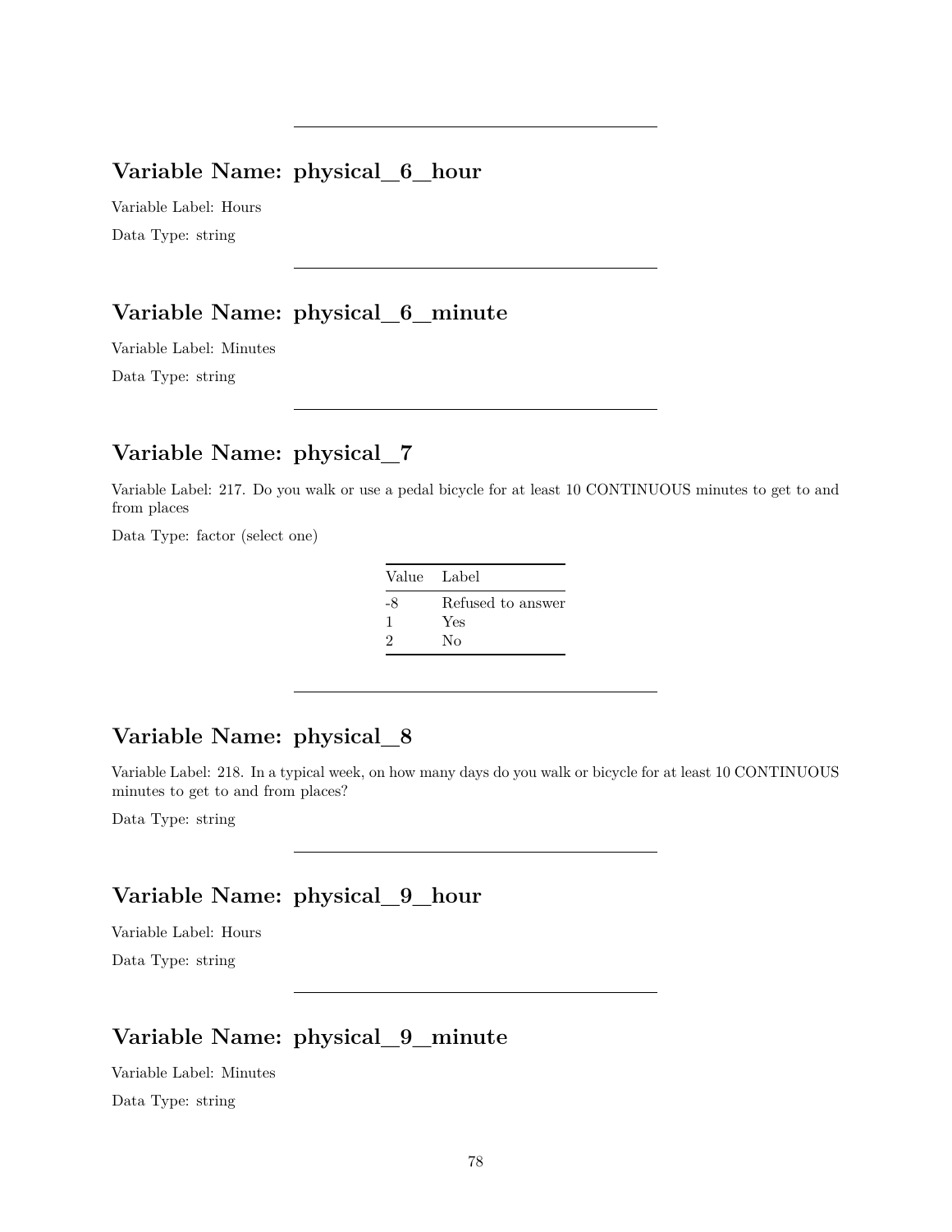---

## Variable Name: physical_6_hour

Variable Label: Hours

Data Type: string

---

## Variable Name: physical_6_minute

Variable Label: Minutes

Data Type: string

---

## Variable Name: physical_7

Variable Label: 217. Do you walk or use a pedal bicycle for at least 10 CONTINUOUS minutes to get to and from places

Data Type: factor (select one)

| Value | Label |
|---|---|
| -8 | Refused to answer |
| 1 | Yes |
| 2 | No |

---

## Variable Name: physical_8

Variable Label: 218. In a typical week, on how many days do you walk or bicycle for at least 10 CONTINUOUS minutes to get to and from places?

Data Type: string

---

## Variable Name: physical_9_hour

Variable Label: Hours

Data Type: string

---

## Variable Name: physical_9_minute

Variable Label: Minutes

Data Type: string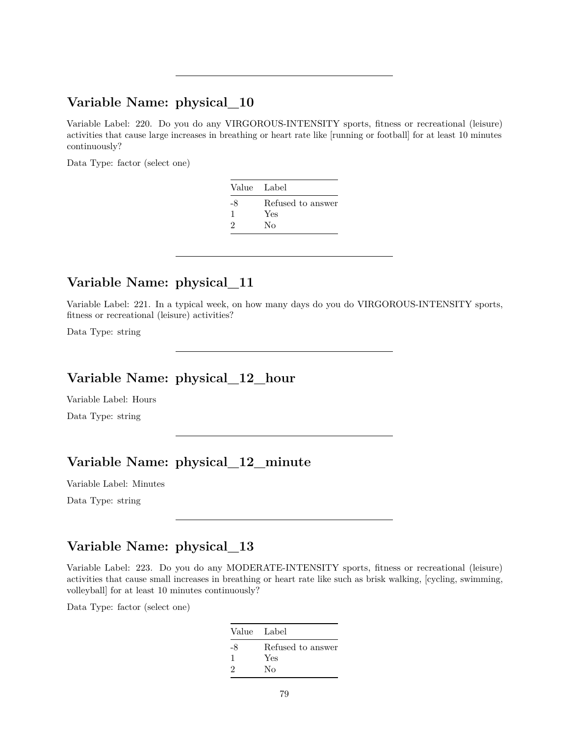---

## Variable Name: physical_10

Variable Label: 220. Do you do any VIRGOROUS-INTENSITY sports, fitness or recreational (leisure) activities that cause large increases in breathing or heart rate like [running or football] for at least 10 minutes continuously?

Data Type: factor (select one)

| Value | Label |
|---|---|
| -8 | Refused to answer |
| 1 | Yes |
| 2 | No |

---

## Variable Name: physical_11

Variable Label: 221. In a typical week, on how many days do you do VIRGOROUS-INTENSITY sports, fitness or recreational (leisure) activities?

Data Type: string

---

## Variable Name: physical_12_hour

Variable Label: Hours

Data Type: string

---

## Variable Name: physical_12_minute

Variable Label: Minutes

Data Type: string

---

## Variable Name: physical_13

Variable Label: 223. Do you do any MODERATE-INTENSITY sports, fitness or recreational (leisure) activities that cause small increases in breathing or heart rate like such as brisk walking, [cycling, swimming, volleyball] for at least 10 minutes continuously?

Data Type: factor (select one)

| Value | Label |
|---|---|
| -8 | Refused to answer |
| 1 | Yes |
| 2 | No |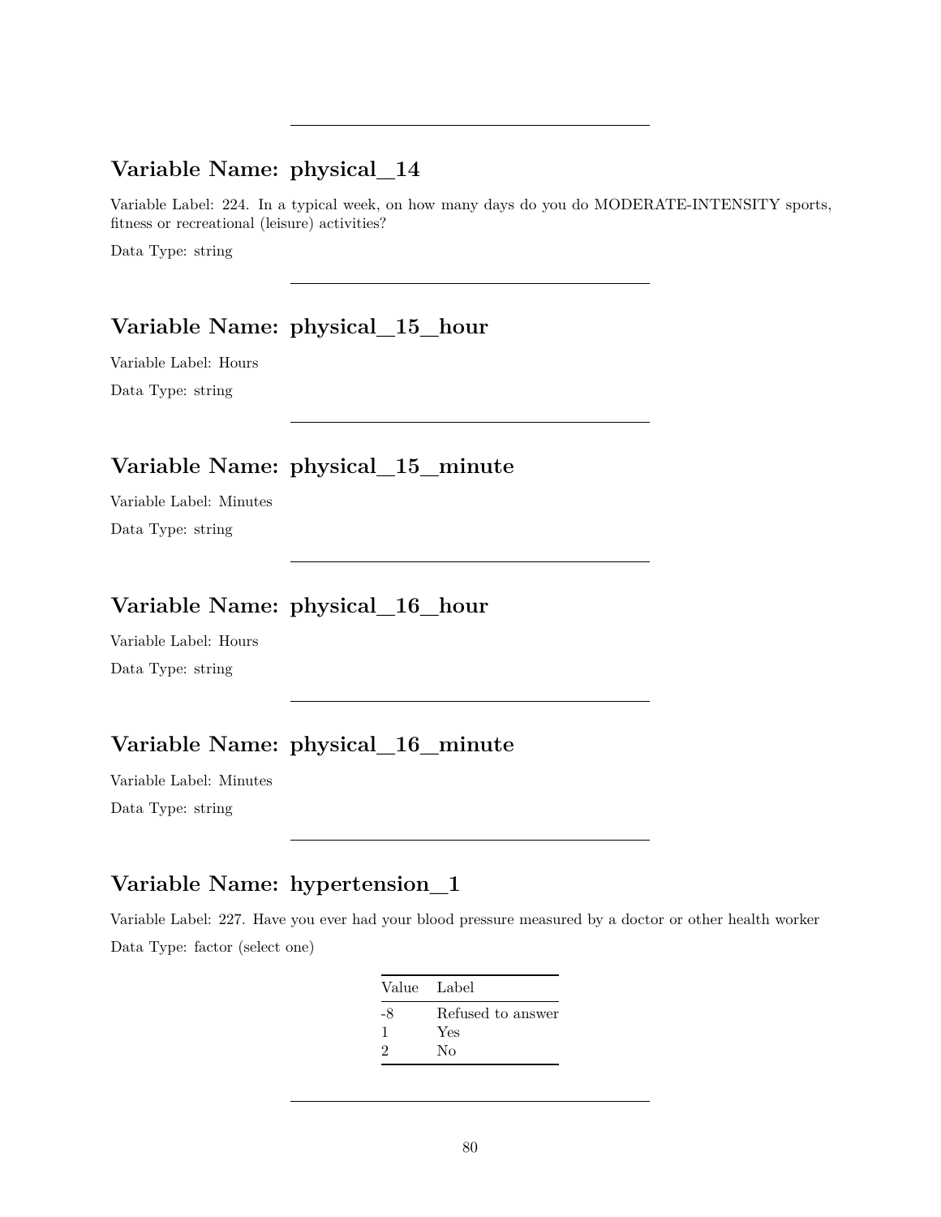---

## Variable Name: physical_14

Variable Label: 224. In a typical week, on how many days do you do MODERATE-INTENSITY sports, fitness or recreational (leisure) activities?

Data Type: string

---

## Variable Name: physical_15_hour

Variable Label: Hours

Data Type: string

---

## Variable Name: physical_15_minute

Variable Label: Minutes

Data Type: string

---

## Variable Name: physical_16_hour

Variable Label: Hours

Data Type: string

---

## Variable Name: physical_16_minute

Variable Label: Minutes

Data Type: string

---

## Variable Name: hypertension_1

Variable Label: 227. Have you ever had your blood pressure measured by a doctor or other health worker

Data Type: factor (select one)

| Value | Label |
|---|---|
| -8 | Refused to answer |
| 1 | Yes |
| 2 | No |

---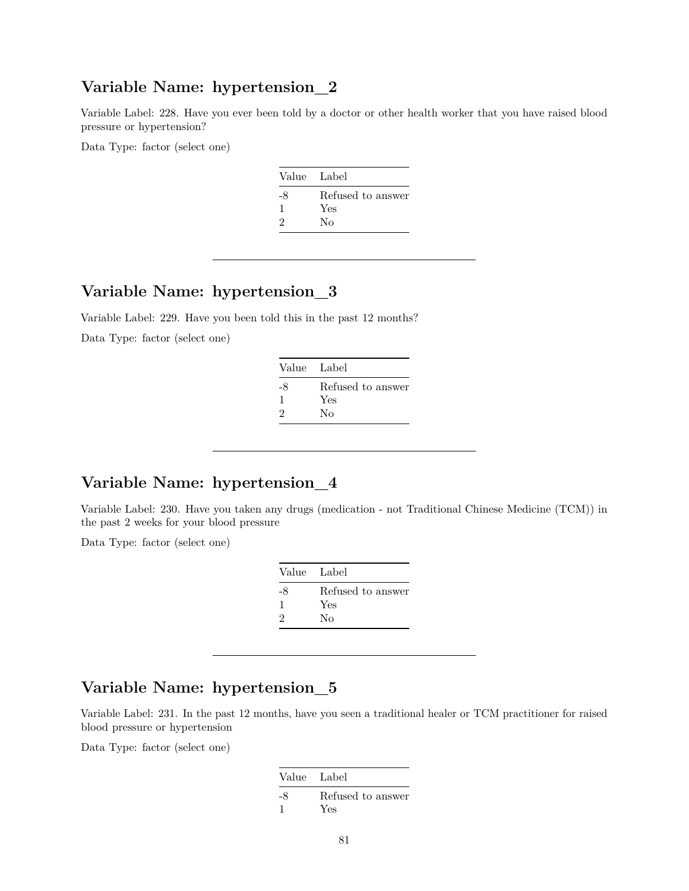## Variable Name: hypertension_2

Variable Label: 228. Have you ever been told by a doctor or other health worker that you have raised blood pressure or hypertension?

Data Type: factor (select one)

| Value | Label |
|---|---|
| -8 | Refused to answer |
| 1 | Yes |
| 2 | No |

---

## Variable Name: hypertension_3

Variable Label: 229. Have you been told this in the past 12 months?

Data Type: factor (select one)

| Value | Label |
|---|---|
| -8 | Refused to answer |
| 1 | Yes |
| 2 | No |

---

## Variable Name: hypertension_4

Variable Label: 230. Have you taken any drugs (medication - not Traditional Chinese Medicine (TCM)) in the past 2 weeks for your blood pressure

Data Type: factor (select one)

| Value | Label |
|---|---|
| -8 | Refused to answer |
| 1 | Yes |
| 2 | No |

---

## Variable Name: hypertension_5

Variable Label: 231. In the past 12 months, have you seen a traditional healer or TCM practitioner for raised blood pressure or hypertension

Data Type: factor (select one)

| Value | Label |
|---|---|
| -8 | Refused to answer |
| 1 | Yes |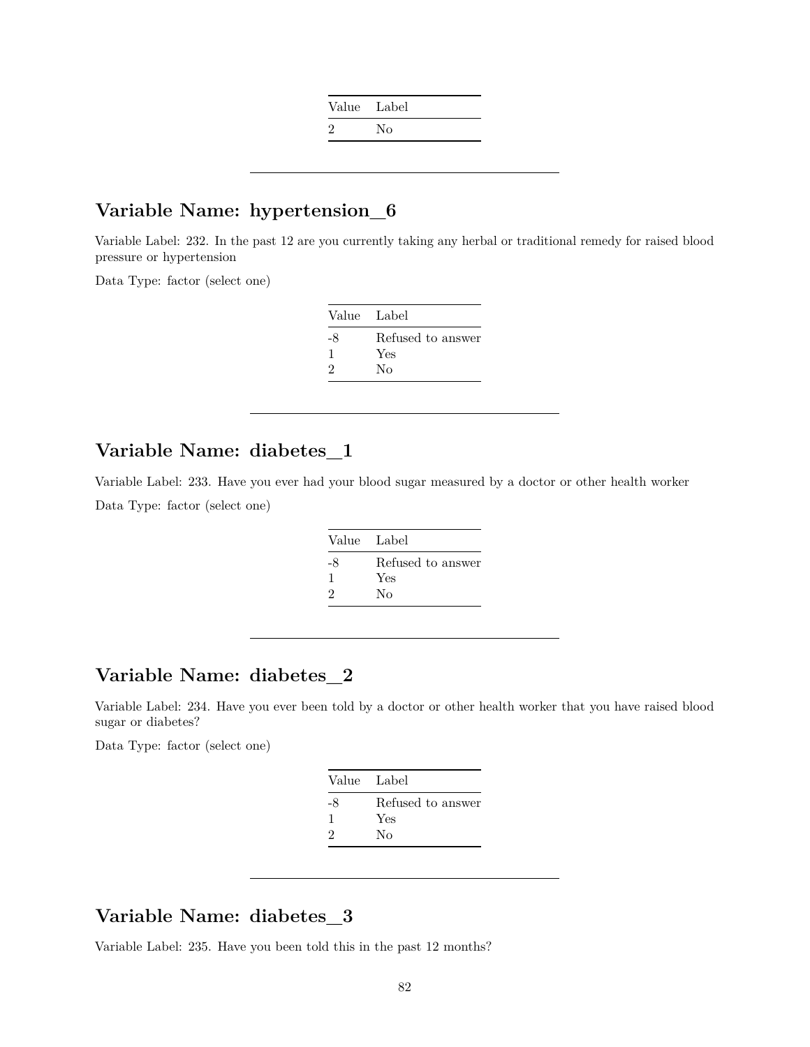| Value | Label |
|---|---|
| 2 | No |

---

## Variable Name: hypertension_6

Variable Label: 232. In the past 12 are you currently taking any herbal or traditional remedy for raised blood pressure or hypertension

Data Type: factor (select one)

| Value | Label |
|---|---|
| -8 | Refused to answer |
| 1 | Yes |
| 2 | No |

---

## Variable Name: diabetes_1

Variable Label: 233. Have you ever had your blood sugar measured by a doctor or other health worker

Data Type: factor (select one)

| Value | Label |
|---|---|
| -8 | Refused to answer |
| 1 | Yes |
| 2 | No |

---

## Variable Name: diabetes_2

Variable Label: 234. Have you ever been told by a doctor or other health worker that you have raised blood sugar or diabetes?

Data Type: factor (select one)

| Value | Label |
|---|---|
| -8 | Refused to answer |
| 1 | Yes |
| 2 | No |

---

## Variable Name: diabetes_3

Variable Label: 235. Have you been told this in the past 12 months?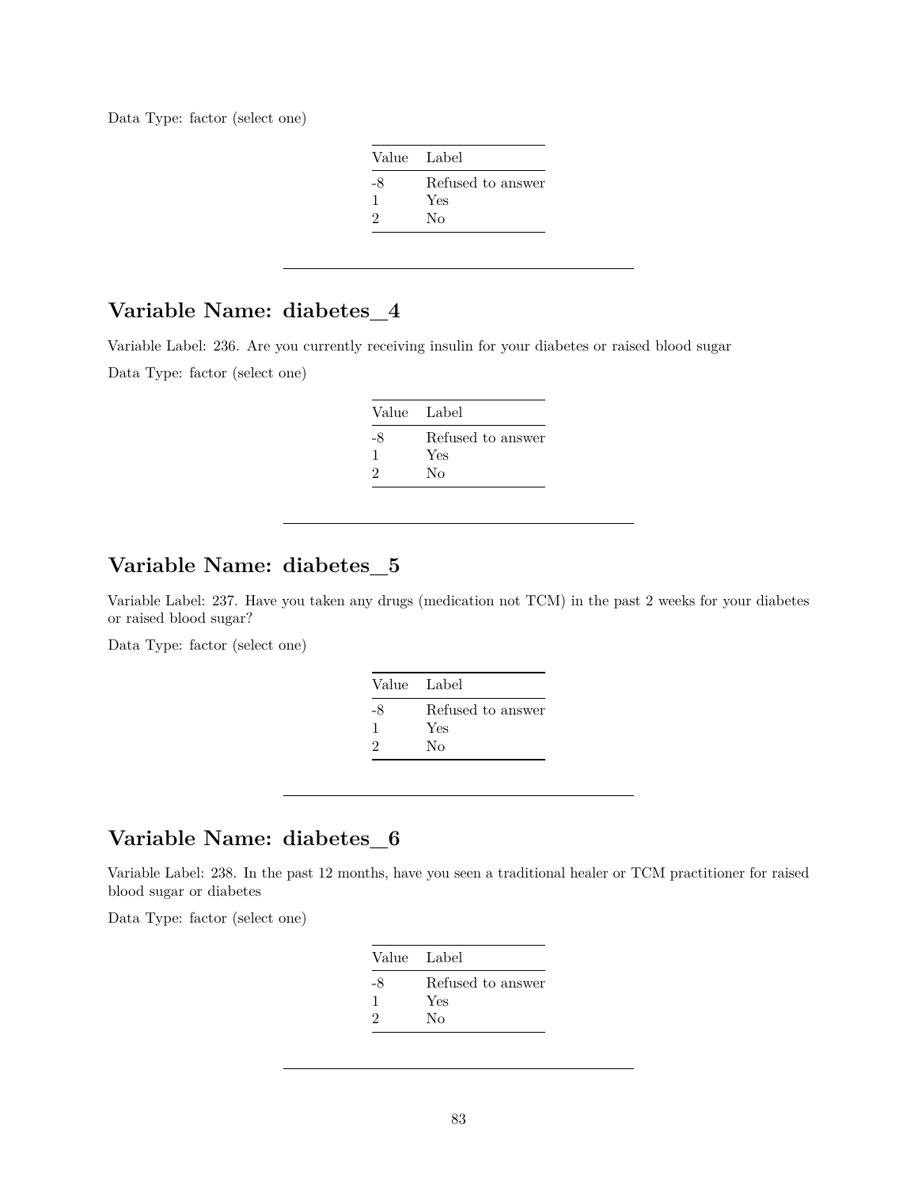Data Type: factor (select one)

| Value | Label |
|---|---|
| -8 | Refused to answer |
| 1 | Yes |
| 2 | No |

---

## Variable Name: diabetes_4

Variable Label: 236. Are you currently receiving insulin for your diabetes or raised blood sugar

Data Type: factor (select one)

| Value | Label |
|---|---|
| -8 | Refused to answer |
| 1 | Yes |
| 2 | No |

---

## Variable Name: diabetes_5

Variable Label: 237. Have you taken any drugs (medication not TCM) in the past 2 weeks for your diabetes or raised blood sugar?

Data Type: factor (select one)

| Value | Label |
|---|---|
| -8 | Refused to answer |
| 1 | Yes |
| 2 | No |

---

## Variable Name: diabetes_6

Variable Label: 238. In the past 12 months, have you seen a traditional healer or TCM practitioner for raised blood sugar or diabetes

Data Type: factor (select one)

| Value | Label |
|---|---|
| -8 | Refused to answer |
| 1 | Yes |
| 2 | No |

---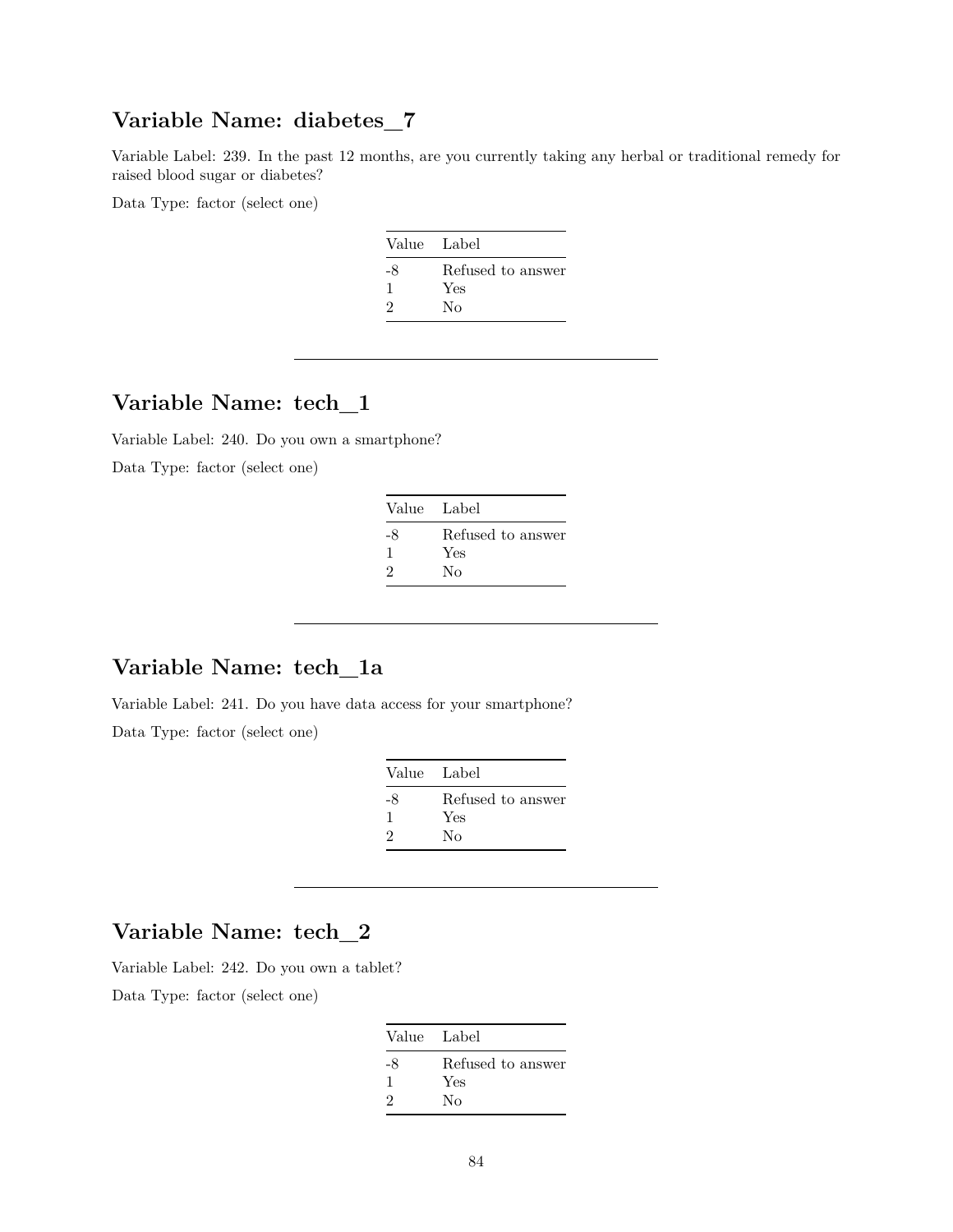## Variable Name: diabetes_7

Variable Label: 239. In the past 12 months, are you currently taking any herbal or traditional remedy for raised blood sugar or diabetes?

Data Type: factor (select one)

| Value | Label |
|---|---|
| -8 | Refused to answer |
| 1 | Yes |
| 2 | No |

---

## Variable Name: tech_1

Variable Label: 240. Do you own a smartphone?

Data Type: factor (select one)

| Value | Label |
|---|---|
| -8 | Refused to answer |
| 1 | Yes |
| 2 | No |

---

## Variable Name: tech_1a

Variable Label: 241. Do you have data access for your smartphone?

Data Type: factor (select one)

| Value | Label |
|---|---|
| -8 | Refused to answer |
| 1 | Yes |
| 2 | No |

---

## Variable Name: tech_2

Variable Label: 242. Do you own a tablet?

Data Type: factor (select one)

| Value | Label |
|---|---|
| -8 | Refused to answer |
| 1 | Yes |
| 2 | No |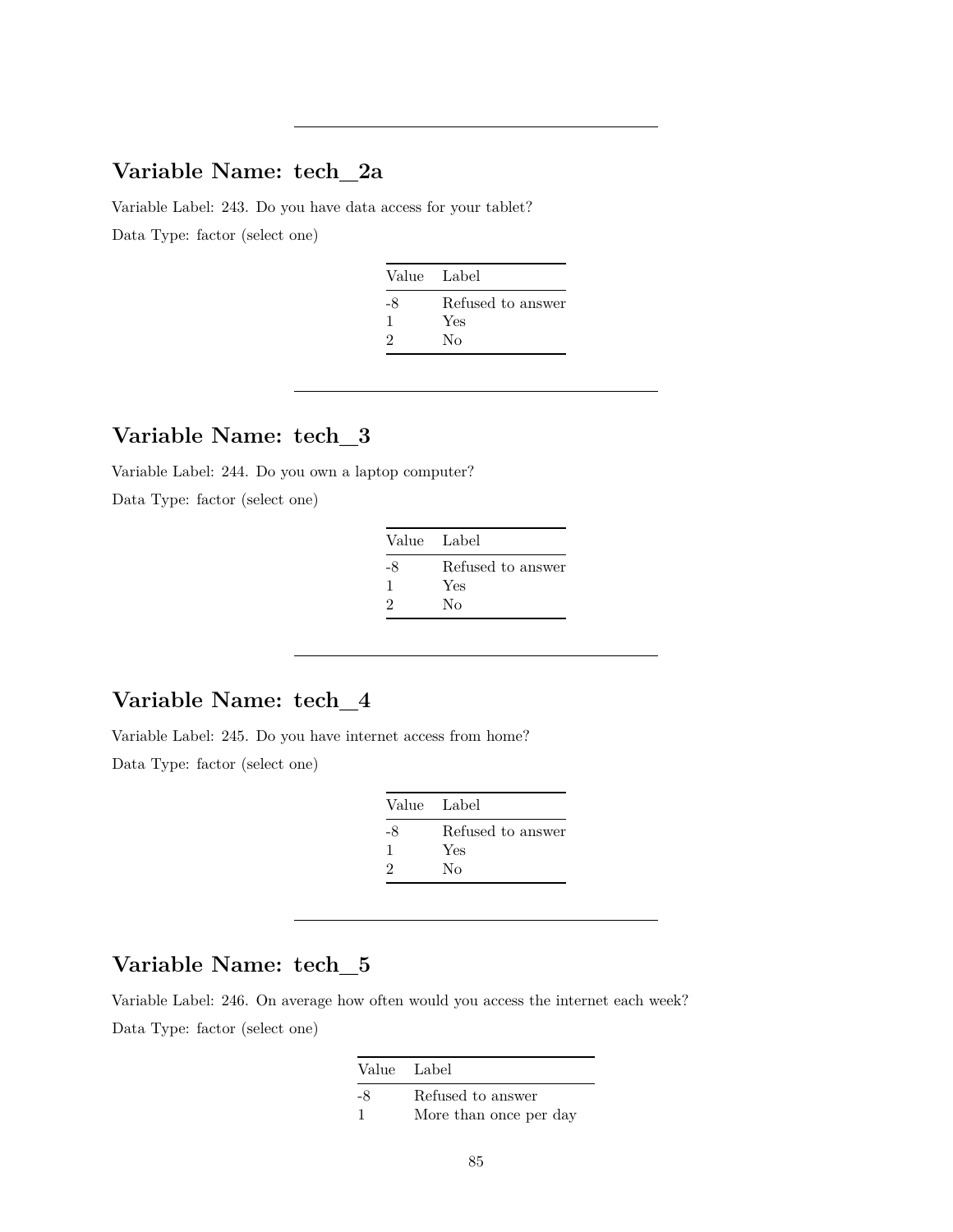---

## Variable Name: tech_2a

Variable Label: 243. Do you have data access for your tablet?

Data Type: factor (select one)

| Value | Label |
|---|---|
| -8 | Refused to answer |
| 1 | Yes |
| 2 | No |

---

## Variable Name: tech_3

Variable Label: 244. Do you own a laptop computer?

Data Type: factor (select one)

| Value | Label |
|---|---|
| -8 | Refused to answer |
| 1 | Yes |
| 2 | No |

---

## Variable Name: tech_4

Variable Label: 245. Do you have internet access from home?

Data Type: factor (select one)

| Value | Label |
|---|---|
| -8 | Refused to answer |
| 1 | Yes |
| 2 | No |

---

## Variable Name: tech_5

Variable Label: 246. On average how often would you access the internet each week?

Data Type: factor (select one)

| Value | Label |
|---|---|
| -8 | Refused to answer |
| 1 | More than once per day |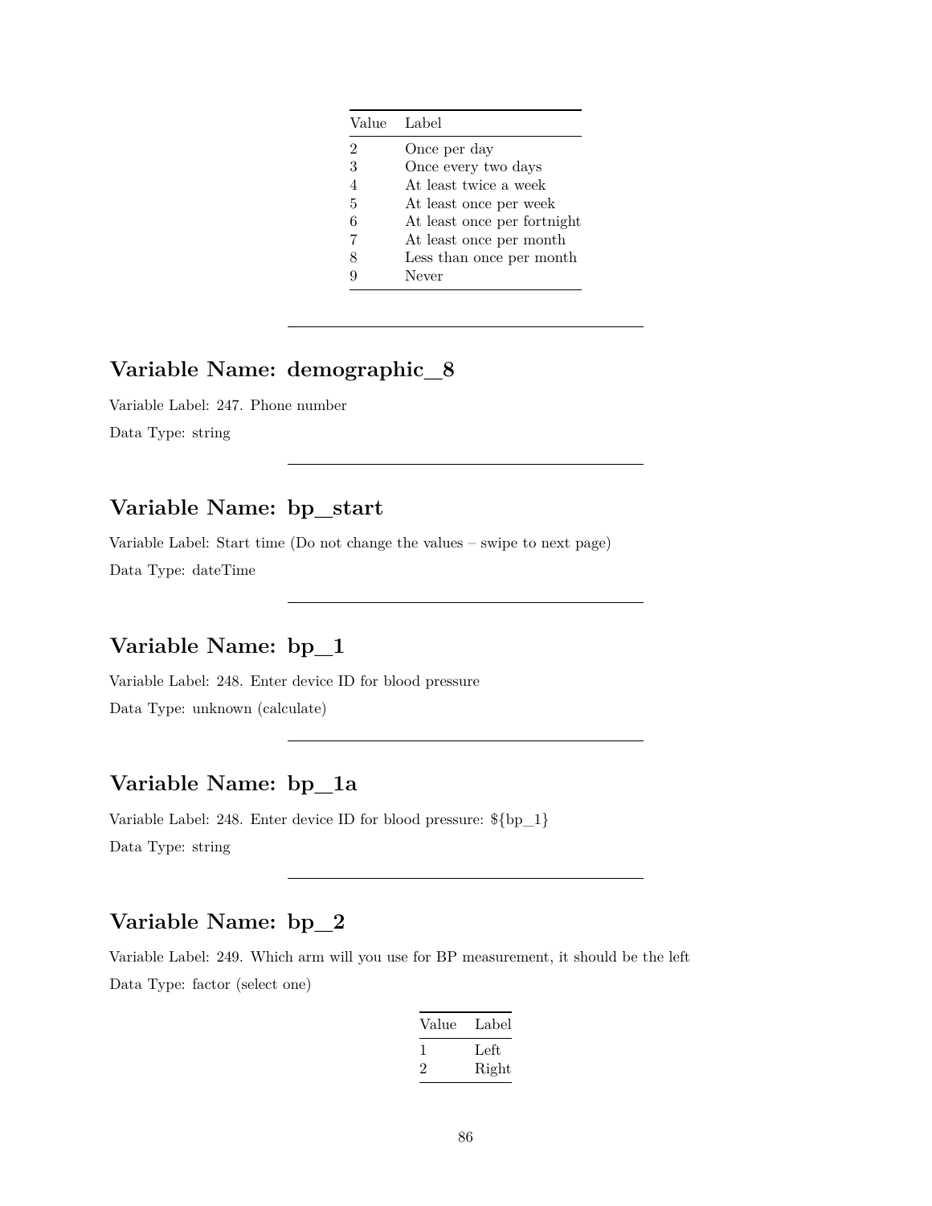| Value | Label |
|---|---|
| 2 | Once per day |
| 3 | Once every two days |
| 4 | At least twice a week |
| 5 | At least once per week |
| 6 | At least once per fortnight |
| 7 | At least once per month |
| 8 | Less than once per month |
| 9 | Never |

---

## Variable Name: demographic_8

Variable Label: 247. Phone number

Data Type: string

---

## Variable Name: bp_start

Variable Label: Start time (Do not change the values – swipe to next page)

Data Type: dateTime

---

## Variable Name: bp_1

Variable Label: 248. Enter device ID for blood pressure

Data Type: unknown (calculate)

---

## Variable Name: bp_1a

Variable Label: 248. Enter device ID for blood pressure: ${bp_1}

Data Type: string

---

## Variable Name: bp_2

Variable Label: 249. Which arm will you use for BP measurement, it should be the left

Data Type: factor (select one)

| Value | Label |
|---|---|
| 1 | Left |
| 2 | Right |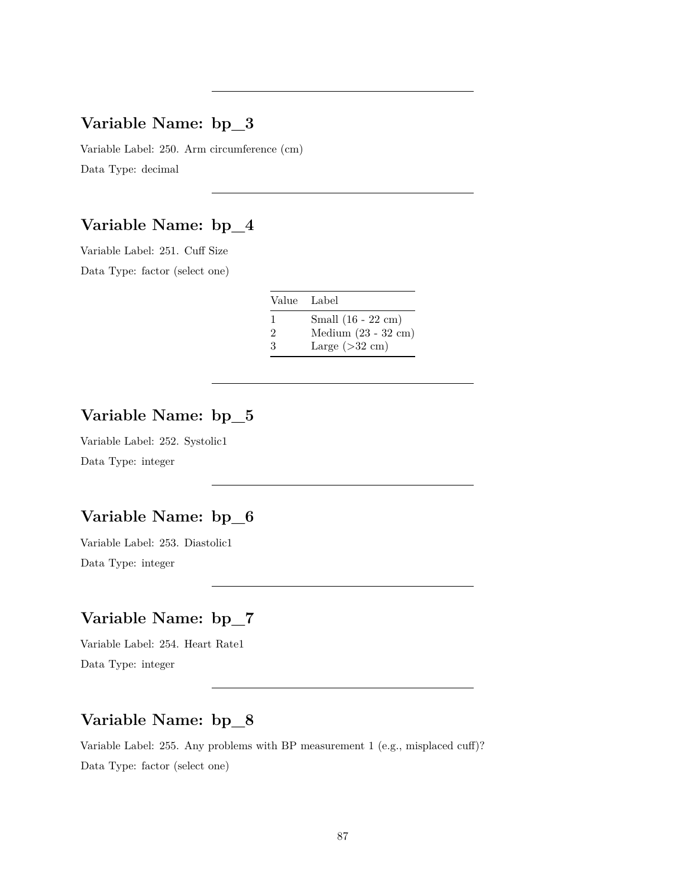---

## Variable Name: bp_3

Variable Label: 250. Arm circumference (cm)

Data Type: decimal

---

## Variable Name: bp_4

Variable Label: 251. Cuff Size

Data Type: factor (select one)

| Value | Label |
|---|---|
| 1 | Small (16 - 22 cm) |
| 2 | Medium (23 - 32 cm) |
| 3 | Large (>32 cm) |

---

## Variable Name: bp_5

Variable Label: 252. Systolic1

Data Type: integer

---

## Variable Name: bp_6

Variable Label: 253. Diastolic1

Data Type: integer

---

## Variable Name: bp_7

Variable Label: 254. Heart Rate1

Data Type: integer

---

## Variable Name: bp_8

Variable Label: 255. Any problems with BP measurement 1 (e.g., misplaced cuff)?

Data Type: factor (select one)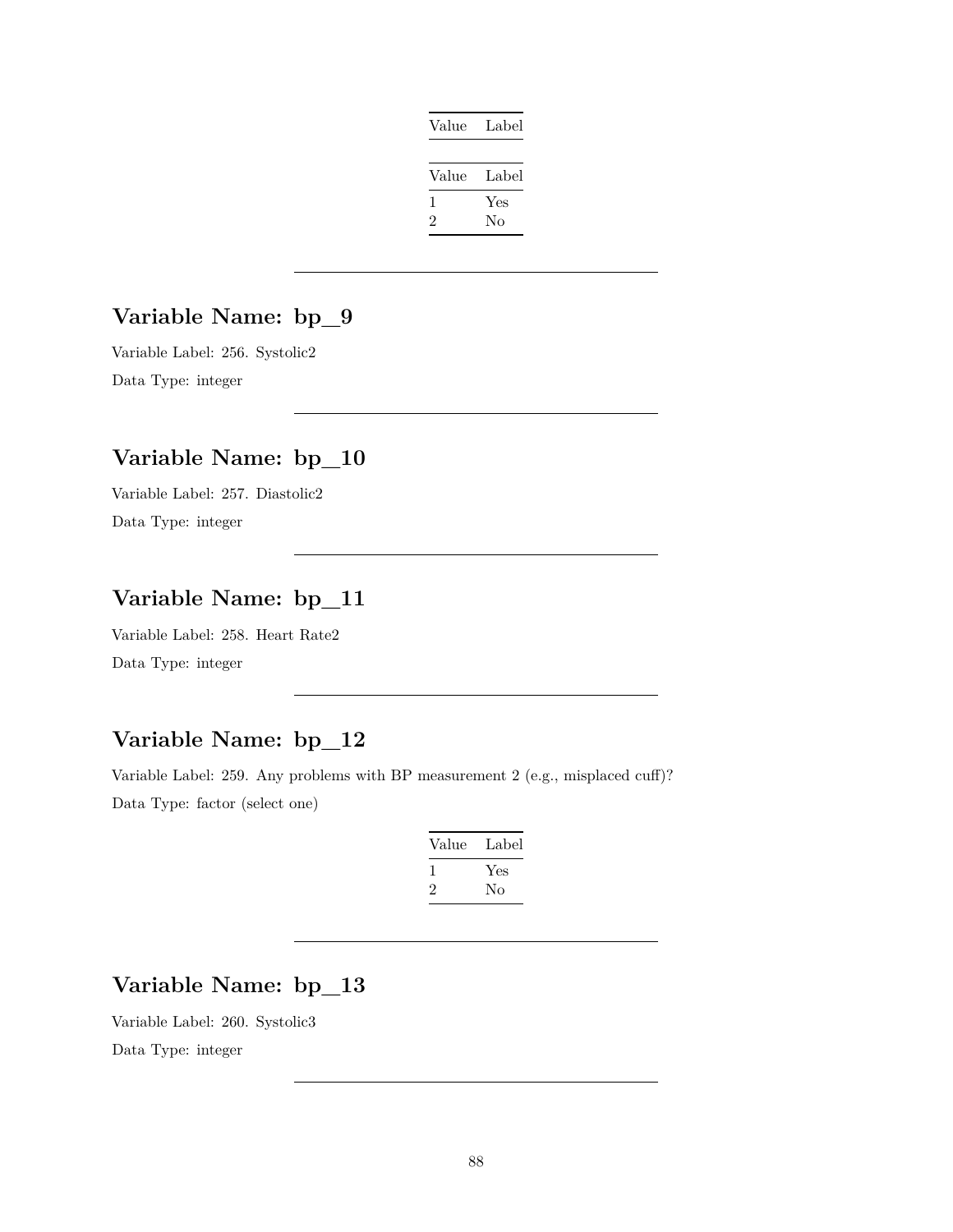| Value | Label |
|---|---|

| Value | Label |
|---|---|
| 1 | Yes |
| 2 | No |

---

## Variable Name: bp_9

Variable Label: 256. Systolic2

Data Type: integer

---

## Variable Name: bp_10

Variable Label: 257. Diastolic2

Data Type: integer

---

## Variable Name: bp_11

Variable Label: 258. Heart Rate2

Data Type: integer

---

## Variable Name: bp_12

Variable Label: 259. Any problems with BP measurement 2 (e.g., misplaced cuff)?

Data Type: factor (select one)

| Value | Label |
|---|---|
| 1 | Yes |
| 2 | No |

---

## Variable Name: bp_13

Variable Label: 260. Systolic3

Data Type: integer

---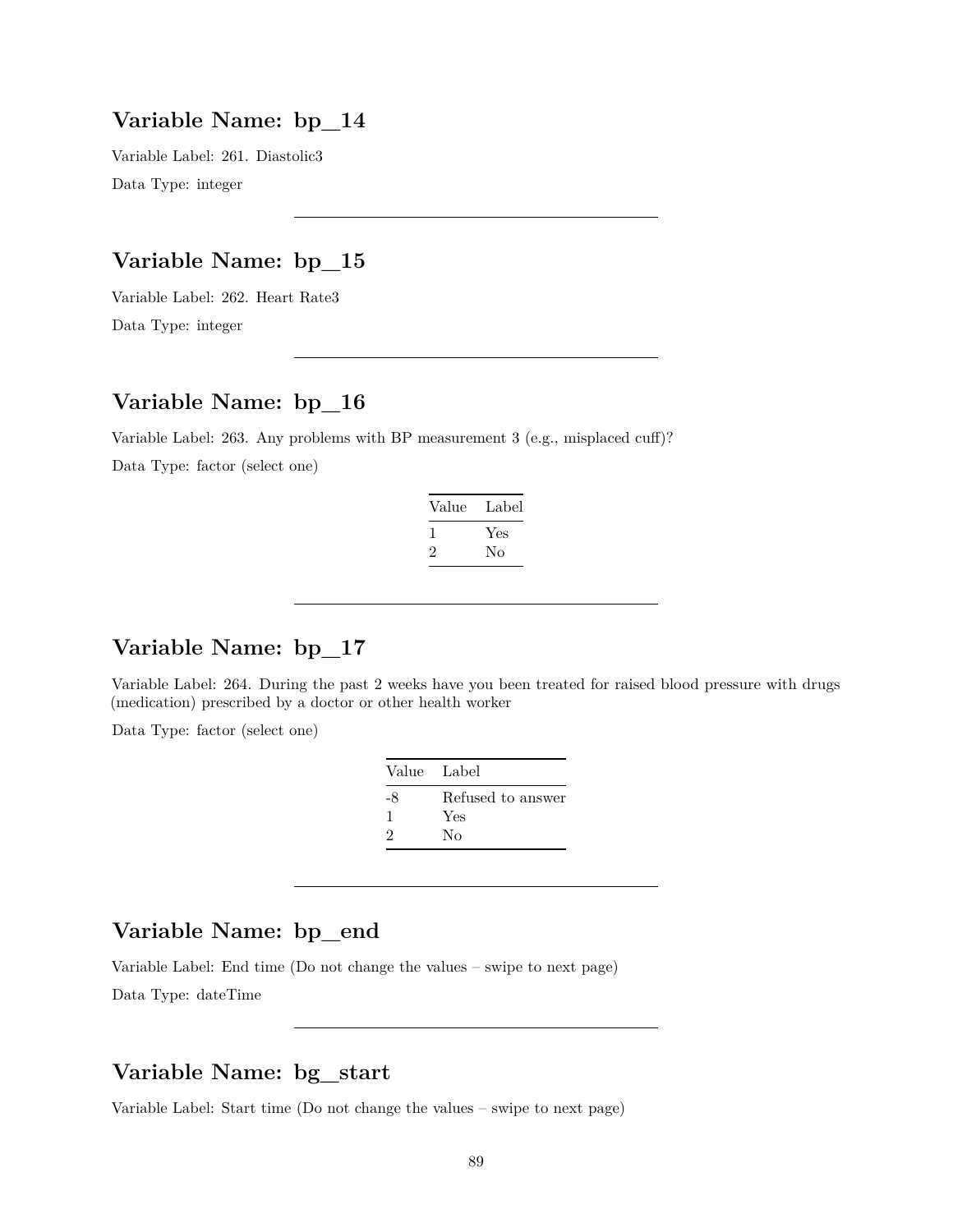## Variable Name: bp_14

Variable Label: 261. Diastolic3

Data Type: integer

---

## Variable Name: bp_15

Variable Label: 262. Heart Rate3

Data Type: integer

---

## Variable Name: bp_16

Variable Label: 263. Any problems with BP measurement 3 (e.g., misplaced cuff)?

Data Type: factor (select one)

| Value | Label |
|---|---|
| 1 | Yes |
| 2 | No |

---

## Variable Name: bp_17

Variable Label: 264. During the past 2 weeks have you been treated for raised blood pressure with drugs (medication) prescribed by a doctor or other health worker

Data Type: factor (select one)

| Value | Label |
|---|---|
| -8 | Refused to answer |
| 1 | Yes |
| 2 | No |

---

## Variable Name: bp_end

Variable Label: End time (Do not change the values – swipe to next page)

Data Type: dateTime

---

## Variable Name: bg_start

Variable Label: Start time (Do not change the values – swipe to next page)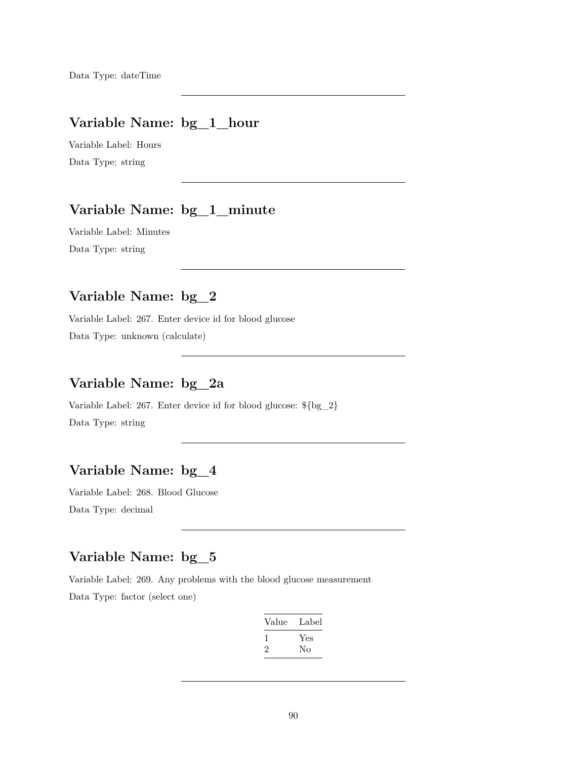Data Type: dateTime

---

## Variable Name: bg_1_hour

Variable Label: Hours

Data Type: string

---

## Variable Name: bg_1_minute

Variable Label: Minutes

Data Type: string

---

## Variable Name: bg_2

Variable Label: 267. Enter device id for blood glucose

Data Type: unknown (calculate)

---

## Variable Name: bg_2a

Variable Label: 267. Enter device id for blood glucose: ${bg_2}

Data Type: string

---

## Variable Name: bg_4

Variable Label: 268. Blood Glucose

Data Type: decimal

---

## Variable Name: bg_5

Variable Label: 269. Any problems with the blood glucose measurement

Data Type: factor (select one)

| Value | Label |
|---|---|
| 1 | Yes |
| 2 | No |

---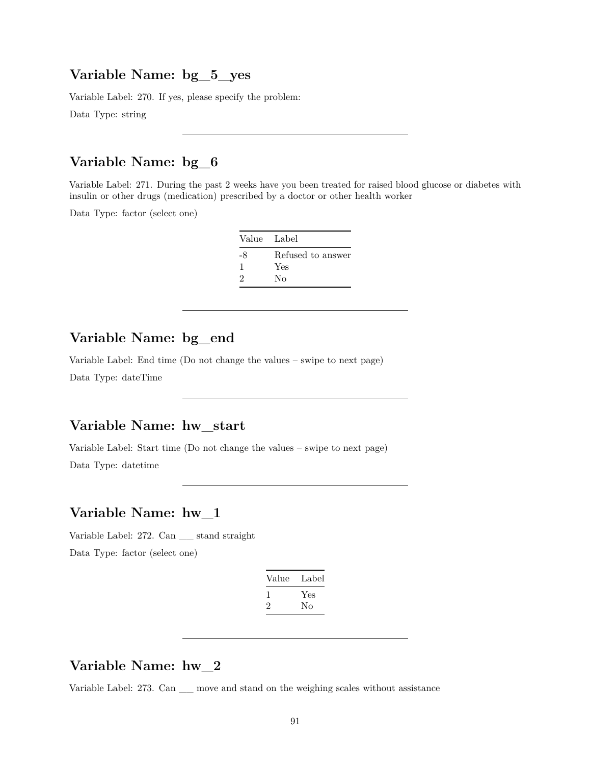## Variable Name: bg_5_yes

Variable Label: 270. If yes, please specify the problem:

Data Type: string

---

## Variable Name: bg_6

Variable Label: 271. During the past 2 weeks have you been treated for raised blood glucose or diabetes with insulin or other drugs (medication) prescribed by a doctor or other health worker

Data Type: factor (select one)

| Value | Label |
|---|---|
| -8 | Refused to answer |
| 1 | Yes |
| 2 | No |

---

## Variable Name: bg_end

Variable Label: End time (Do not change the values – swipe to next page)

Data Type: dateTime

---

## Variable Name: hw_start

Variable Label: Start time (Do not change the values – swipe to next page)

Data Type: datetime

---

## Variable Name: hw_1

Variable Label: 272. Can ___ stand straight

Data Type: factor (select one)

| Value | Label |
|---|---|
| 1 | Yes |
| 2 | No |

---

## Variable Name: hw_2

Variable Label: 273. Can ___ move and stand on the weighing scales without assistance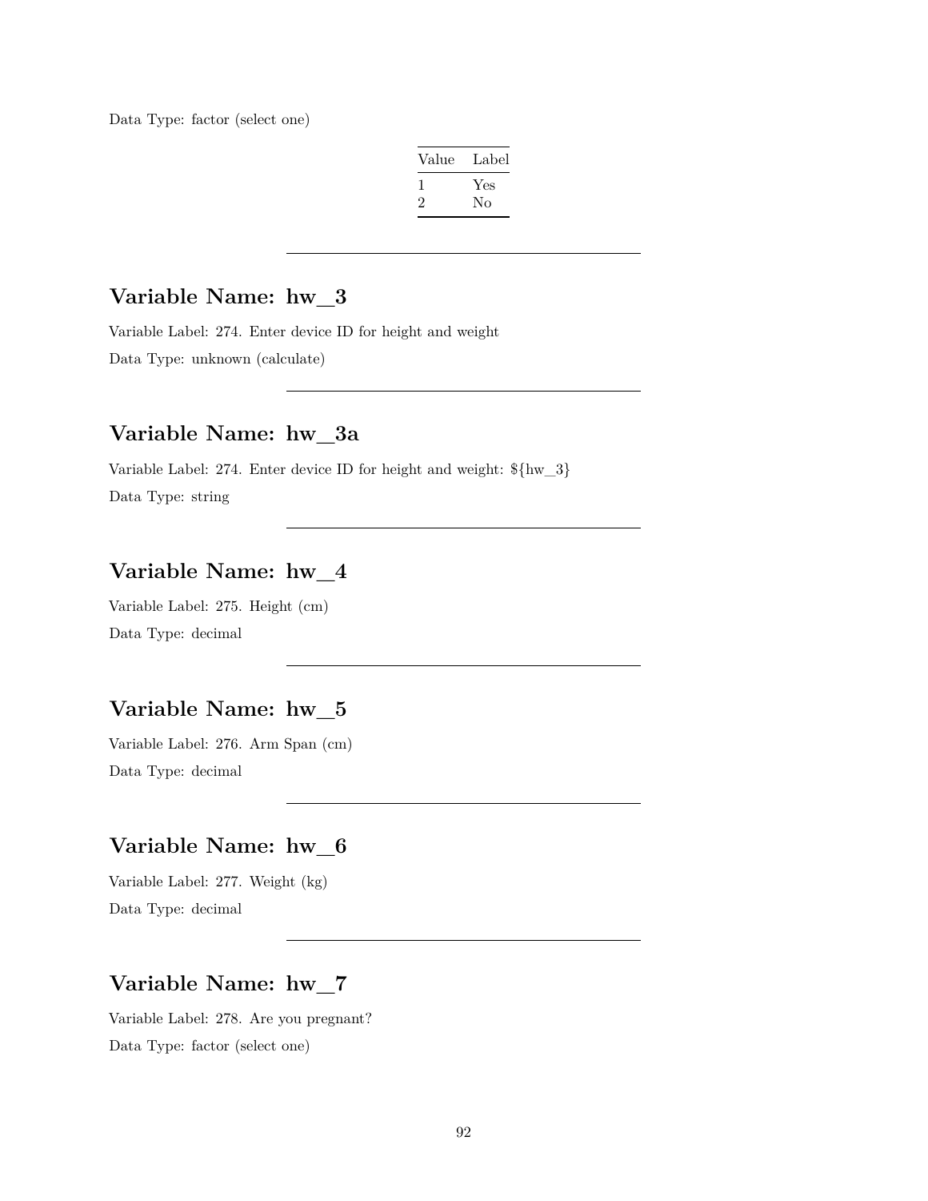Data Type: factor (select one)

| Value | Label |
|---|---|
| 1 | Yes |
| 2 | No |

---

## Variable Name: hw_3

Variable Label: 274. Enter device ID for height and weight

Data Type: unknown (calculate)

---

## Variable Name: hw_3a

Variable Label: 274. Enter device ID for height and weight: ${hw_3}

Data Type: string

---

## Variable Name: hw_4

Variable Label: 275. Height (cm)

Data Type: decimal

---

## Variable Name: hw_5

Variable Label: 276. Arm Span (cm)

Data Type: decimal

---

## Variable Name: hw_6

Variable Label: 277. Weight (kg)

Data Type: decimal

---

## Variable Name: hw_7

Variable Label: 278. Are you pregnant?

Data Type: factor (select one)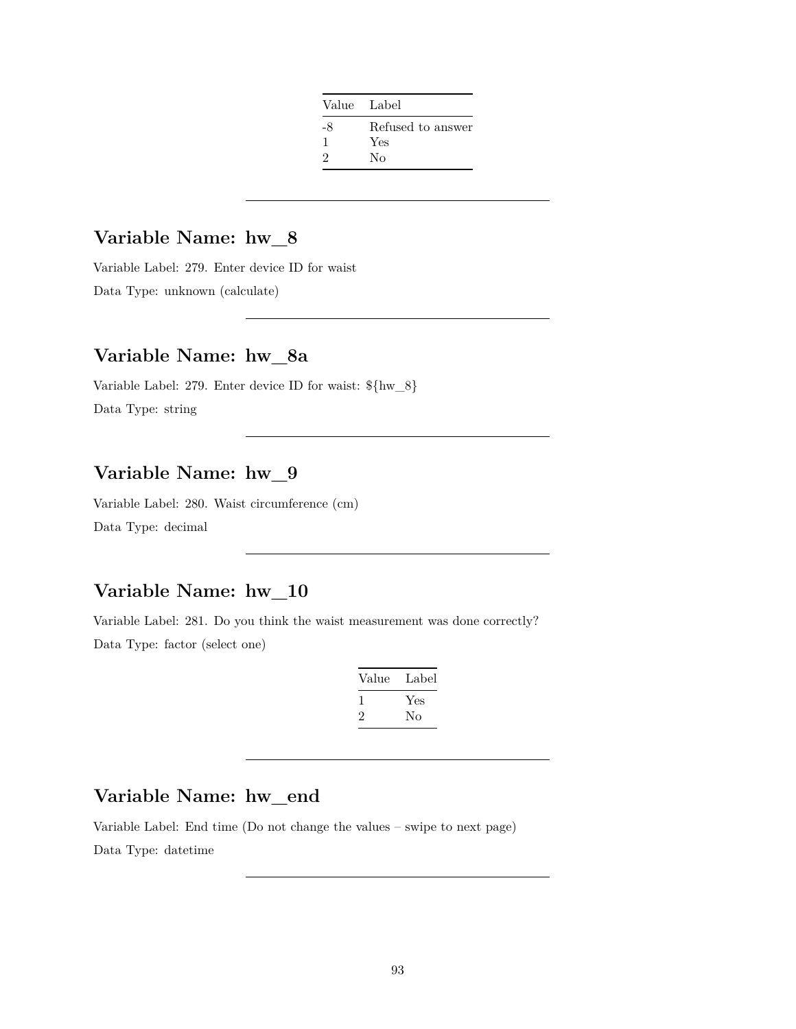| Value | Label |
|---|---|
| -8 | Refused to answer |
| 1 | Yes |
| 2 | No |

---

## Variable Name: hw_8

Variable Label: 279. Enter device ID for waist

Data Type: unknown (calculate)

---

## Variable Name: hw_8a

Variable Label: 279. Enter device ID for waist: ${hw_8}

Data Type: string

---

## Variable Name: hw_9

Variable Label: 280. Waist circumference (cm)

Data Type: decimal

---

## Variable Name: hw_10

Variable Label: 281. Do you think the waist measurement was done correctly?

Data Type: factor (select one)

| Value | Label |
|---|---|
| 1 | Yes |
| 2 | No |

---

## Variable Name: hw_end

Variable Label: End time (Do not change the values – swipe to next page)

Data Type: datetime

---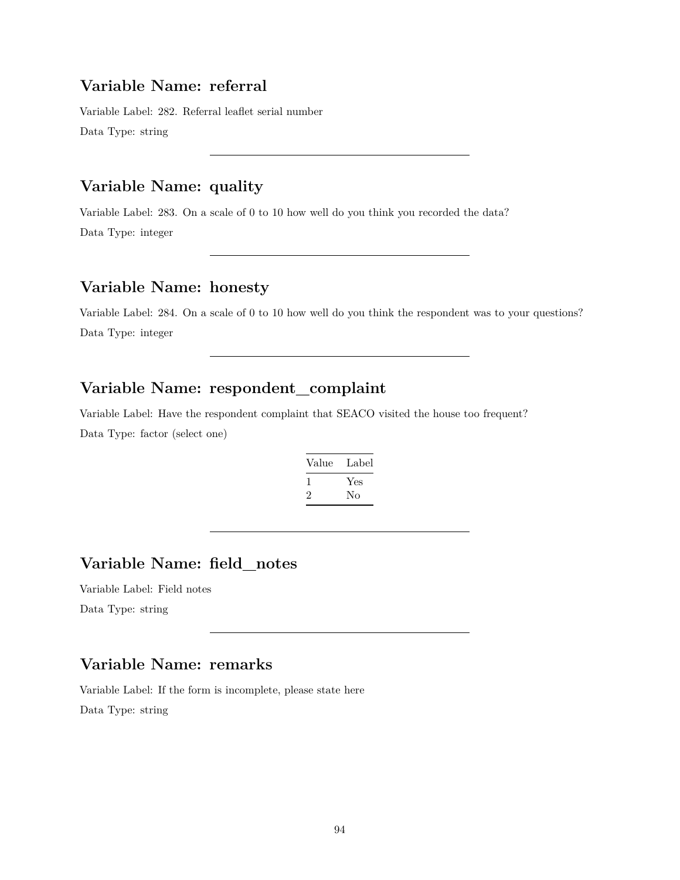## Variable Name: referral

Variable Label: 282. Referral leaflet serial number

Data Type: string

---

## Variable Name: quality

Variable Label: 283. On a scale of 0 to 10 how well do you think you recorded the data?

Data Type: integer

---

## Variable Name: honesty

Variable Label: 284. On a scale of 0 to 10 how well do you think the respondent was to your questions?

Data Type: integer

---

## Variable Name: respondent_complaint

Variable Label: Have the respondent complaint that SEACO visited the house too frequent?

Data Type: factor (select one)

| Value | Label |
|---|---|
| 1 | Yes |
| 2 | No |

---

## Variable Name: field_notes

Variable Label: Field notes

Data Type: string

---

## Variable Name: remarks

Variable Label: If the form is incomplete, please state here

Data Type: string